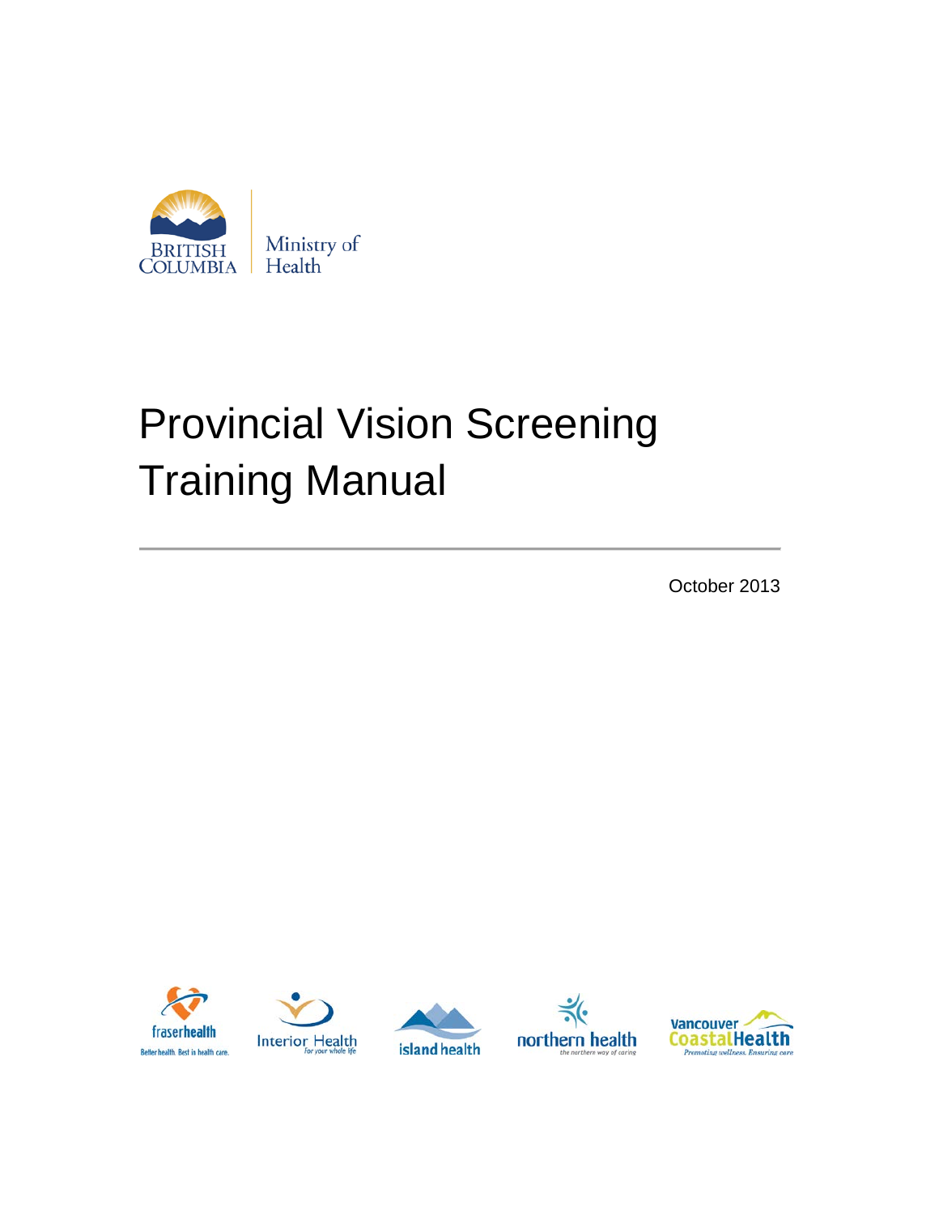BRITISH COLUMBIA | Ministry of Health

# Provincial Vision Screening Training Manual

October 2013

fraserhealth — Better health. Best in health care.

Interior Health — for your whole life

island health

northern health — the northern way of caring

Vancouver CoastalHealth — Promoting wellness. Ensuring care.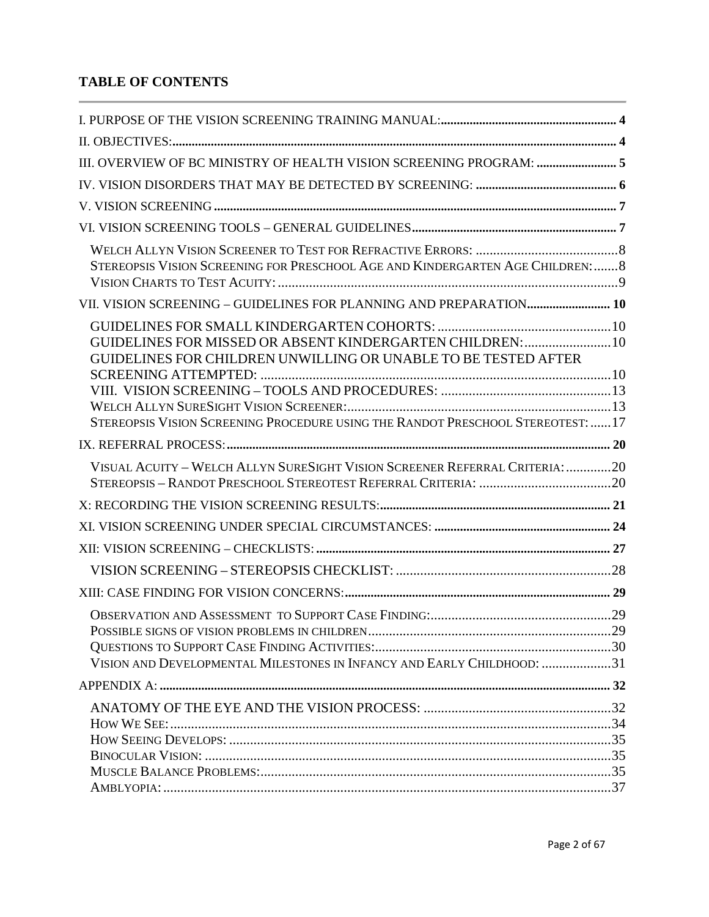## TABLE OF CONTENTS

I. PURPOSE OF THE VISION SCREENING TRAINING MANUAL: 4

II. OBJECTIVES: 4

III. OVERVIEW OF BC MINISTRY OF HEALTH VISION SCREENING PROGRAM: 5

IV. VISION DISORDERS THAT MAY BE DETECTED BY SCREENING: 6

V. VISION SCREENING 7

VI. VISION SCREENING TOOLS – GENERAL GUIDELINES 7

- Welch Allyn Vision Screener to Test for Refractive Errors: 8
- Stereopsis Vision Screening for Preschool Age and Kindergarten Age Children: 8
- Vision Charts to Test Acuity: 9

VII. VISION SCREENING – GUIDELINES FOR PLANNING AND PREPARATION 10

- GUIDELINES FOR SMALL KINDERGARTEN COHORTS: 10
- GUIDELINES FOR MISSED OR ABSENT KINDERGARTEN CHILDREN: 10
- GUIDELINES FOR CHILDREN UNWILLING OR UNABLE TO BE TESTED AFTER SCREENING ATTEMPTED: 10
- VIII. VISION SCREENING – TOOLS AND PROCEDURES: 13
- Welch Allyn SureSight Vision Screener: 13
- Stereopsis Vision Screening Procedure using the Randot Preschool Stereotest: 17

IX. REFERRAL PROCESS: 20

- Visual Acuity – Welch Allyn SureSight Vision Screener Referral Criteria: 20
- Stereopsis – Randot Preschool Stereotest Referral Criteria: 20

X: RECORDING THE VISION SCREENING RESULTS: 21

XI. VISION SCREENING UNDER SPECIAL CIRCUMSTANCES: 24

XII: VISION SCREENING – CHECKLISTS: 27

- VISION SCREENING – STEREOPSIS CHECKLIST: 28

XIII: CASE FINDING FOR VISION CONCERNS: 29

- Observation and Assessment to Support Case Finding: 29
- Possible signs of vision problems in children 29
- Questions to Support Case Finding Activities: 30
- Vision and Developmental Milestones in Infancy and Early Childhood: 31

APPENDIX A: 32

- ANATOMY OF THE EYE AND THE VISION PROCESS: 32
- How We See: 34
- How Seeing Develops: 35
- Binocular Vision: 35
- Muscle Balance Problems: 35
- Amblyopia: 37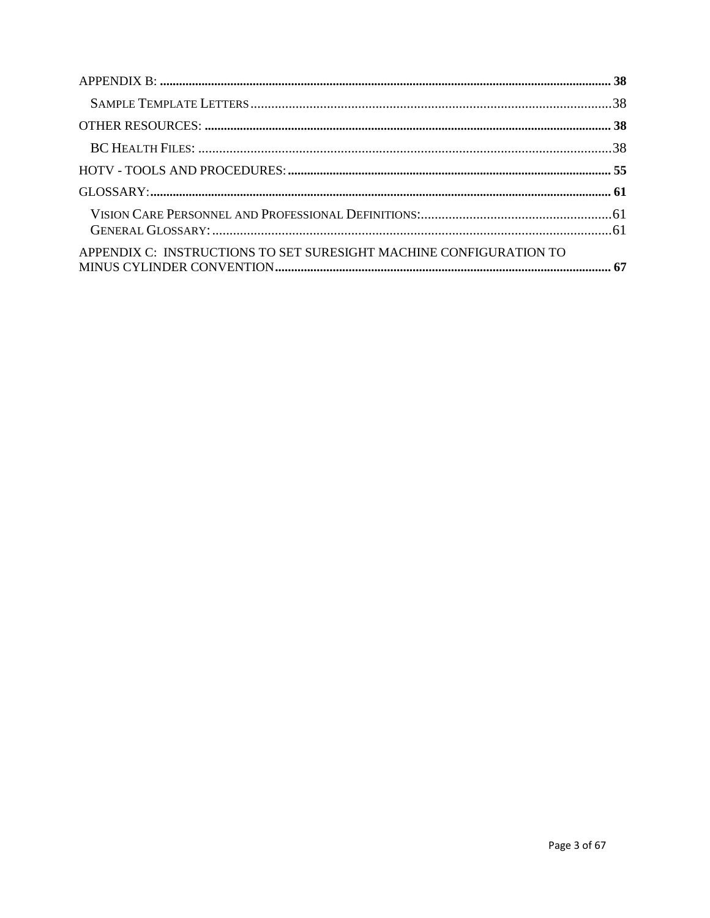APPENDIX B: .................................................................................................................................................. 38

SAMPLE TEMPLATE LETTERS ....................................................................................................... 38

OTHER RESOURCES: ............................................................................................................................. 38

BC HEALTH FILES: ......................................................................................................................... 38

HOTV - TOOLS AND PROCEDURES: ................................................................................................... 55

GLOSSARY: .............................................................................................................................................. 61

VISION CARE PERSONNEL AND PROFESSIONAL DEFINITIONS: ..................................................... 61

GENERAL GLOSSARY: ..................................................................................................................... 61

APPENDIX C: INSTRUCTIONS TO SET SURESIGHT MACHINE CONFIGURATION TO MINUS CYLINDER CONVENTION ....................................................................................................... 67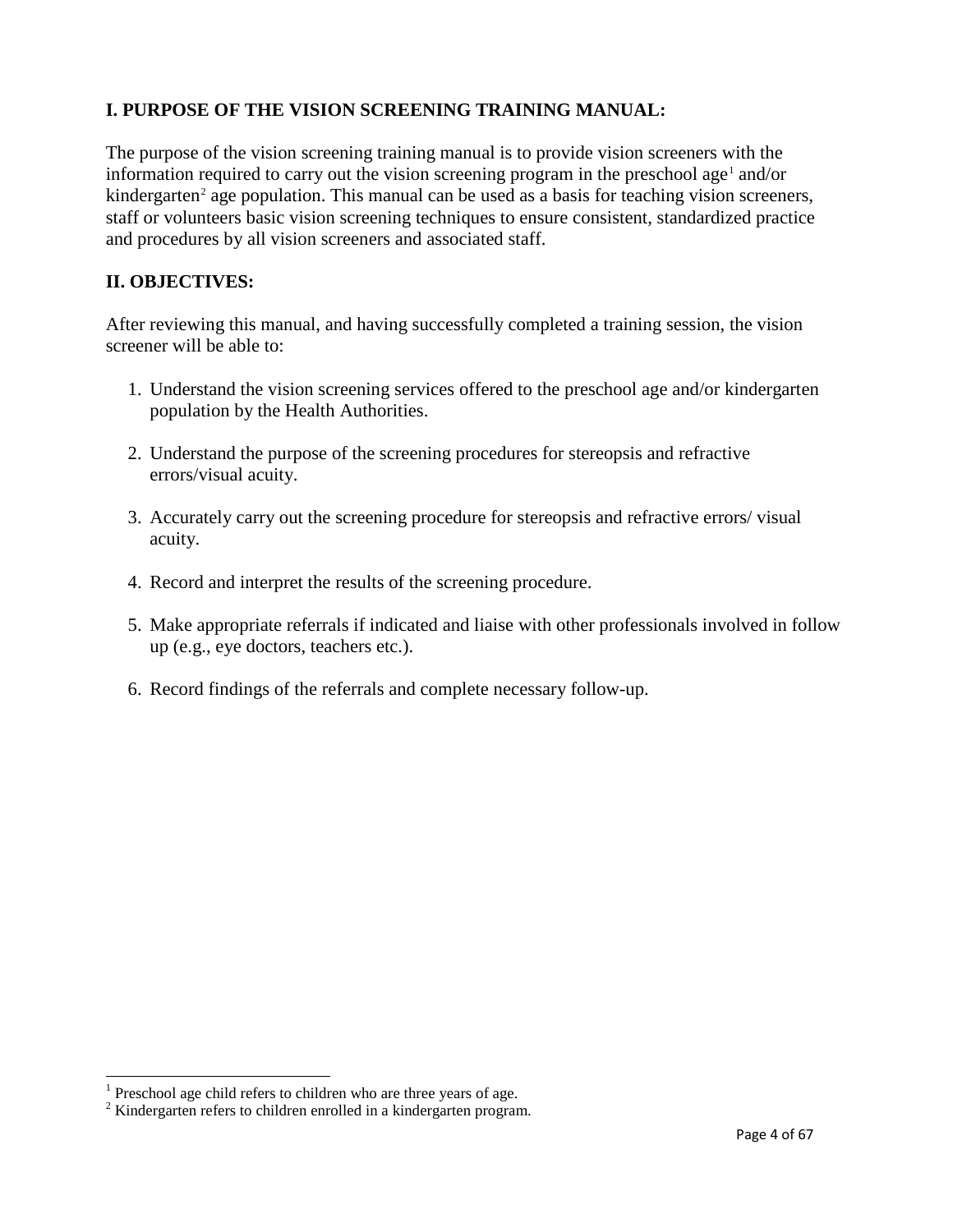## I. PURPOSE OF THE VISION SCREENING TRAINING MANUAL:

The purpose of the vision screening training manual is to provide vision screeners with the information required to carry out the vision screening program in the preschool age[1] and/or kindergarten[2] age population. This manual can be used as a basis for teaching vision screeners, staff or volunteers basic vision screening techniques to ensure consistent, standardized practice and procedures by all vision screeners and associated staff.

## II. OBJECTIVES:

After reviewing this manual, and having successfully completed a training session, the vision screener will be able to:

1. Understand the vision screening services offered to the preschool age and/or kindergarten population by the Health Authorities.

2. Understand the purpose of the screening procedures for stereopsis and refractive errors/visual acuity.

3. Accurately carry out the screening procedure for stereopsis and refractive errors/ visual acuity.

4. Record and interpret the results of the screening procedure.

5. Make appropriate referrals if indicated and liaise with other professionals involved in follow up (e.g., eye doctors, teachers etc.).

6. Record findings of the referrals and complete necessary follow-up.

---

[1] Preschool age child refers to children who are three years of age.
[2] Kindergarten refers to children enrolled in a kindergarten program.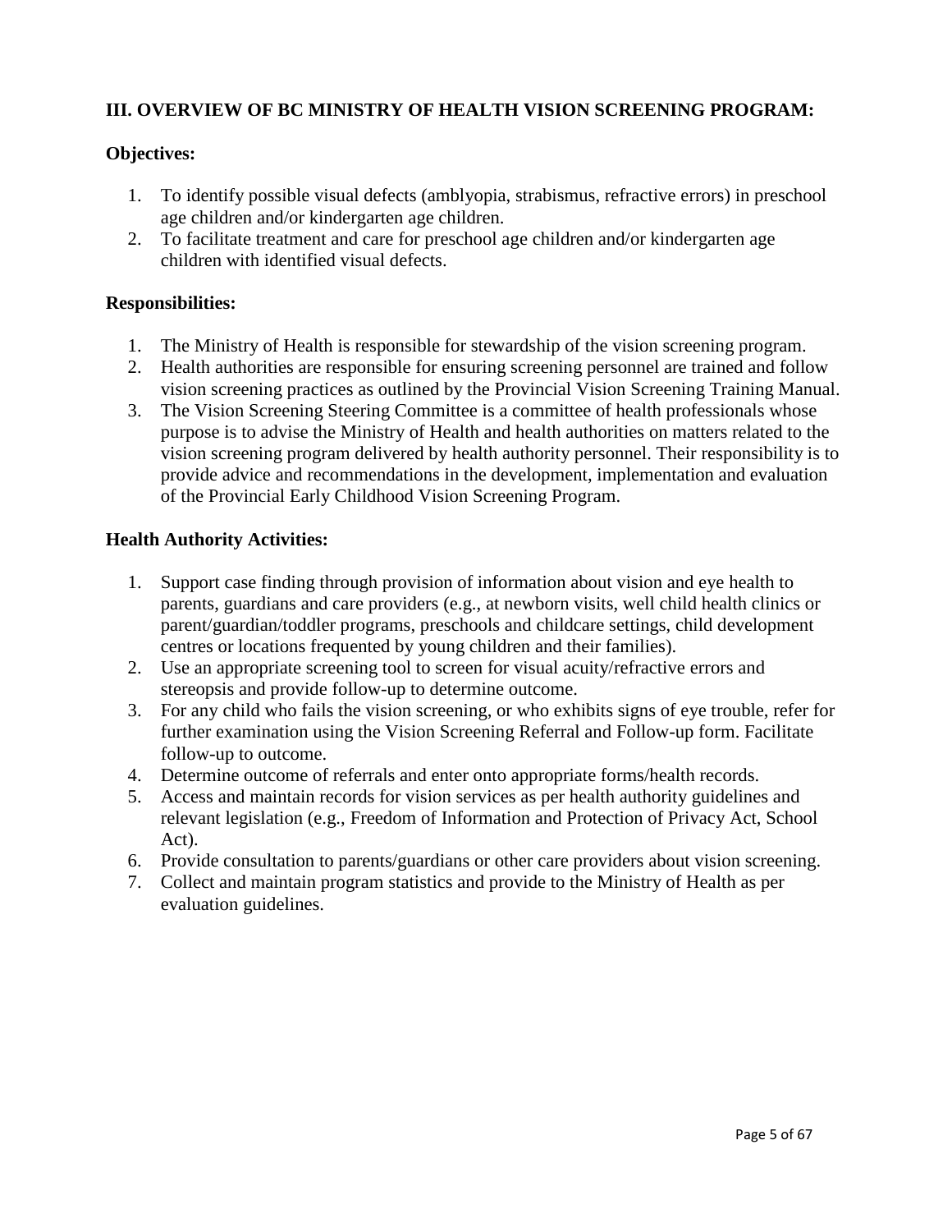## III. OVERVIEW OF BC MINISTRY OF HEALTH VISION SCREENING PROGRAM:

**Objectives:**

1. To identify possible visual defects (amblyopia, strabismus, refractive errors) in preschool age children and/or kindergarten age children.
2. To facilitate treatment and care for preschool age children and/or kindergarten age children with identified visual defects.

**Responsibilities:**

1. The Ministry of Health is responsible for stewardship of the vision screening program.
2. Health authorities are responsible for ensuring screening personnel are trained and follow vision screening practices as outlined by the Provincial Vision Screening Training Manual.
3. The Vision Screening Steering Committee is a committee of health professionals whose purpose is to advise the Ministry of Health and health authorities on matters related to the vision screening program delivered by health authority personnel. Their responsibility is to provide advice and recommendations in the development, implementation and evaluation of the Provincial Early Childhood Vision Screening Program.

**Health Authority Activities:**

1. Support case finding through provision of information about vision and eye health to parents, guardians and care providers (e.g., at newborn visits, well child health clinics or parent/guardian/toddler programs, preschools and childcare settings, child development centres or locations frequented by young children and their families).
2. Use an appropriate screening tool to screen for visual acuity/refractive errors and stereopsis and provide follow-up to determine outcome.
3. For any child who fails the vision screening, or who exhibits signs of eye trouble, refer for further examination using the Vision Screening Referral and Follow-up form. Facilitate follow-up to outcome.
4. Determine outcome of referrals and enter onto appropriate forms/health records.
5. Access and maintain records for vision services as per health authority guidelines and relevant legislation (e.g., Freedom of Information and Protection of Privacy Act, School Act).
6. Provide consultation to parents/guardians or other care providers about vision screening.
7. Collect and maintain program statistics and provide to the Ministry of Health as per evaluation guidelines.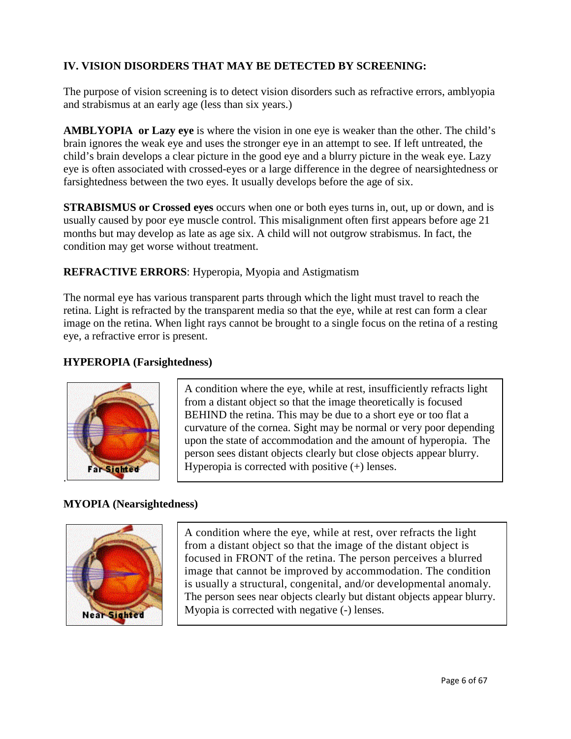## IV. VISION DISORDERS THAT MAY BE DETECTED BY SCREENING:

The purpose of vision screening is to detect vision disorders such as refractive errors, amblyopia and strabismus at an early age (less than six years.)

**AMBLYOPIA or Lazy eye** is where the vision in one eye is weaker than the other. The child's brain ignores the weak eye and uses the stronger eye in an attempt to see. If left untreated, the child's brain develops a clear picture in the good eye and a blurry picture in the weak eye. Lazy eye is often associated with crossed-eyes or a large difference in the degree of nearsightedness or farsightedness between the two eyes. It usually develops before the age of six.

**STRABISMUS or Crossed eyes** occurs when one or both eyes turns in, out, up or down, and is usually caused by poor eye muscle control. This misalignment often first appears before age 21 months but may develop as late as age six. A child will not outgrow strabismus. In fact, the condition may get worse without treatment.

**REFRACTIVE ERRORS**: Hyperopia, Myopia and Astigmatism

The normal eye has various transparent parts through which the light must travel to reach the retina. Light is refracted by the transparent media so that the eye, while at rest can form a clear image on the retina. When light rays cannot be brought to a single focus on the retina of a resting eye, a refractive error is present.

### HYPEROPIA (Farsightedness)

Far Sighted

A condition where the eye, while at rest, insufficiently refracts light from a distant object so that the image theoretically is focused BEHIND the retina. This may be due to a short eye or too flat a curvature of the cornea. Sight may be normal or very poor depending upon the state of accommodation and the amount of hyperopia. The person sees distant objects clearly but close objects appear blurry. Hyperopia is corrected with positive (+) lenses.

### MYOPIA (Nearsightedness)

Near Sighted

A condition where the eye, while at rest, over refracts the light from a distant object so that the image of the distant object is focused in FRONT of the retina. The person perceives a blurred image that cannot be improved by accommodation. The condition is usually a structural, congenital, and/or developmental anomaly. The person sees near objects clearly but distant objects appear blurry. Myopia is corrected with negative (-) lenses.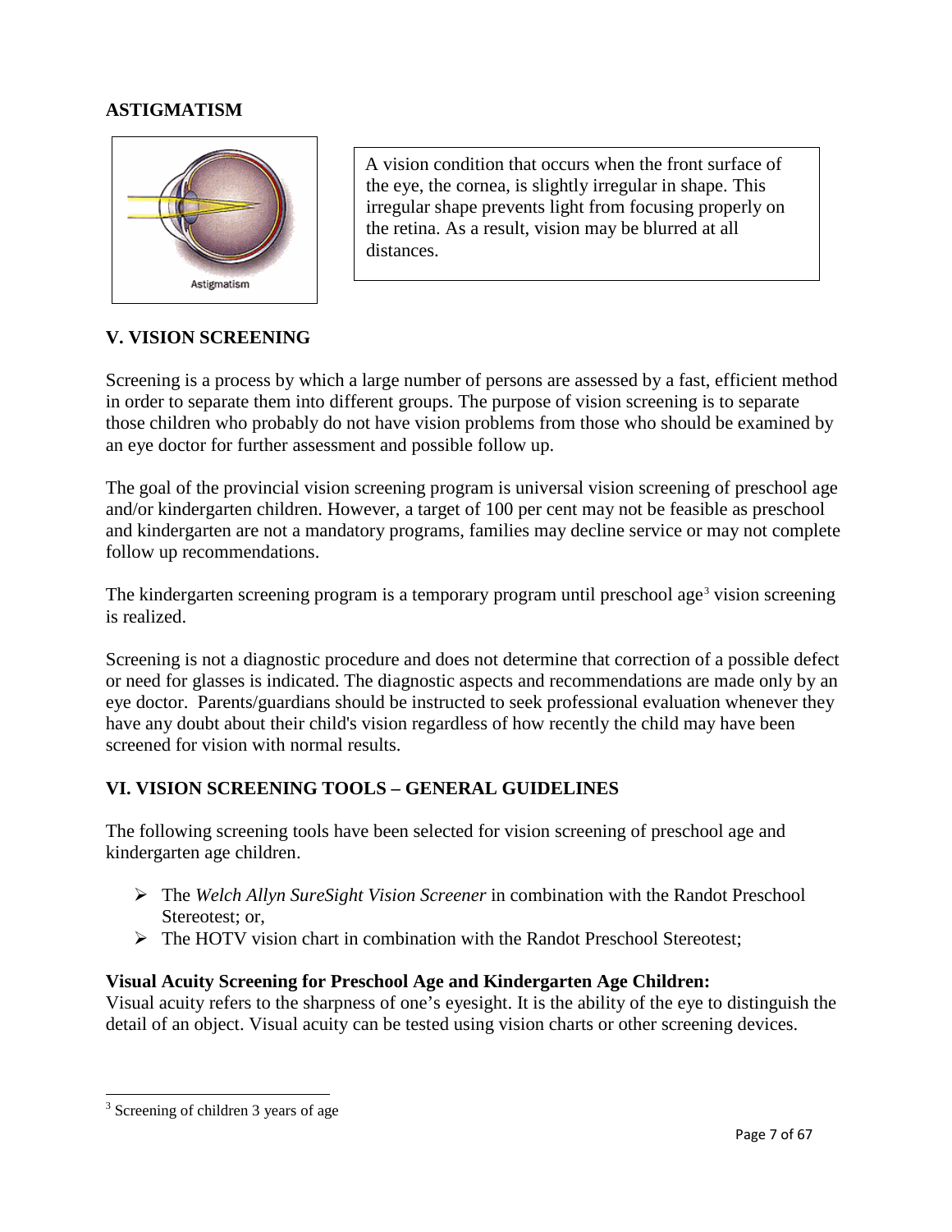**ASTIGMATISM**

A vision condition that occurs when the front surface of the eye, the cornea, is slightly irregular in shape. This irregular shape prevents light from focusing properly on the retina. As a result, vision may be blurred at all distances.

## V. VISION SCREENING

Screening is a process by which a large number of persons are assessed by a fast, efficient method in order to separate them into different groups. The purpose of vision screening is to separate those children who probably do not have vision problems from those who should be examined by an eye doctor for further assessment and possible follow up.

The goal of the provincial vision screening program is universal vision screening of preschool age and/or kindergarten children. However, a target of 100 per cent may not be feasible as preschool and kindergarten are not a mandatory programs, families may decline service or may not complete follow up recommendations.

The kindergarten screening program is a temporary program until preschool age[3] vision screening is realized.

Screening is not a diagnostic procedure and does not determine that correction of a possible defect or need for glasses is indicated. The diagnostic aspects and recommendations are made only by an eye doctor. Parents/guardians should be instructed to seek professional evaluation whenever they have any doubt about their child's vision regardless of how recently the child may have been screened for vision with normal results.

## VI. VISION SCREENING TOOLS – GENERAL GUIDELINES

The following screening tools have been selected for vision screening of preschool age and kindergarten age children.

- The *Welch Allyn SureSight Vision Screener* in combination with the Randot Preschool Stereotest; or,
- The HOTV vision chart in combination with the Randot Preschool Stereotest;

**Visual Acuity Screening for Preschool Age and Kindergarten Age Children:**
Visual acuity refers to the sharpness of one's eyesight. It is the ability of the eye to distinguish the detail of an object. Visual acuity can be tested using vision charts or other screening devices.

[3] Screening of children 3 years of age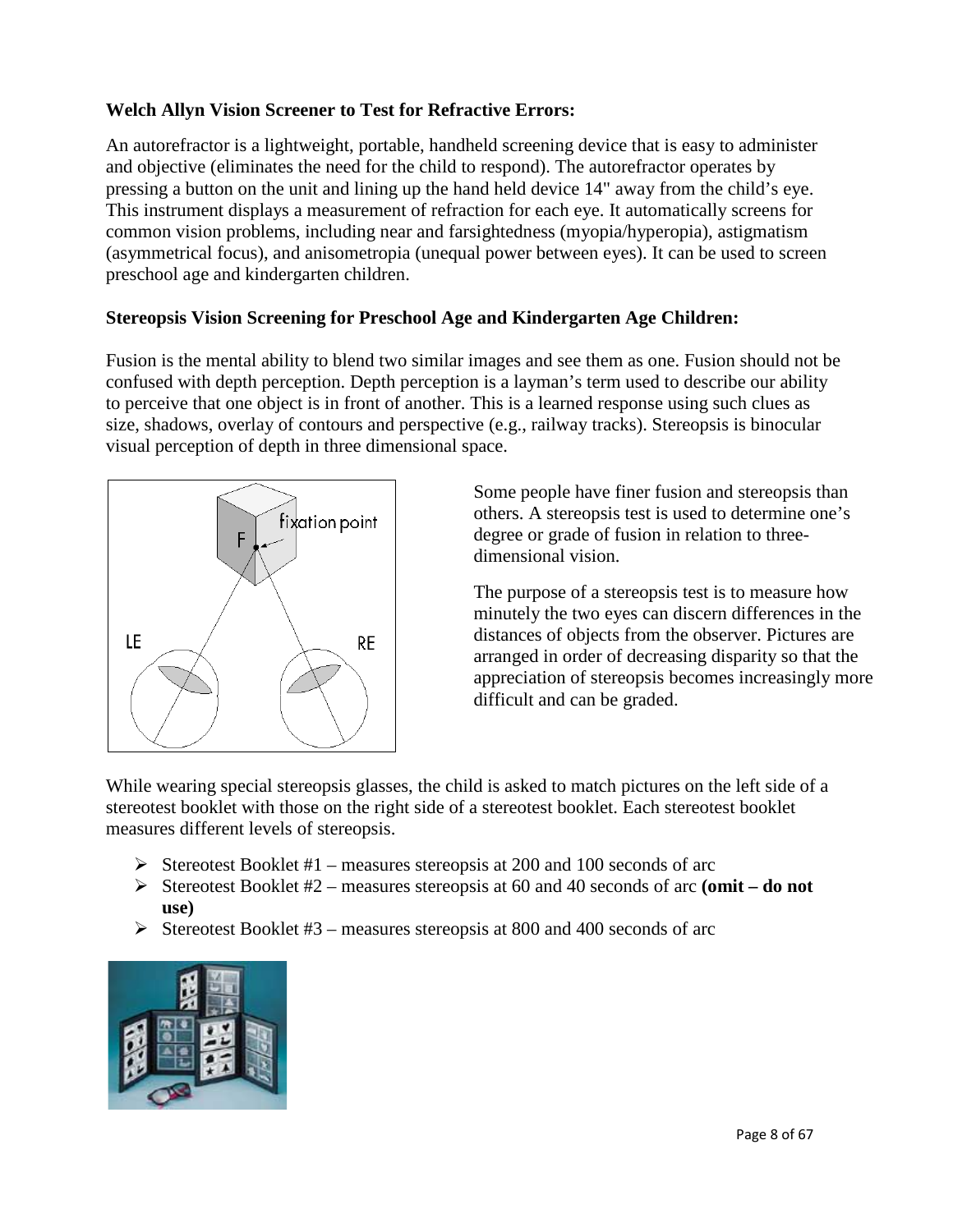**Welch Allyn Vision Screener to Test for Refractive Errors:**

An autorefractor is a lightweight, portable, handheld screening device that is easy to administer and objective (eliminates the need for the child to respond). The autorefractor operates by pressing a button on the unit and lining up the hand held device 14" away from the child's eye. This instrument displays a measurement of refraction for each eye. It automatically screens for common vision problems, including near and farsightedness (myopia/hyperopia), astigmatism (asymmetrical focus), and anisometropia (unequal power between eyes). It can be used to screen preschool age and kindergarten children.

**Stereopsis Vision Screening for Preschool Age and Kindergarten Age Children:**

Fusion is the mental ability to blend two similar images and see them as one. Fusion should not be confused with depth perception. Depth perception is a layman's term used to describe our ability to perceive that one object is in front of another. This is a learned response using such clues as size, shadows, overlay of contours and perspective (e.g., railway tracks). Stereopsis is binocular visual perception of depth in three dimensional space.

F

fixation point

LE

RE

Some people have finer fusion and stereopsis than others. A stereopsis test is used to determine one's degree or grade of fusion in relation to three-dimensional vision.

The purpose of a stereopsis test is to measure how minutely the two eyes can discern differences in the distances of objects from the observer. Pictures are arranged in order of decreasing disparity so that the appreciation of stereopsis becomes increasingly more difficult and can be graded.

While wearing special stereopsis glasses, the child is asked to match pictures on the left side of a stereotest booklet with those on the right side of a stereotest booklet. Each stereotest booklet measures different levels of stereopsis.

- Stereotest Booklet #1 – measures stereopsis at 200 and 100 seconds of arc
- Stereotest Booklet #2 – measures stereopsis at 60 and 40 seconds of arc **(omit – do not use)**
- Stereotest Booklet #3 – measures stereopsis at 800 and 400 seconds of arc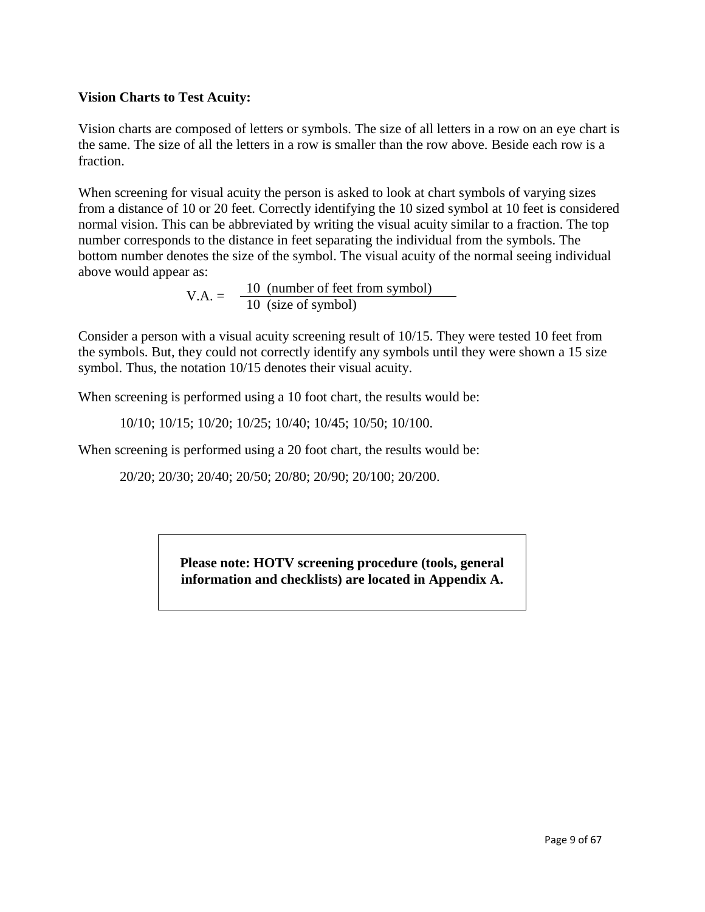**Vision Charts to Test Acuity:**

Vision charts are composed of letters or symbols. The size of all letters in a row on an eye chart is the same. The size of all the letters in a row is smaller than the row above. Beside each row is a fraction.

When screening for visual acuity the person is asked to look at chart symbols of varying sizes from a distance of 10 or 20 feet. Correctly identifying the 10 sized symbol at 10 feet is considered normal vision. This can be abbreviated by writing the visual acuity similar to a fraction. The top number corresponds to the distance in feet separating the individual from the symbols. The bottom number denotes the size of the symbol. The visual acuity of the normal seeing individual above would appear as:

$$\text{V.A.} = \frac{10 \text{ (number of feet from symbol)}}{10 \text{ (size of symbol)}}$$

Consider a person with a visual acuity screening result of 10/15. They were tested 10 feet from the symbols. But, they could not correctly identify any symbols until they were shown a 15 size symbol. Thus, the notation 10/15 denotes their visual acuity.

When screening is performed using a 10 foot chart, the results would be:

> 10/10; 10/15; 10/20; 10/25; 10/40; 10/45; 10/50; 10/100.

When screening is performed using a 20 foot chart, the results would be:

> 20/20; 20/30; 20/40; 20/50; 20/80; 20/90; 20/100; 20/200.

**Please note: HOTV screening procedure (tools, general information and checklists) are located in Appendix A.**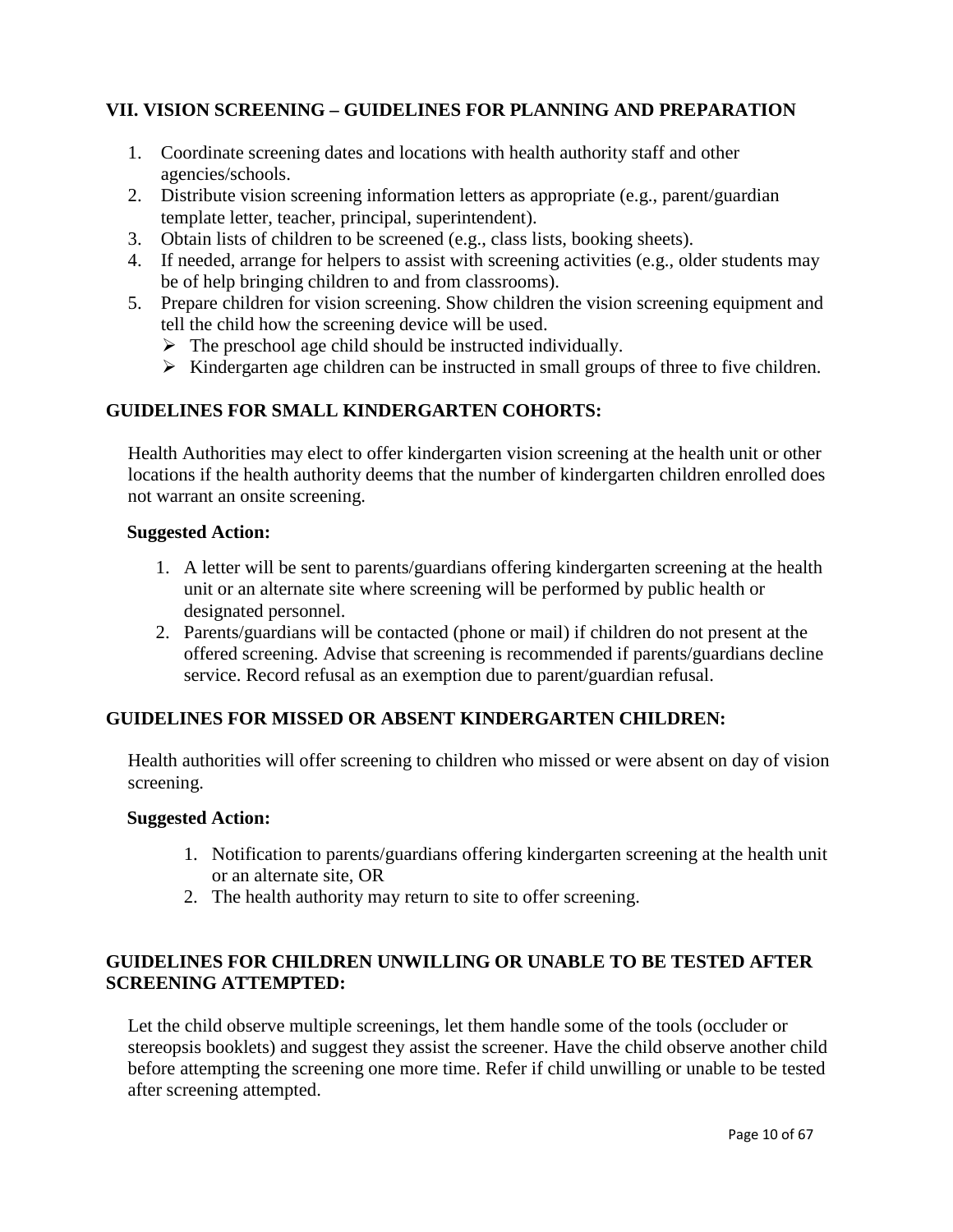## VII. VISION SCREENING – GUIDELINES FOR PLANNING AND PREPARATION

1. Coordinate screening dates and locations with health authority staff and other agencies/schools.
2. Distribute vision screening information letters as appropriate (e.g., parent/guardian template letter, teacher, principal, superintendent).
3. Obtain lists of children to be screened (e.g., class lists, booking sheets).
4. If needed, arrange for helpers to assist with screening activities (e.g., older students may be of help bringing children to and from classrooms).
5. Prepare children for vision screening. Show children the vision screening equipment and tell the child how the screening device will be used.
   - The preschool age child should be instructed individually.
   - Kindergarten age children can be instructed in small groups of three to five children.

### GUIDELINES FOR SMALL KINDERGARTEN COHORTS:

Health Authorities may elect to offer kindergarten vision screening at the health unit or other locations if the health authority deems that the number of kindergarten children enrolled does not warrant an onsite screening.

**Suggested Action:**

1. A letter will be sent to parents/guardians offering kindergarten screening at the health unit or an alternate site where screening will be performed by public health or designated personnel.
2. Parents/guardians will be contacted (phone or mail) if children do not present at the offered screening. Advise that screening is recommended if parents/guardians decline service. Record refusal as an exemption due to parent/guardian refusal.

### GUIDELINES FOR MISSED OR ABSENT KINDERGARTEN CHILDREN:

Health authorities will offer screening to children who missed or were absent on day of vision screening.

**Suggested Action:**

1. Notification to parents/guardians offering kindergarten screening at the health unit or an alternate site, OR
2. The health authority may return to site to offer screening.

### GUIDELINES FOR CHILDREN UNWILLING OR UNABLE TO BE TESTED AFTER SCREENING ATTEMPTED:

Let the child observe multiple screenings, let them handle some of the tools (occluder or stereopsis booklets) and suggest they assist the screener. Have the child observe another child before attempting the screening one more time. Refer if child unwilling or unable to be tested after screening attempted.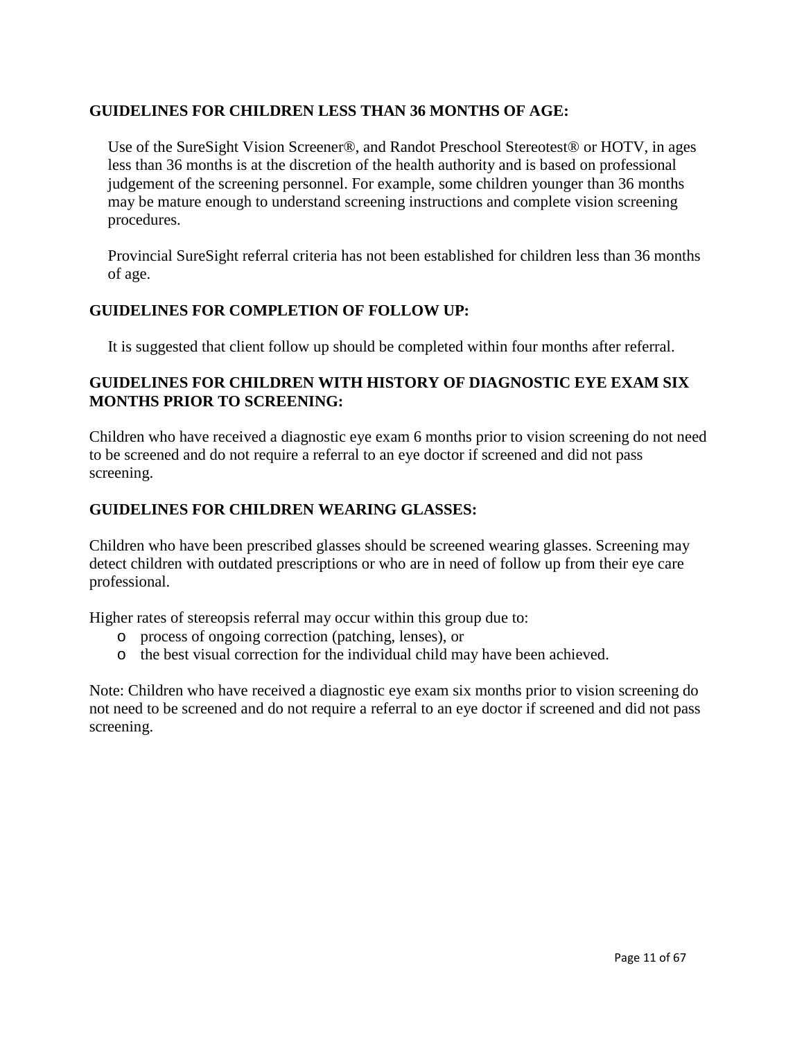## GUIDELINES FOR CHILDREN LESS THAN 36 MONTHS OF AGE:

Use of the SureSight Vision Screener®, and Randot Preschool Stereotest® or HOTV, in ages less than 36 months is at the discretion of the health authority and is based on professional judgement of the screening personnel. For example, some children younger than 36 months may be mature enough to understand screening instructions and complete vision screening procedures.

Provincial SureSight referral criteria has not been established for children less than 36 months of age.

## GUIDELINES FOR COMPLETION OF FOLLOW UP:

It is suggested that client follow up should be completed within four months after referral.

## GUIDELINES FOR CHILDREN WITH HISTORY OF DIAGNOSTIC EYE EXAM SIX MONTHS PRIOR TO SCREENING:

Children who have received a diagnostic eye exam 6 months prior to vision screening do not need to be screened and do not require a referral to an eye doctor if screened and did not pass screening.

## GUIDELINES FOR CHILDREN WEARING GLASSES:

Children who have been prescribed glasses should be screened wearing glasses. Screening may detect children with outdated prescriptions or who are in need of follow up from their eye care professional.

Higher rates of stereopsis referral may occur within this group due to:

- process of ongoing correction (patching, lenses), or
- the best visual correction for the individual child may have been achieved.

Note: Children who have received a diagnostic eye exam six months prior to vision screening do not need to be screened and do not require a referral to an eye doctor if screened and did not pass screening.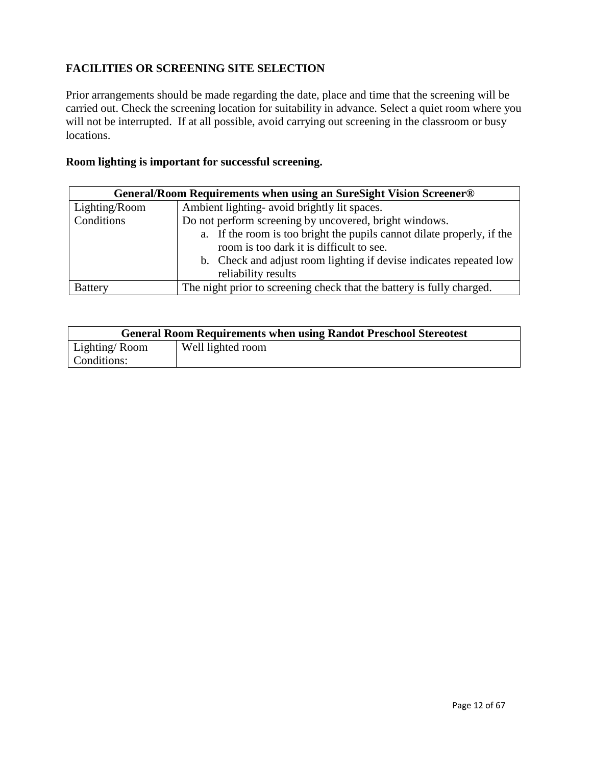## FACILITIES OR SCREENING SITE SELECTION

Prior arrangements should be made regarding the date, place and time that the screening will be carried out. Check the screening location for suitability in advance. Select a quiet room where you will not be interrupted. If at all possible, avoid carrying out screening in the classroom or busy locations.

**Room lighting is important for successful screening.**

| General/Room Requirements when using an SureSight Vision Screener® | |
|---|---|
| Lighting/Room Conditions | Ambient lighting- avoid brightly lit spaces. Do not perform screening by uncovered, bright windows. a. If the room is too bright the pupils cannot dilate properly, if the room is too dark it is difficult to see. b. Check and adjust room lighting if devise indicates repeated low reliability results |
| Battery | The night prior to screening check that the battery is fully charged. |

| General Room Requirements when using Randot Preschool Stereotest | |
|---|---|
| Lighting/ Room Conditions: | Well lighted room |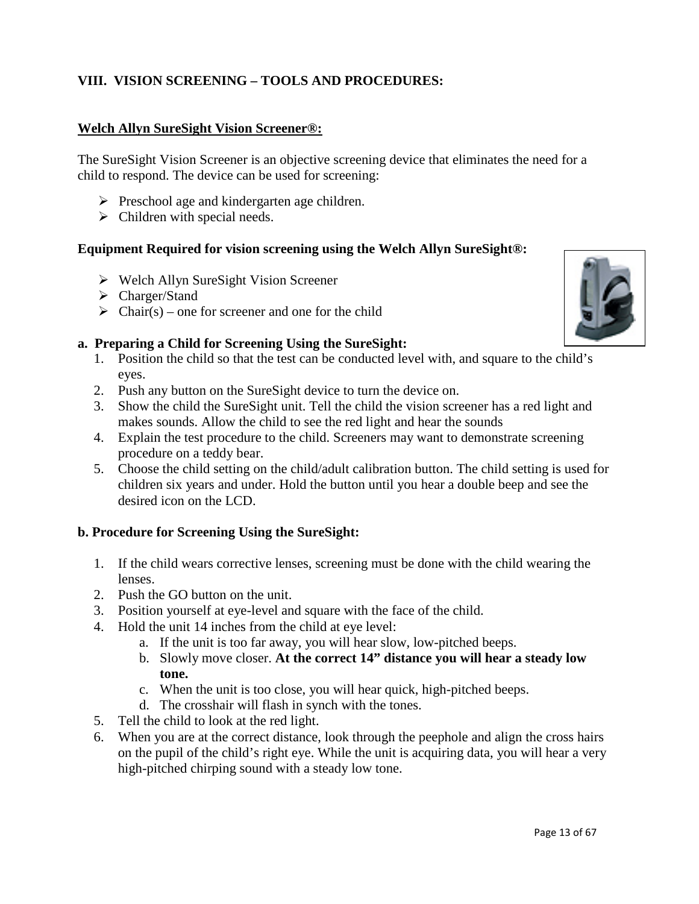## VIII. VISION SCREENING – TOOLS AND PROCEDURES:

### Welch Allyn SureSight Vision Screener®:

The SureSight Vision Screener is an objective screening device that eliminates the need for a child to respond. The device can be used for screening:

- Preschool age and kindergarten age children.
- Children with special needs.

**Equipment Required for vision screening using the Welch Allyn SureSight®:**

- Welch Allyn SureSight Vision Screener
- Charger/Stand
- Chair(s) – one for screener and one for the child

**a. Preparing a Child for Screening Using the SureSight:**

1. Position the child so that the test can be conducted level with, and square to the child's eyes.
2. Push any button on the SureSight device to turn the device on.
3. Show the child the SureSight unit. Tell the child the vision screener has a red light and makes sounds. Allow the child to see the red light and hear the sounds
4. Explain the test procedure to the child. Screeners may want to demonstrate screening procedure on a teddy bear.
5. Choose the child setting on the child/adult calibration button. The child setting is used for children six years and under. Hold the button until you hear a double beep and see the desired icon on the LCD.

**b. Procedure for Screening Using the SureSight:**

1. If the child wears corrective lenses, screening must be done with the child wearing the lenses.
2. Push the GO button on the unit.
3. Position yourself at eye-level and square with the face of the child.
4. Hold the unit 14 inches from the child at eye level:
   a. If the unit is too far away, you will hear slow, low-pitched beeps.
   b. Slowly move closer. **At the correct 14" distance you will hear a steady low tone.**
   c. When the unit is too close, you will hear quick, high-pitched beeps.
   d. The crosshair will flash in synch with the tones.
5. Tell the child to look at the red light.
6. When you are at the correct distance, look through the peephole and align the cross hairs on the pupil of the child's right eye. While the unit is acquiring data, you will hear a very high-pitched chirping sound with a steady low tone.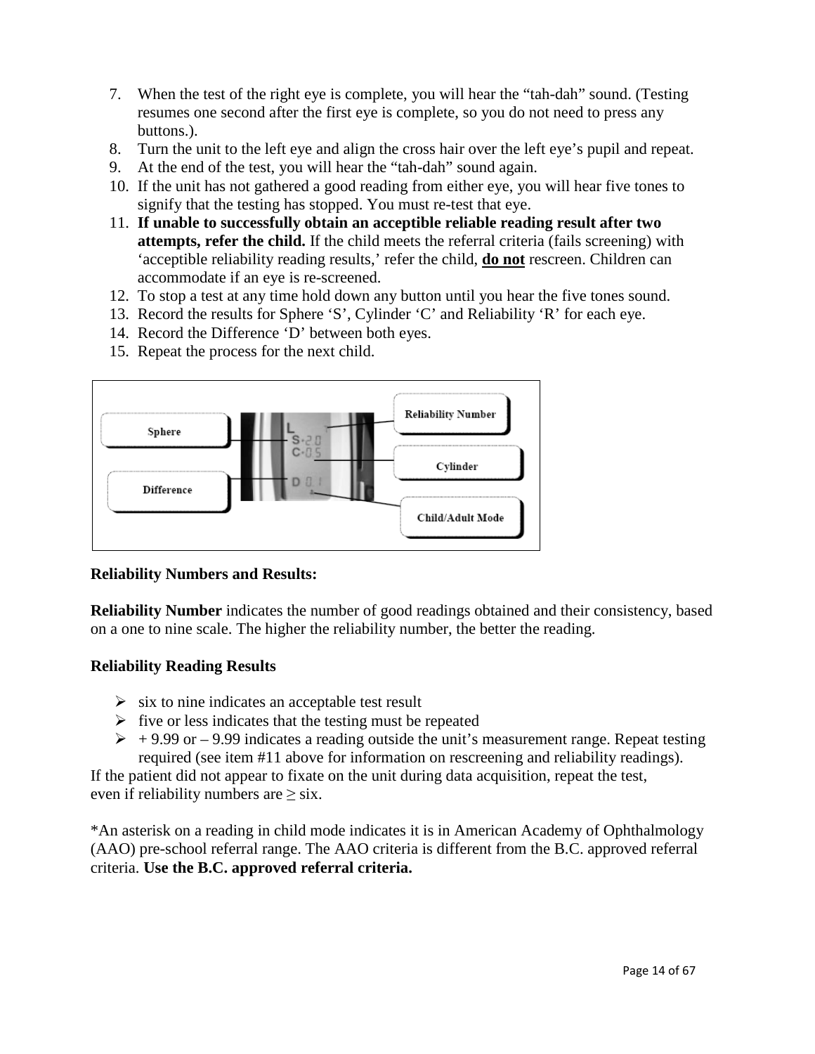7. When the test of the right eye is complete, you will hear the "tah-dah" sound. (Testing resumes one second after the first eye is complete, so you do not need to press any buttons.).
8. Turn the unit to the left eye and align the cross hair over the left eye's pupil and repeat.
9. At the end of the test, you will hear the "tah-dah" sound again.
10. If the unit has not gathered a good reading from either eye, you will hear five tones to signify that the testing has stopped. You must re-test that eye.
11. **If unable to successfully obtain an acceptible reliable reading result after two attempts, refer the child.** If the child meets the referral criteria (fails screening) with 'acceptible reliability reading results,' refer the child, **do not** rescreen. Children can accommodate if an eye is re-screened.
12. To stop a test at any time hold down any button until you hear the five tones sound.
13. Record the results for Sphere 'S', Cylinder 'C' and Reliability 'R' for each eye.
14. Record the Difference 'D' between both eyes.
15. Repeat the process for the next child.

Sphere
Difference
Reliability Number
Cylinder
Child/Adult Mode

**Reliability Numbers and Results:**

**Reliability Number** indicates the number of good readings obtained and their consistency, based on a one to nine scale. The higher the reliability number, the better the reading.

**Reliability Reading Results**

- six to nine indicates an acceptable test result
- five or less indicates that the testing must be repeated
- + 9.99 or – 9.99 indicates a reading outside the unit's measurement range. Repeat testing required (see item #11 above for information on rescreening and reliability readings).

If the patient did not appear to fixate on the unit during data acquisition, repeat the test, even if reliability numbers are ≥ six.

*An asterisk on a reading in child mode indicates it is in American Academy of Ophthalmology (AAO) pre-school referral range. The AAO criteria is different from the B.C. approved referral criteria. **Use the B.C. approved referral criteria.**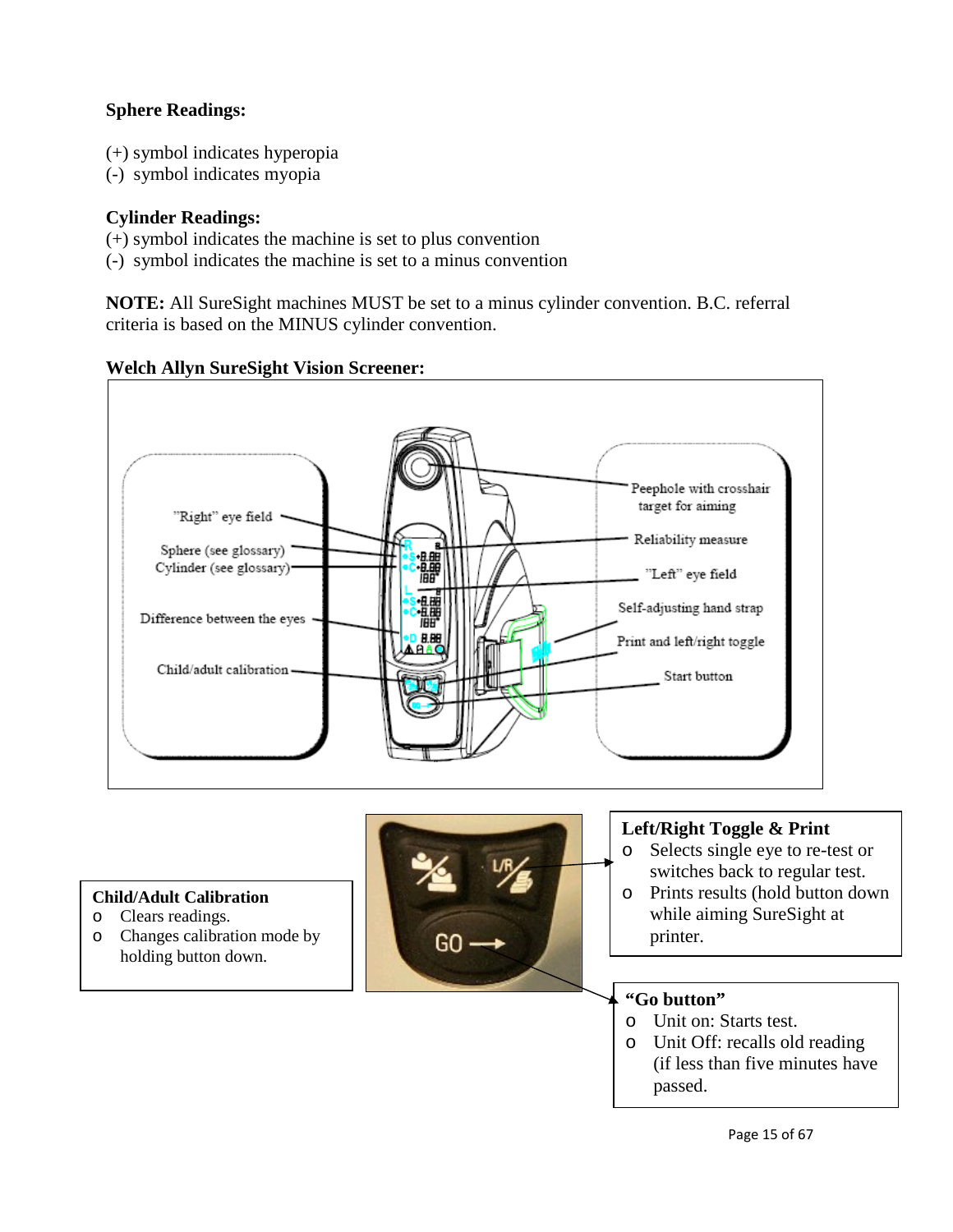**Sphere Readings:**

(+) symbol indicates hyperopia
(-) symbol indicates myopia

**Cylinder Readings:**
(+) symbol indicates the machine is set to plus convention
(-) symbol indicates the machine is set to a minus convention

**NOTE:** All SureSight machines MUST be set to a minus cylinder convention. B.C. referral criteria is based on the MINUS cylinder convention.

**Welch Allyn SureSight Vision Screener:**

"Right" eye field
Sphere (see glossary)
Cylinder (see glossary)
Difference between the eyes
Child/adult calibration
Peephole with crosshair target for aiming
Reliability measure
"Left" eye field
Self-adjusting hand strap
Print and left/right toggle
Start button

**Child/Adult Calibration**
- Clears readings.
- Changes calibration mode by holding button down.

**Left/Right Toggle & Print**
- Selects single eye to re-test or switches back to regular test.
- Prints results (hold button down while aiming SureSight at printer.

**"Go button"**
- Unit on: Starts test.
- Unit Off: recalls old reading (if less than five minutes have passed.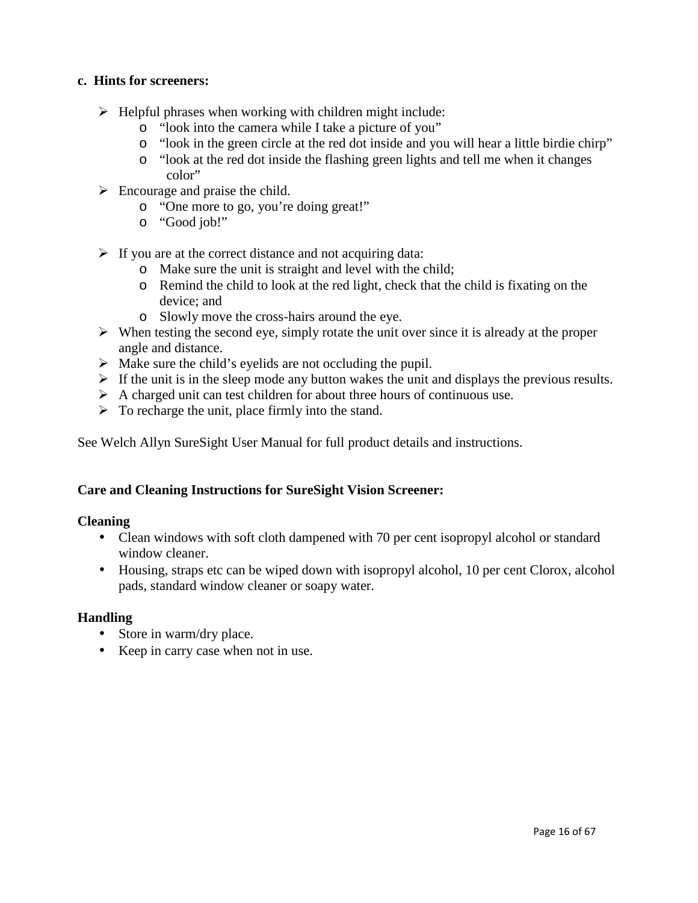**c. Hints for screeners:**

- Helpful phrases when working with children might include:
  - "look into the camera while I take a picture of you"
  - "look in the green circle at the red dot inside and you will hear a little birdie chirp"
  - "look at the red dot inside the flashing green lights and tell me when it changes color"
- Encourage and praise the child.
  - "One more to go, you're doing great!"
  - "Good job!"

- If you are at the correct distance and not acquiring data:
  - Make sure the unit is straight and level with the child;
  - Remind the child to look at the red light, check that the child is fixating on the device; and
  - Slowly move the cross-hairs around the eye.
- When testing the second eye, simply rotate the unit over since it is already at the proper angle and distance.
- Make sure the child's eyelids are not occluding the pupil.
- If the unit is in the sleep mode any button wakes the unit and displays the previous results.
- A charged unit can test children for about three hours of continuous use.
- To recharge the unit, place firmly into the stand.

See Welch Allyn SureSight User Manual for full product details and instructions.

**Care and Cleaning Instructions for SureSight Vision Screener:**

**Cleaning**

- Clean windows with soft cloth dampened with 70 per cent isopropyl alcohol or standard window cleaner.
- Housing, straps etc can be wiped down with isopropyl alcohol, 10 per cent Clorox, alcohol pads, standard window cleaner or soapy water.

**Handling**

- Store in warm/dry place.
- Keep in carry case when not in use.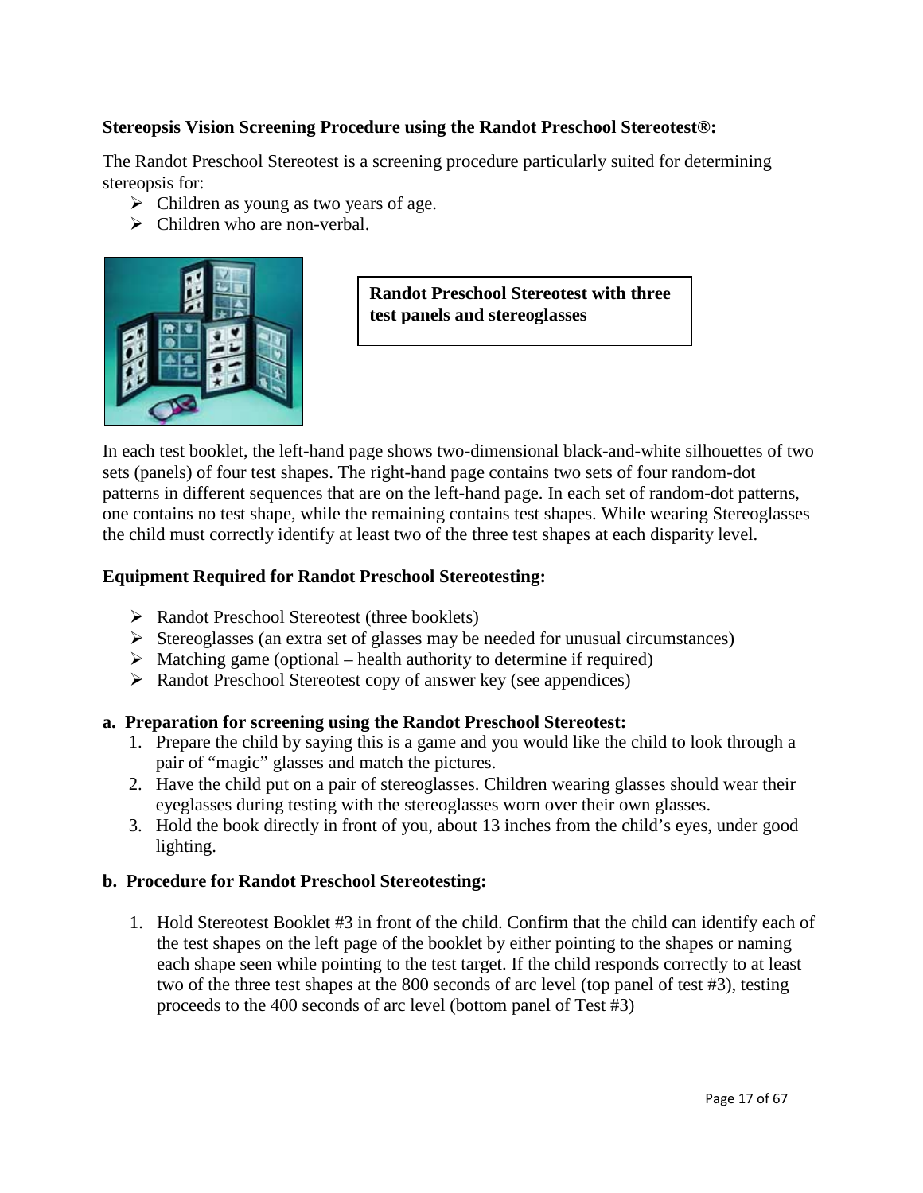**Stereopsis Vision Screening Procedure using the Randot Preschool Stereotest®:**

The Randot Preschool Stereotest is a screening procedure particularly suited for determining stereopsis for:

- Children as young as two years of age.
- Children who are non-verbal.

**Randot Preschool Stereotest with three test panels and stereoglasses**

In each test booklet, the left-hand page shows two-dimensional black-and-white silhouettes of two sets (panels) of four test shapes. The right-hand page contains two sets of four random-dot patterns in different sequences that are on the left-hand page. In each set of random-dot patterns, one contains no test shape, while the remaining contains test shapes. While wearing Stereoglasses the child must correctly identify at least two of the three test shapes at each disparity level.

**Equipment Required for Randot Preschool Stereotesting:**

- Randot Preschool Stereotest (three booklets)
- Stereoglasses (an extra set of glasses may be needed for unusual circumstances)
- Matching game (optional – health authority to determine if required)
- Randot Preschool Stereotest copy of answer key (see appendices)

**a. Preparation for screening using the Randot Preschool Stereotest:**

1. Prepare the child by saying this is a game and you would like the child to look through a pair of "magic" glasses and match the pictures.
2. Have the child put on a pair of stereoglasses. Children wearing glasses should wear their eyeglasses during testing with the stereoglasses worn over their own glasses.
3. Hold the book directly in front of you, about 13 inches from the child's eyes, under good lighting.

**b. Procedure for Randot Preschool Stereotesting:**

1. Hold Stereotest Booklet #3 in front of the child. Confirm that the child can identify each of the test shapes on the left page of the booklet by either pointing to the shapes or naming each shape seen while pointing to the test target. If the child responds correctly to at least two of the three test shapes at the 800 seconds of arc level (top panel of test #3), testing proceeds to the 400 seconds of arc level (bottom panel of Test #3)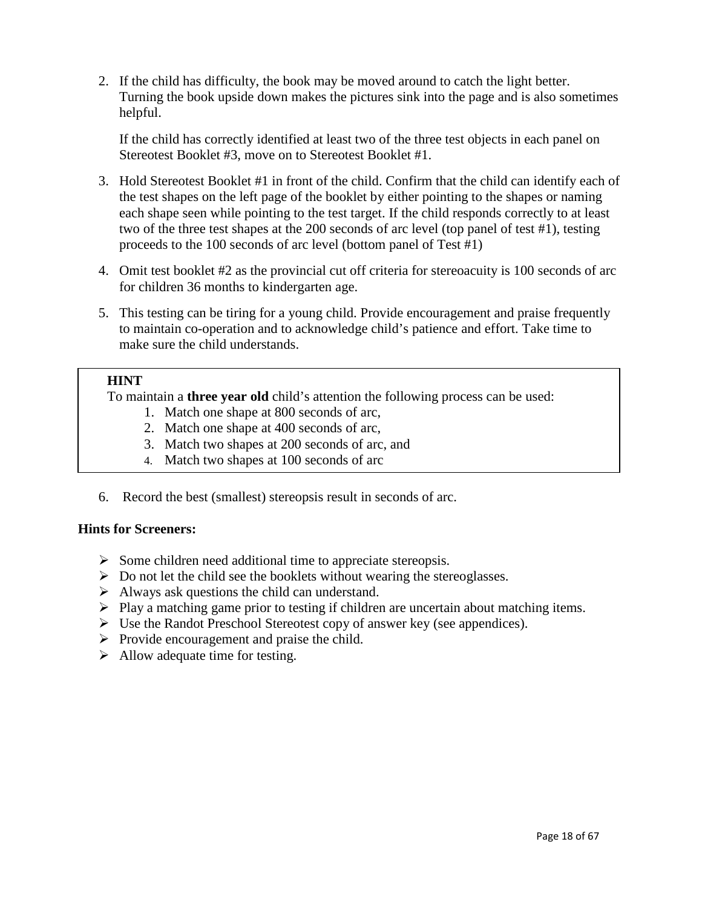2. If the child has difficulty, the book may be moved around to catch the light better. Turning the book upside down makes the pictures sink into the page and is also sometimes helpful.

   If the child has correctly identified at least two of the three test objects in each panel on Stereotest Booklet #3, move on to Stereotest Booklet #1.

3. Hold Stereotest Booklet #1 in front of the child. Confirm that the child can identify each of the test shapes on the left page of the booklet by either pointing to the shapes or naming each shape seen while pointing to the test target. If the child responds correctly to at least two of the three test shapes at the 200 seconds of arc level (top panel of test #1), testing proceeds to the 100 seconds of arc level (bottom panel of Test #1)

4. Omit test booklet #2 as the provincial cut off criteria for stereoacuity is 100 seconds of arc for children 36 months to kindergarten age.

5. This testing can be tiring for a young child. Provide encouragement and praise frequently to maintain co-operation and to acknowledge child's patience and effort. Take time to make sure the child understands.

> **HINT**
>
> To maintain a **three year old** child's attention the following process can be used:
>
> 1. Match one shape at 800 seconds of arc,
> 2. Match one shape at 400 seconds of arc,
> 3. Match two shapes at 200 seconds of arc, and
> 4. Match two shapes at 100 seconds of arc

6. Record the best (smallest) stereopsis result in seconds of arc.

**Hints for Screeners:**

- Some children need additional time to appreciate stereopsis.
- Do not let the child see the booklets without wearing the stereoglasses.
- Always ask questions the child can understand.
- Play a matching game prior to testing if children are uncertain about matching items.
- Use the Randot Preschool Stereotest copy of answer key (see appendices).
- Provide encouragement and praise the child.
- Allow adequate time for testing.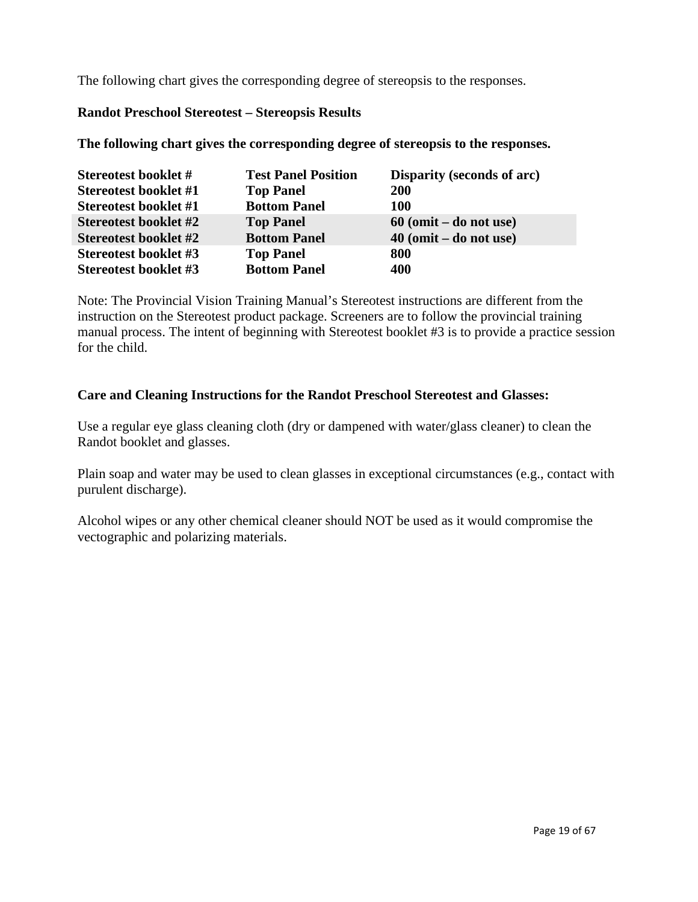The following chart gives the corresponding degree of stereopsis to the responses.

**Randot Preschool Stereotest – Stereopsis Results**

**The following chart gives the corresponding degree of stereopsis to the responses.**

| Stereotest booklet # | Test Panel Position | Disparity (seconds of arc) |
|---|---|---|
| **Stereotest booklet #1** | **Top Panel** | **200** |
| **Stereotest booklet #1** | **Bottom Panel** | **100** |
| **Stereotest booklet #2** | **Top Panel** | **60 (omit – do not use)** |
| **Stereotest booklet #2** | **Bottom Panel** | **40 (omit – do not use)** |
| **Stereotest booklet #3** | **Top Panel** | **800** |
| **Stereotest booklet #3** | **Bottom Panel** | **400** |

Note: The Provincial Vision Training Manual's Stereotest instructions are different from the instruction on the Stereotest product package. Screeners are to follow the provincial training manual process. The intent of beginning with Stereotest booklet #3 is to provide a practice session for the child.

**Care and Cleaning Instructions for the Randot Preschool Stereotest and Glasses:**

Use a regular eye glass cleaning cloth (dry or dampened with water/glass cleaner) to clean the Randot booklet and glasses.

Plain soap and water may be used to clean glasses in exceptional circumstances (e.g., contact with purulent discharge).

Alcohol wipes or any other chemical cleaner should NOT be used as it would compromise the vectographic and polarizing materials.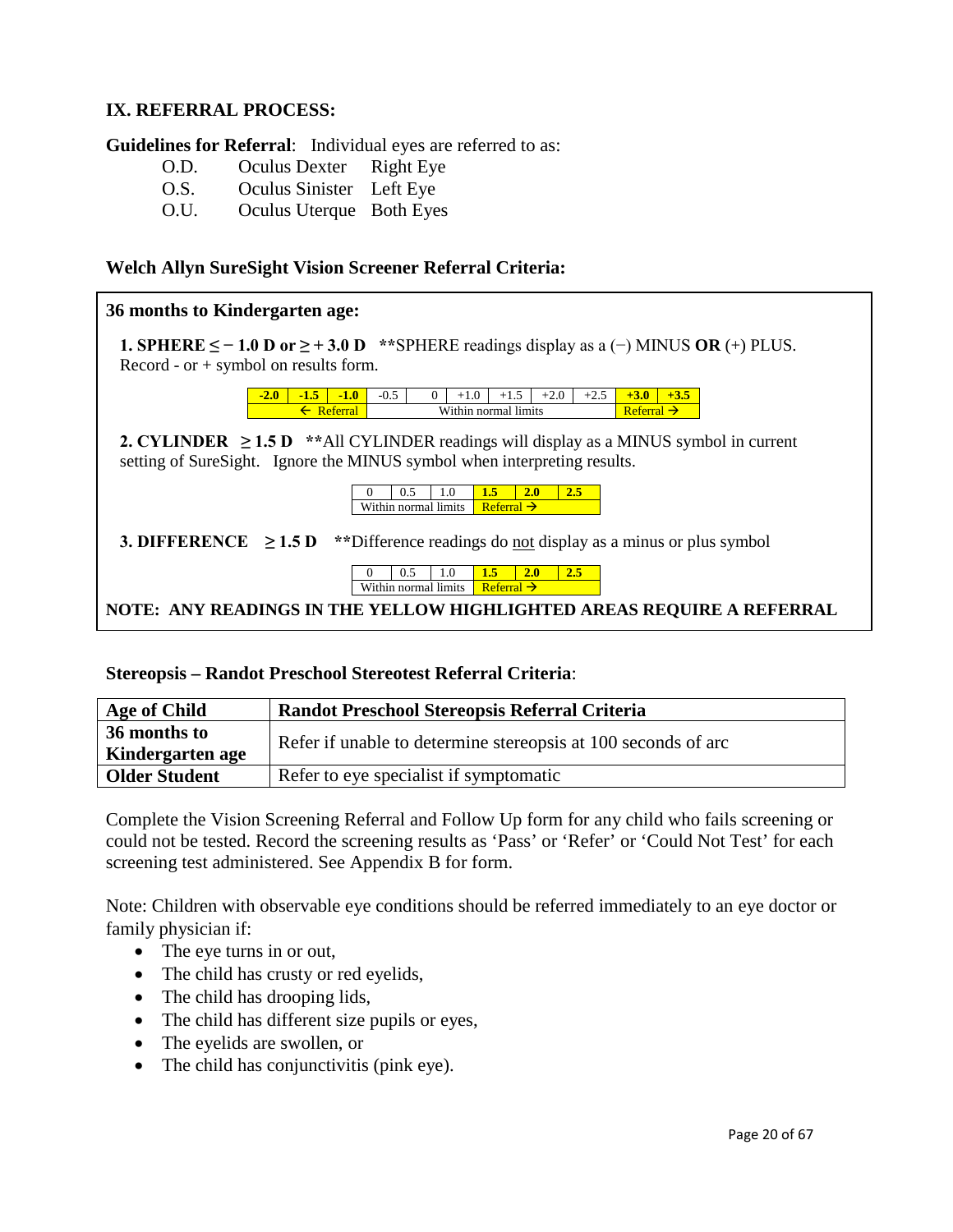## IX. REFERRAL PROCESS:

**Guidelines for Referral**: Individual eyes are referred to as:

| | | |
|---|---|---|
| O.D. | Oculus Dexter | Right Eye |
| O.S. | Oculus Sinister | Left Eye |
| O.U. | Oculus Uterque | Both Eyes |

### Welch Allyn SureSight Vision Screener Referral Criteria:

**36 months to Kindergarten age:**

**1. SPHERE ≤ − 1.0 D or ≥ + 3.0 D** **SPHERE readings display as a (−) MINUS **OR** (+) PLUS. Record - or + symbol on results form.

| | | | | | | | | | | |
|---|---|---|---|---|---|---|---|---|---|---|
| **-2.0** | **-1.5** | **-1.0** | -0.5 | 0 | +1.0 | +1.5 | +2.0 | +2.5 | **+3.0** | **+3.5** |
| ← Referral | | | Within normal limits | | | | | | Referral → | |

**2. CYLINDER ≥ 1.5 D** **All CYLINDER readings will display as a MINUS symbol in current setting of SureSight. Ignore the MINUS symbol when interpreting results.

| | | | | | |
|---|---|---|---|---|---|
| 0 | 0.5 | 1.0 | **1.5** | **2.0** | **2.5** |
| Within normal limits | | | Referral → | | |

**3. DIFFERENCE ≥ 1.5 D** **Difference readings do <u>not</u> display as a minus or plus symbol

| | | | | | |
|---|---|---|---|---|---|
| 0 | 0.5 | 1.0 | **1.5** | **2.0** | **2.5** |
| Within normal limits | | | Referral → | | |

**NOTE: ANY READINGS IN THE YELLOW HIGHLIGHTED AREAS REQUIRE A REFERRAL**

### Stereopsis – Randot Preschool Stereotest Referral Criteria:

| Age of Child | Randot Preschool Stereopsis Referral Criteria |
|---|---|
| **36 months to Kindergarten age** | Refer if unable to determine stereopsis at 100 seconds of arc |
| **Older Student** | Refer to eye specialist if symptomatic |

Complete the Vision Screening Referral and Follow Up form for any child who fails screening or could not be tested. Record the screening results as 'Pass' or 'Refer' or 'Could Not Test' for each screening test administered. See Appendix B for form.

Note: Children with observable eye conditions should be referred immediately to an eye doctor or family physician if:

- The eye turns in or out,
- The child has crusty or red eyelids,
- The child has drooping lids,
- The child has different size pupils or eyes,
- The eyelids are swollen, or
- The child has conjunctivitis (pink eye).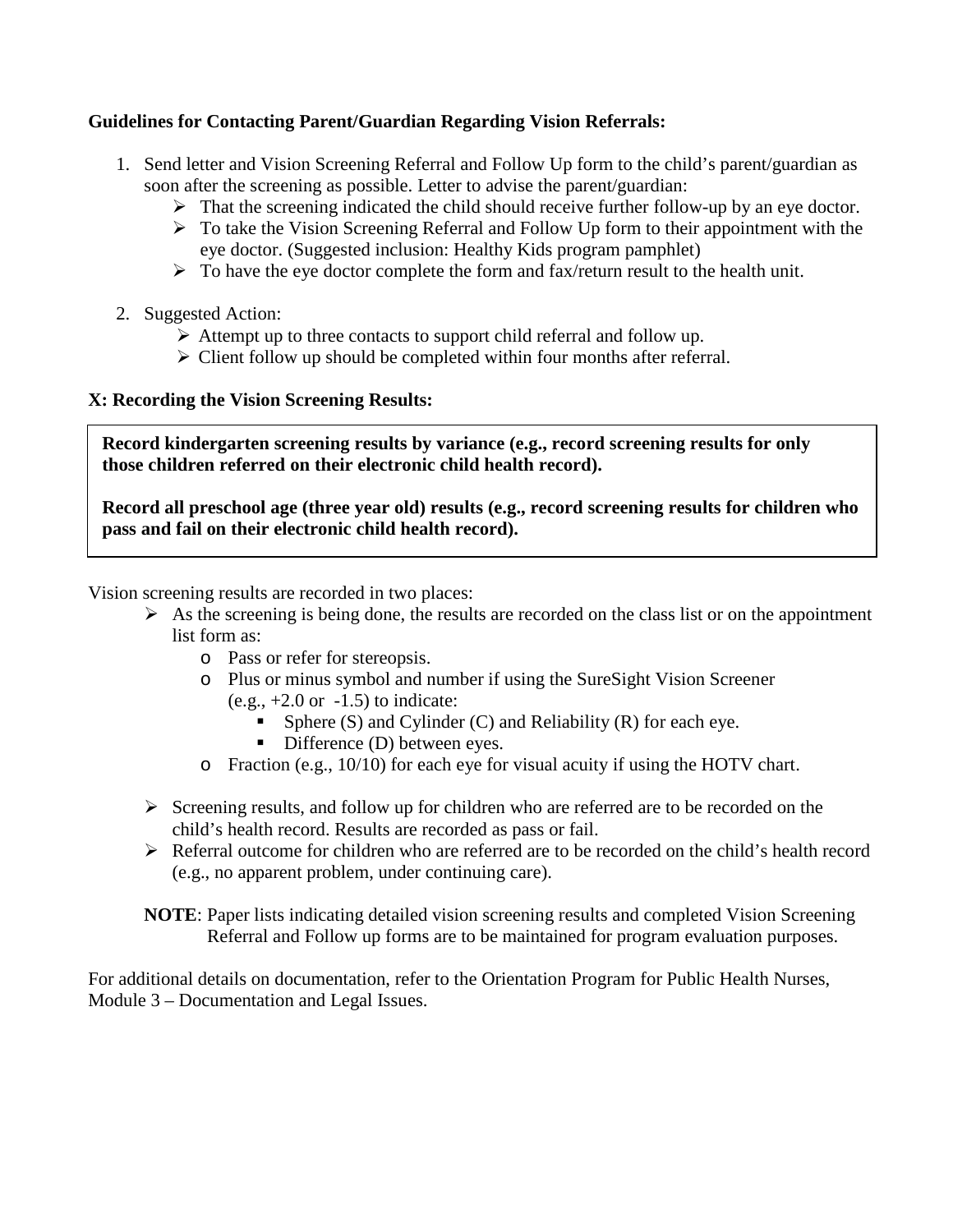**Guidelines for Contacting Parent/Guardian Regarding Vision Referrals:**

1. Send letter and Vision Screening Referral and Follow Up form to the child's parent/guardian as soon after the screening as possible. Letter to advise the parent/guardian:
   - That the screening indicated the child should receive further follow-up by an eye doctor.
   - To take the Vision Screening Referral and Follow Up form to their appointment with the eye doctor. (Suggested inclusion: Healthy Kids program pamphlet)
   - To have the eye doctor complete the form and fax/return result to the health unit.

2. Suggested Action:
   - Attempt up to three contacts to support child referral and follow up.
   - Client follow up should be completed within four months after referral.

**X: Recording the Vision Screening Results:**

**Record kindergarten screening results by variance (e.g., record screening results for only those children referred on their electronic child health record).**

**Record all preschool age (three year old) results (e.g., record screening results for children who pass and fail on their electronic child health record).**

Vision screening results are recorded in two places:

- As the screening is being done, the results are recorded on the class list or on the appointment list form as:
  - Pass or refer for stereopsis.
  - Plus or minus symbol and number if using the SureSight Vision Screener (e.g., +2.0 or -1.5) to indicate:
    - Sphere (S) and Cylinder (C) and Reliability (R) for each eye.
    - Difference (D) between eyes.
  - Fraction (e.g., 10/10) for each eye for visual acuity if using the HOTV chart.

- Screening results, and follow up for children who are referred are to be recorded on the child's health record. Results are recorded as pass or fail.
- Referral outcome for children who are referred are to be recorded on the child's health record (e.g., no apparent problem, under continuing care).

**NOTE**: Paper lists indicating detailed vision screening results and completed Vision Screening Referral and Follow up forms are to be maintained for program evaluation purposes.

For additional details on documentation, refer to the Orientation Program for Public Health Nurses, Module 3 – Documentation and Legal Issues.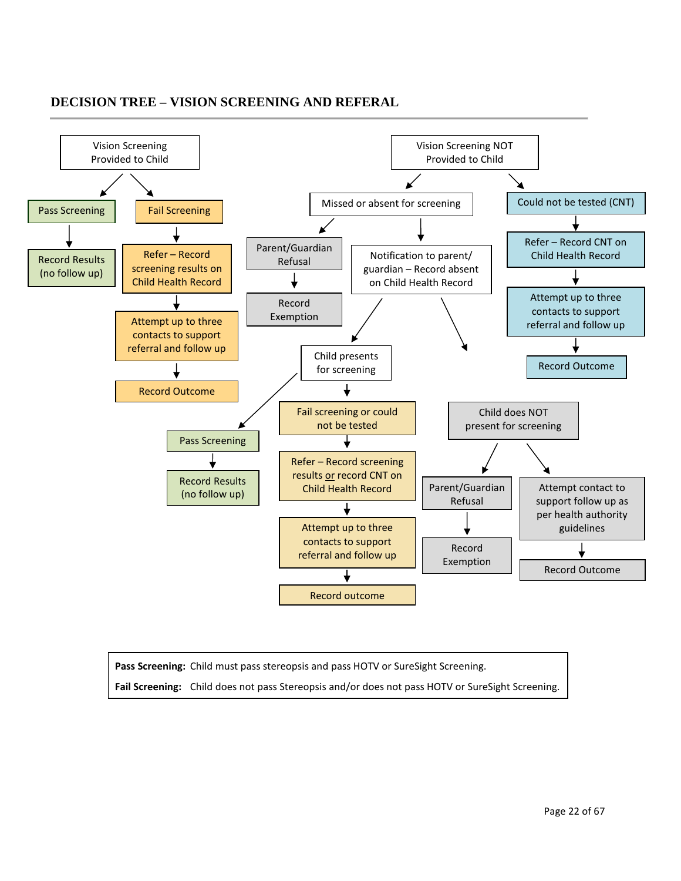## DECISION TREE – VISION SCREENING AND REFERRAL

Vision Screening Provided to Child

Pass Screening

Record Results (no follow up)

Fail Screening

Refer – Record screening results on Child Health Record

Attempt up to three contacts to support referral and follow up

Record Outcome

Vision Screening NOT Provided to Child

Missed or absent for screening

Parent/Guardian Refusal

Record Exemption

Notification to parent/ guardian – Record absent on Child Health Record

Child presents for screening

Pass Screening

Record Results (no follow up)

Fail screening or could not be tested

Refer – Record screening results or record CNT on Child Health Record

Attempt up to three contacts to support referral and follow up

Record outcome

Child does NOT present for screening

Parent/Guardian Refusal

Record Exemption

Attempt contact to support follow up as per health authority guidelines

Record Outcome

Could not be tested (CNT)

Refer – Record CNT on Child Health Record

Attempt up to three contacts to support referral and follow up

Record Outcome

**Pass Screening:** Child must pass stereopsis and pass HOTV or SureSight Screening.

**Fail Screening:** Child does not pass Stereopsis and/or does not pass HOTV or SureSight Screening.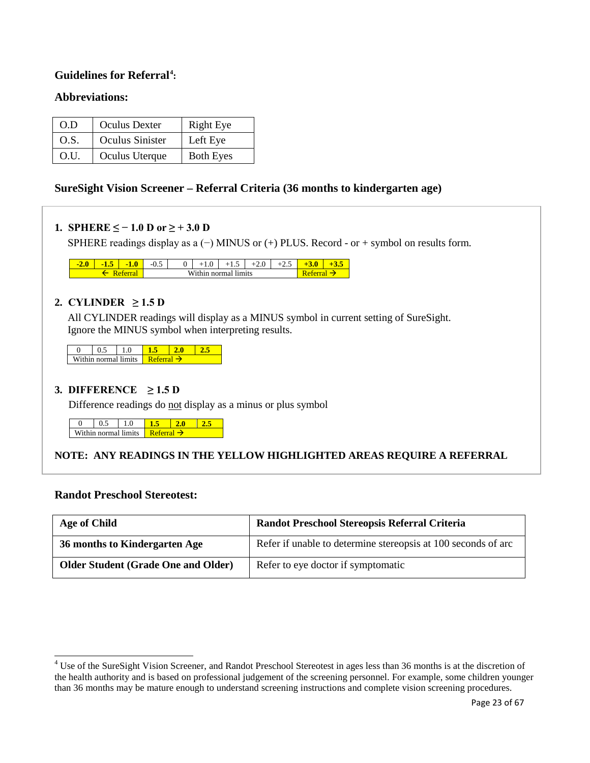**Guidelines for Referral[4]:**

**Abbreviations:**

| | | |
|---|---|---|
| O.D | Oculus Dexter | Right Eye |
| O.S. | Oculus Sinister | Left Eye |
| O.U. | Oculus Uterque | Both Eyes |

### SureSight Vision Screener – Referral Criteria (36 months to kindergarten age)

1. **SPHERE ≤ − 1.0 D or ≥ + 3.0 D**

   SPHERE readings display as a (−) MINUS or (+) PLUS. Record - or + symbol on results form.

| **-2.0** | **-1.5** | **-1.0** | -0.5 | 0 | +1.0 | +1.5 | +2.0 | +2.5 | **+3.0** | **+3.5** |
|---|---|---|---|---|---|---|---|---|---|---|
| ← Referral | | | Within normal limits | | | | | | Referral → | |

2. **CYLINDER ≥ 1.5 D**

   All CYLINDER readings will display as a MINUS symbol in current setting of SureSight.
   Ignore the MINUS symbol when interpreting results.

| 0 | 0.5 | 1.0 | **1.5** | **2.0** | **2.5** |
|---|---|---|---|---|---|
| Within normal limits | | | Referral → | | |

3. **DIFFERENCE ≥ 1.5 D**

   Difference readings do not display as a minus or plus symbol

| 0 | 0.5 | 1.0 | **1.5** | **2.0** | **2.5** |
|---|---|---|---|---|---|
| Within normal limits | | | Referral → | | |

**NOTE: ANY READINGS IN THE YELLOW HIGHLIGHTED AREAS REQUIRE A REFERRAL**

### Randot Preschool Stereotest:

| **Age of Child** | **Randot Preschool Stereopsis Referral Criteria** |
|---|---|
| **36 months to Kindergarten Age** | Refer if unable to determine stereopsis at 100 seconds of arc |
| **Older Student (Grade One and Older)** | Refer to eye doctor if symptomatic |

[4] Use of the SureSight Vision Screener, and Randot Preschool Stereotest in ages less than 36 months is at the discretion of the health authority and is based on professional judgement of the screening personnel. For example, some children younger than 36 months may be mature enough to understand screening instructions and complete vision screening procedures.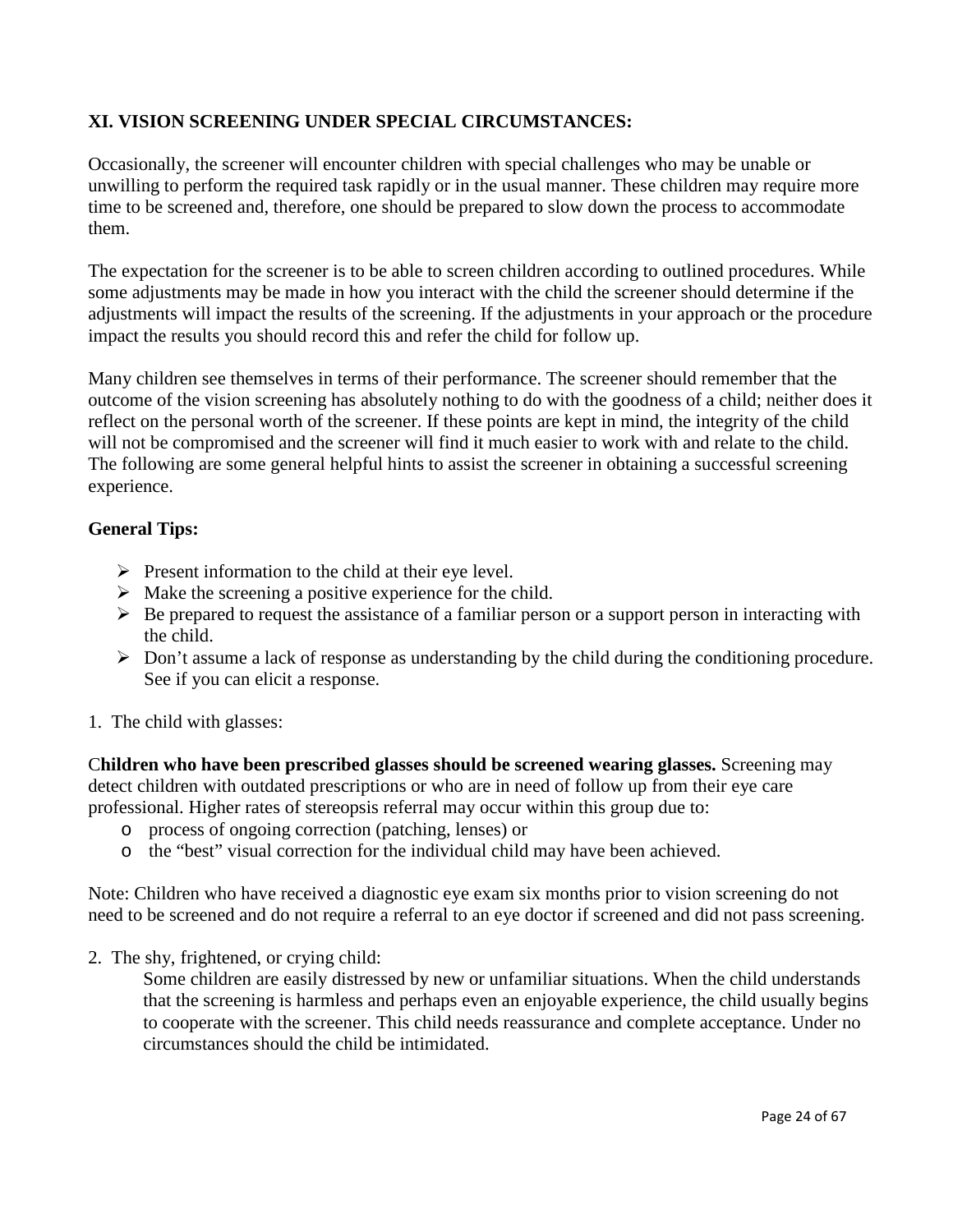## XI. VISION SCREENING UNDER SPECIAL CIRCUMSTANCES:

Occasionally, the screener will encounter children with special challenges who may be unable or unwilling to perform the required task rapidly or in the usual manner. These children may require more time to be screened and, therefore, one should be prepared to slow down the process to accommodate them.

The expectation for the screener is to be able to screen children according to outlined procedures. While some adjustments may be made in how you interact with the child the screener should determine if the adjustments will impact the results of the screening. If the adjustments in your approach or the procedure impact the results you should record this and refer the child for follow up.

Many children see themselves in terms of their performance. The screener should remember that the outcome of the vision screening has absolutely nothing to do with the goodness of a child; neither does it reflect on the personal worth of the screener. If these points are kept in mind, the integrity of the child will not be compromised and the screener will find it much easier to work with and relate to the child. The following are some general helpful hints to assist the screener in obtaining a successful screening experience.

**General Tips:**

- Present information to the child at their eye level.
- Make the screening a positive experience for the child.
- Be prepared to request the assistance of a familiar person or a support person in interacting with the child.
- Don't assume a lack of response as understanding by the child during the conditioning procedure. See if you can elicit a response.

1. The child with glasses:

**Children who have been prescribed glasses should be screened wearing glasses.** Screening may detect children with outdated prescriptions or who are in need of follow up from their eye care professional. Higher rates of stereopsis referral may occur within this group due to:

- process of ongoing correction (patching, lenses) or
- the "best" visual correction for the individual child may have been achieved.

Note: Children who have received a diagnostic eye exam six months prior to vision screening do not need to be screened and do not require a referral to an eye doctor if screened and did not pass screening.

2. The shy, frightened, or crying child:

   Some children are easily distressed by new or unfamiliar situations. When the child understands that the screening is harmless and perhaps even an enjoyable experience, the child usually begins to cooperate with the screener. This child needs reassurance and complete acceptance. Under no circumstances should the child be intimidated.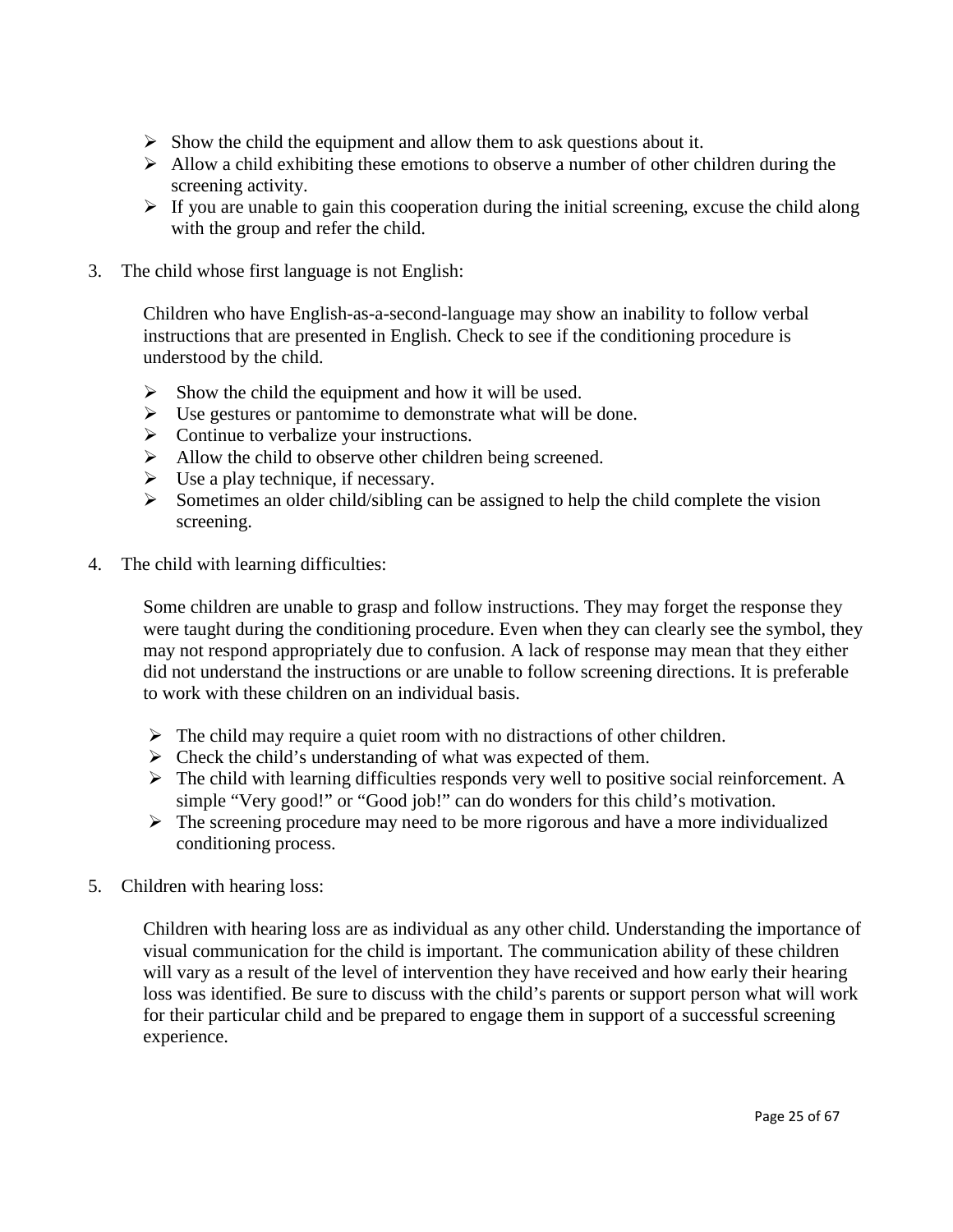- Show the child the equipment and allow them to ask questions about it.
- Allow a child exhibiting these emotions to observe a number of other children during the screening activity.
- If you are unable to gain this cooperation during the initial screening, excuse the child along with the group and refer the child.

3. The child whose first language is not English:

   Children who have English-as-a-second-language may show an inability to follow verbal instructions that are presented in English. Check to see if the conditioning procedure is understood by the child.

   - Show the child the equipment and how it will be used.
   - Use gestures or pantomime to demonstrate what will be done.
   - Continue to verbalize your instructions.
   - Allow the child to observe other children being screened.
   - Use a play technique, if necessary.
   - Sometimes an older child/sibling can be assigned to help the child complete the vision screening.

4. The child with learning difficulties:

   Some children are unable to grasp and follow instructions. They may forget the response they were taught during the conditioning procedure. Even when they can clearly see the symbol, they may not respond appropriately due to confusion. A lack of response may mean that they either did not understand the instructions or are unable to follow screening directions. It is preferable to work with these children on an individual basis.

   - The child may require a quiet room with no distractions of other children.
   - Check the child's understanding of what was expected of them.
   - The child with learning difficulties responds very well to positive social reinforcement. A simple "Very good!" or "Good job!" can do wonders for this child's motivation.
   - The screening procedure may need to be more rigorous and have a more individualized conditioning process.

5. Children with hearing loss:

   Children with hearing loss are as individual as any other child. Understanding the importance of visual communication for the child is important. The communication ability of these children will vary as a result of the level of intervention they have received and how early their hearing loss was identified. Be sure to discuss with the child's parents or support person what will work for their particular child and be prepared to engage them in support of a successful screening experience.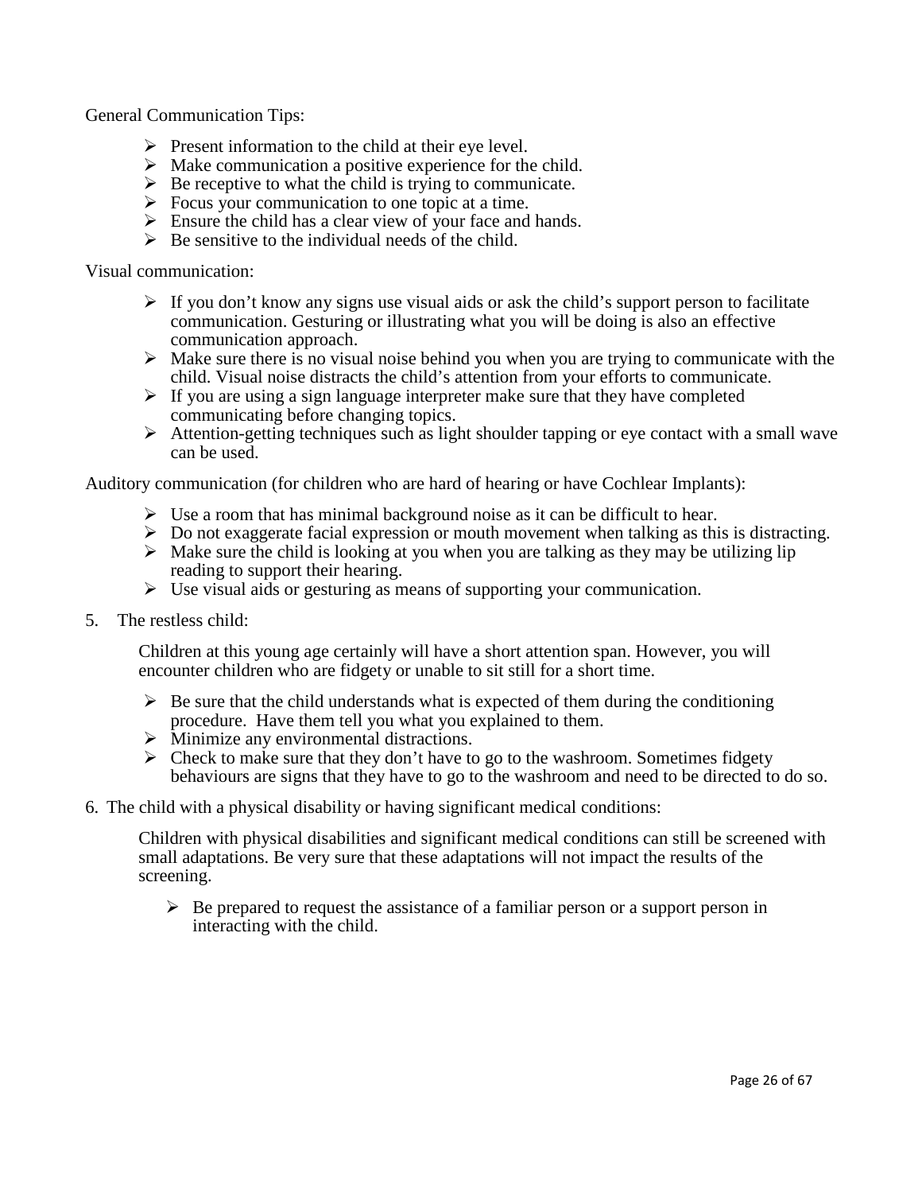General Communication Tips:

- Present information to the child at their eye level.
- Make communication a positive experience for the child.
- Be receptive to what the child is trying to communicate.
- Focus your communication to one topic at a time.
- Ensure the child has a clear view of your face and hands.
- Be sensitive to the individual needs of the child.

Visual communication:

- If you don't know any signs use visual aids or ask the child's support person to facilitate communication. Gesturing or illustrating what you will be doing is also an effective communication approach.
- Make sure there is no visual noise behind you when you are trying to communicate with the child. Visual noise distracts the child's attention from your efforts to communicate.
- If you are using a sign language interpreter make sure that they have completed communicating before changing topics.
- Attention-getting techniques such as light shoulder tapping or eye contact with a small wave can be used.

Auditory communication (for children who are hard of hearing or have Cochlear Implants):

- Use a room that has minimal background noise as it can be difficult to hear.
- Do not exaggerate facial expression or mouth movement when talking as this is distracting.
- Make sure the child is looking at you when you are talking as they may be utilizing lip reading to support their hearing.
- Use visual aids or gesturing as means of supporting your communication.

5. The restless child:

   Children at this young age certainly will have a short attention span. However, you will encounter children who are fidgety or unable to sit still for a short time.

   - Be sure that the child understands what is expected of them during the conditioning procedure. Have them tell you what you explained to them.
   - Minimize any environmental distractions.
   - Check to make sure that they don't have to go to the washroom. Sometimes fidgety behaviours are signs that they have to go to the washroom and need to be directed to do so.

6. The child with a physical disability or having significant medical conditions:

   Children with physical disabilities and significant medical conditions can still be screened with small adaptations. Be very sure that these adaptations will not impact the results of the screening.

   - Be prepared to request the assistance of a familiar person or a support person in interacting with the child.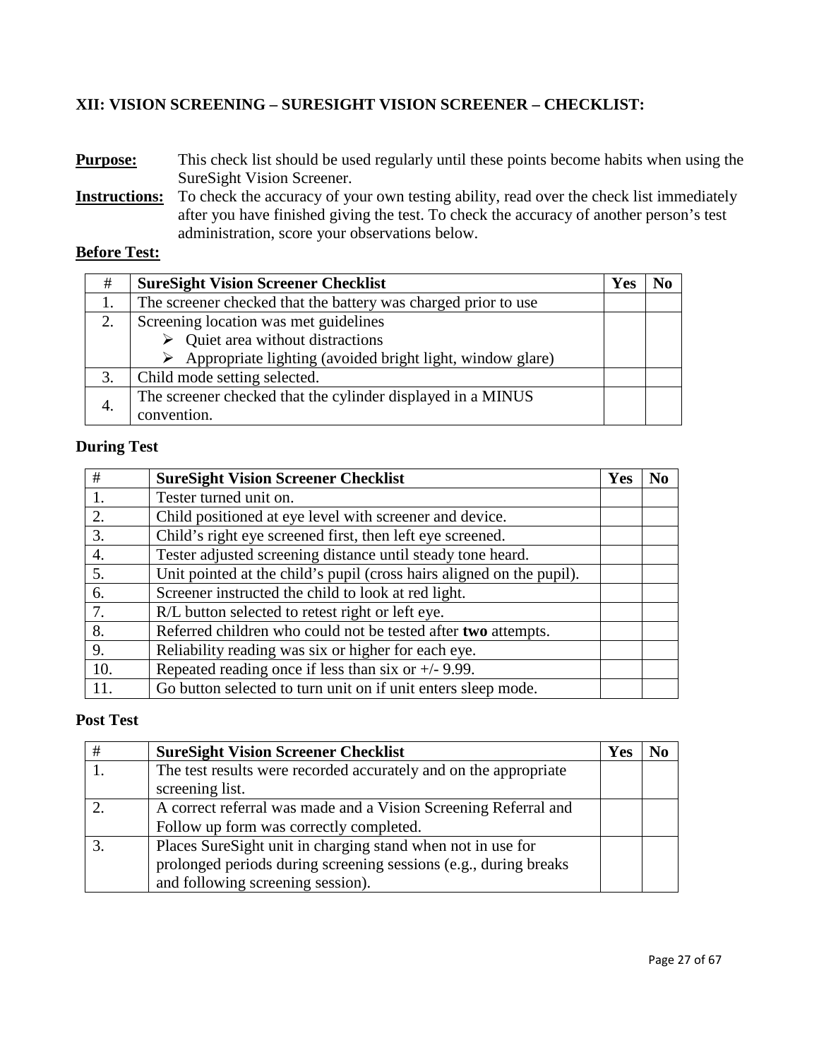## XII: VISION SCREENING – SURESIGHT VISION SCREENER – CHECKLIST:

**Purpose:** This check list should be used regularly until these points become habits when using the SureSight Vision Screener.

**Instructions:** To check the accuracy of your own testing ability, read over the check list immediately after you have finished giving the test. To check the accuracy of another person's test administration, score your observations below.

**Before Test:**

| # | SureSight Vision Screener Checklist | Yes | No |
|---|---|---|---|
| 1. | The screener checked that the battery was charged prior to use | | |
| 2. | Screening location was met guidelines<br>➢ Quiet area without distractions<br>➢ Appropriate lighting (avoided bright light, window glare) | | |
| 3. | Child mode setting selected. | | |
| 4. | The screener checked that the cylinder displayed in a MINUS convention. | | |

**During Test**

| # | SureSight Vision Screener Checklist | Yes | No |
|---|---|---|---|
| 1. | Tester turned unit on. | | |
| 2. | Child positioned at eye level with screener and device. | | |
| 3. | Child's right eye screened first, then left eye screened. | | |
| 4. | Tester adjusted screening distance until steady tone heard. | | |
| 5. | Unit pointed at the child's pupil (cross hairs aligned on the pupil). | | |
| 6. | Screener instructed the child to look at red light. | | |
| 7. | R/L button selected to retest right or left eye. | | |
| 8. | Referred children who could not be tested after **two** attempts. | | |
| 9. | Reliability reading was six or higher for each eye. | | |
| 10. | Repeated reading once if less than six or +/- 9.99. | | |
| 11. | Go button selected to turn unit on if unit enters sleep mode. | | |

**Post Test**

| # | SureSight Vision Screener Checklist | Yes | No |
|---|---|---|---|
| 1. | The test results were recorded accurately and on the appropriate screening list. | | |
| 2. | A correct referral was made and a Vision Screening Referral and Follow up form was correctly completed. | | |
| 3. | Places SureSight unit in charging stand when not in use for prolonged periods during screening sessions (e.g., during breaks and following screening session). | | |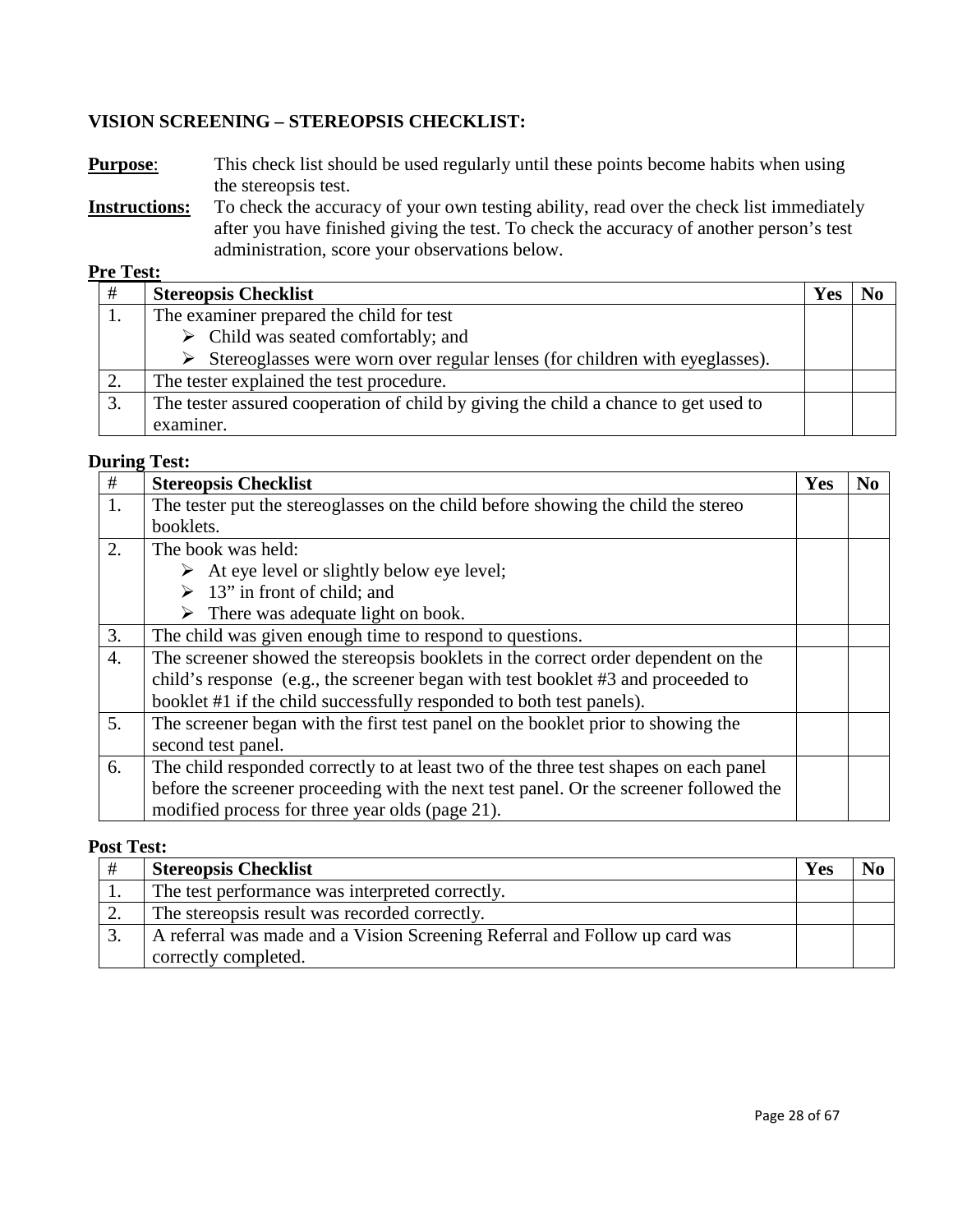## VISION SCREENING – STEREOPSIS CHECKLIST:

**Purpose**: This check list should be used regularly until these points become habits when using the stereopsis test.

**Instructions:** To check the accuracy of your own testing ability, read over the check list immediately after you have finished giving the test. To check the accuracy of another person's test administration, score your observations below.

**Pre Test:**

| # | Stereopsis Checklist | Yes | No |
|---|---|---|---|
| 1. | The examiner prepared the child for test<br>➢ Child was seated comfortably; and<br>➢ Stereoglasses were worn over regular lenses (for children with eyeglasses). | | |
| 2. | The tester explained the test procedure. | | |
| 3. | The tester assured cooperation of child by giving the child a chance to get used to examiner. | | |

**During Test:**

| # | Stereopsis Checklist | Yes | No |
|---|---|---|---|
| 1. | The tester put the stereoglasses on the child before showing the child the stereo booklets. | | |
| 2. | The book was held:<br>➢ At eye level or slightly below eye level;<br>➢ 13" in front of child; and<br>➢ There was adequate light on book. | | |
| 3. | The child was given enough time to respond to questions. | | |
| 4. | The screener showed the stereopsis booklets in the correct order dependent on the child's response (e.g., the screener began with test booklet #3 and proceeded to booklet #1 if the child successfully responded to both test panels). | | |
| 5. | The screener began with the first test panel on the booklet prior to showing the second test panel. | | |
| 6. | The child responded correctly to at least two of the three test shapes on each panel before the screener proceeding with the next test panel. Or the screener followed the modified process for three year olds (page 21). | | |

**Post Test:**

| # | Stereopsis Checklist | Yes | No |
|---|---|---|---|
| 1. | The test performance was interpreted correctly. | | |
| 2. | The stereopsis result was recorded correctly. | | |
| 3. | A referral was made and a Vision Screening Referral and Follow up card was correctly completed. | | |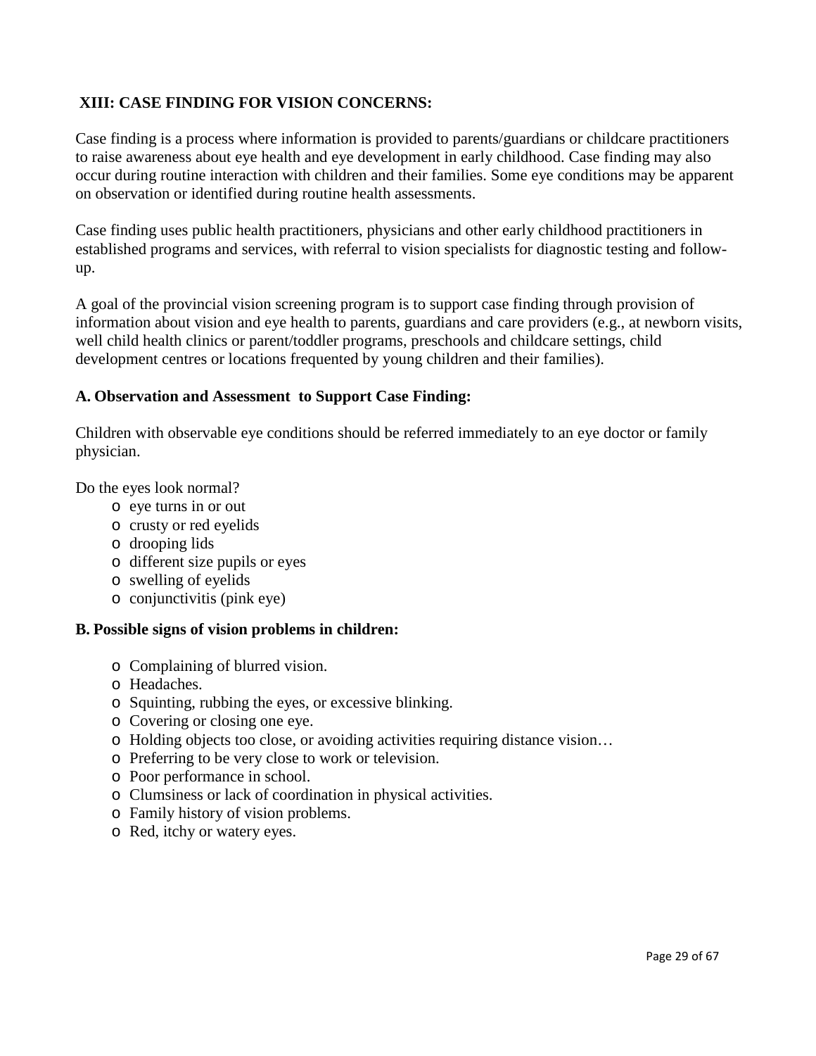## XIII: CASE FINDING FOR VISION CONCERNS:

Case finding is a process where information is provided to parents/guardians or childcare practitioners to raise awareness about eye health and eye development in early childhood. Case finding may also occur during routine interaction with children and their families. Some eye conditions may be apparent on observation or identified during routine health assessments.

Case finding uses public health practitioners, physicians and other early childhood practitioners in established programs and services, with referral to vision specialists for diagnostic testing and follow-up.

A goal of the provincial vision screening program is to support case finding through provision of information about vision and eye health to parents, guardians and care providers (e.g., at newborn visits, well child health clinics or parent/toddler programs, preschools and childcare settings, child development centres or locations frequented by young children and their families).

### A. Observation and Assessment to Support Case Finding:

Children with observable eye conditions should be referred immediately to an eye doctor or family physician.

Do the eyes look normal?

- eye turns in or out
- crusty or red eyelids
- drooping lids
- different size pupils or eyes
- swelling of eyelids
- conjunctivitis (pink eye)

### B. Possible signs of vision problems in children:

- Complaining of blurred vision.
- Headaches.
- Squinting, rubbing the eyes, or excessive blinking.
- Covering or closing one eye.
- Holding objects too close, or avoiding activities requiring distance vision…
- Preferring to be very close to work or television.
- Poor performance in school.
- Clumsiness or lack of coordination in physical activities.
- Family history of vision problems.
- Red, itchy or watery eyes.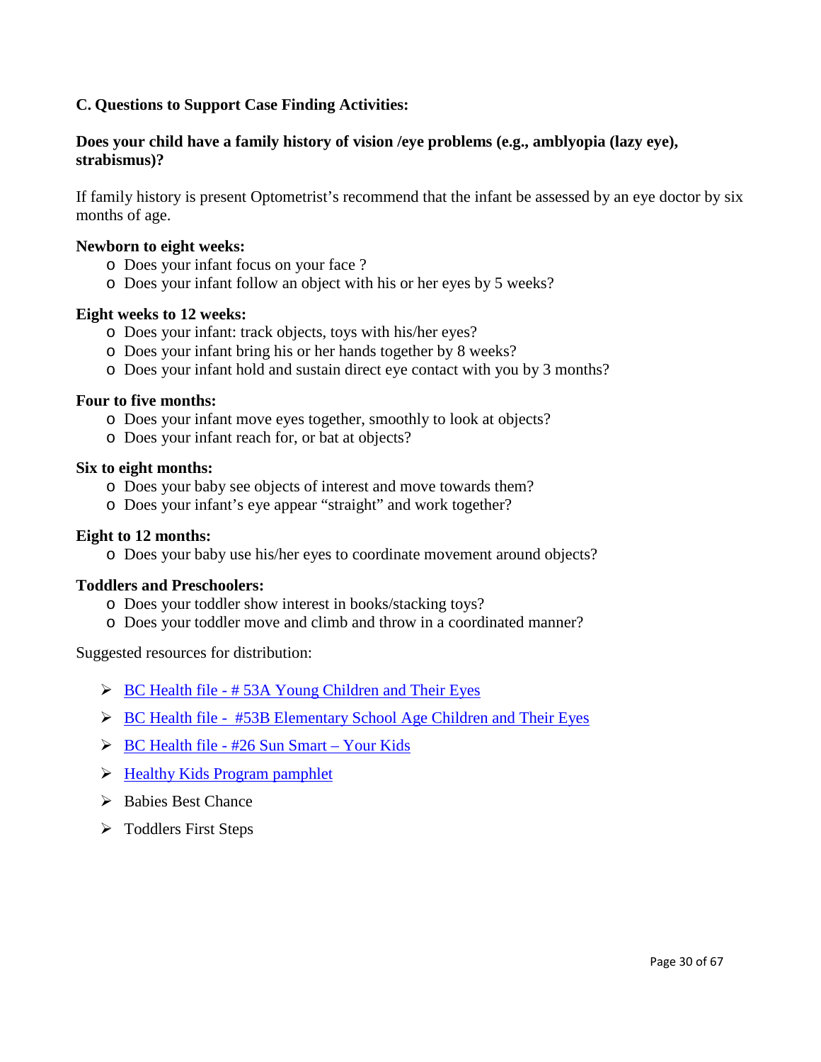## C. Questions to Support Case Finding Activities:

**Does your child have a family history of vision /eye problems (e.g., amblyopia (lazy eye), strabismus)?**

If family history is present Optometrist's recommend that the infant be assessed by an eye doctor by six months of age.

**Newborn to eight weeks:**

- Does your infant focus on your face ?
- Does your infant follow an object with his or her eyes by 5 weeks?

**Eight weeks to 12 weeks:**

- Does your infant: track objects, toys with his/her eyes?
- Does your infant bring his or her hands together by 8 weeks?
- Does your infant hold and sustain direct eye contact with you by 3 months?

**Four to five months:**

- Does your infant move eyes together, smoothly to look at objects?
- Does your infant reach for, or bat at objects?

**Six to eight months:**

- Does your baby see objects of interest and move towards them?
- Does your infant's eye appear "straight" and work together?

**Eight to 12 months:**

- Does your baby use his/her eyes to coordinate movement around objects?

**Toddlers and Preschoolers:**

- Does your toddler show interest in books/stacking toys?
- Does your toddler move and climb and throw in a coordinated manner?

Suggested resources for distribution:

- BC Health file - # 53A Young Children and Their Eyes
- BC Health file - #53B Elementary School Age Children and Their Eyes
- BC Health file - #26 Sun Smart – Your Kids
- Healthy Kids Program pamphlet
- Babies Best Chance
- Toddlers First Steps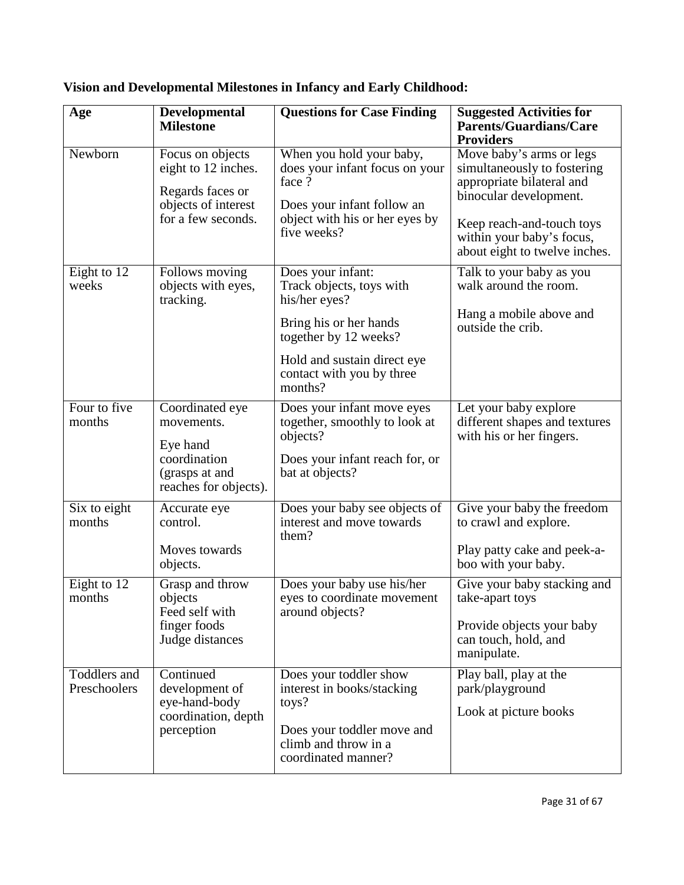**Vision and Developmental Milestones in Infancy and Early Childhood:**

| Age | Developmental Milestone | Questions for Case Finding | Suggested Activities for Parents/Guardians/Care Providers |
|---|---|---|---|
| Newborn | Focus on objects eight to 12 inches.<br><br>Regards faces or objects of interest for a few seconds. | When you hold your baby, does your infant focus on your face ?<br><br>Does your infant follow an object with his or her eyes by five weeks? | Move baby's arms or legs simultaneously to fostering appropriate bilateral and binocular development.<br><br>Keep reach-and-touch toys within your baby's focus, about eight to twelve inches. |
| Eight to 12 weeks | Follows moving objects with eyes, tracking. | Does your infant:<br>Track objects, toys with his/her eyes?<br><br>Bring his or her hands together by 12 weeks?<br><br>Hold and sustain direct eye contact with you by three months? | Talk to your baby as you walk around the room.<br><br>Hang a mobile above and outside the crib. |
| Four to five months | Coordinated eye movements.<br><br>Eye hand coordination (grasps at and reaches for objects). | Does your infant move eyes together, smoothly to look at objects?<br><br>Does your infant reach for, or bat at objects? | Let your baby explore different shapes and textures with his or her fingers. |
| Six to eight months | Accurate eye control.<br><br>Moves towards objects. | Does your baby see objects of interest and move towards them? | Give your baby the freedom to crawl and explore.<br><br>Play patty cake and peek-a-boo with your baby. |
| Eight to 12 months | Grasp and throw objects<br>Feed self with finger foods<br>Judge distances | Does your baby use his/her eyes to coordinate movement around objects? | Give your baby stacking and take-apart toys<br><br>Provide objects your baby can touch, hold, and manipulate. |
| Toddlers and Preschoolers | Continued development of eye-hand-body coordination, depth perception | Does your toddler show interest in books/stacking toys?<br><br>Does your toddler move and climb and throw in a coordinated manner? | Play ball, play at the park/playground<br><br>Look at picture books |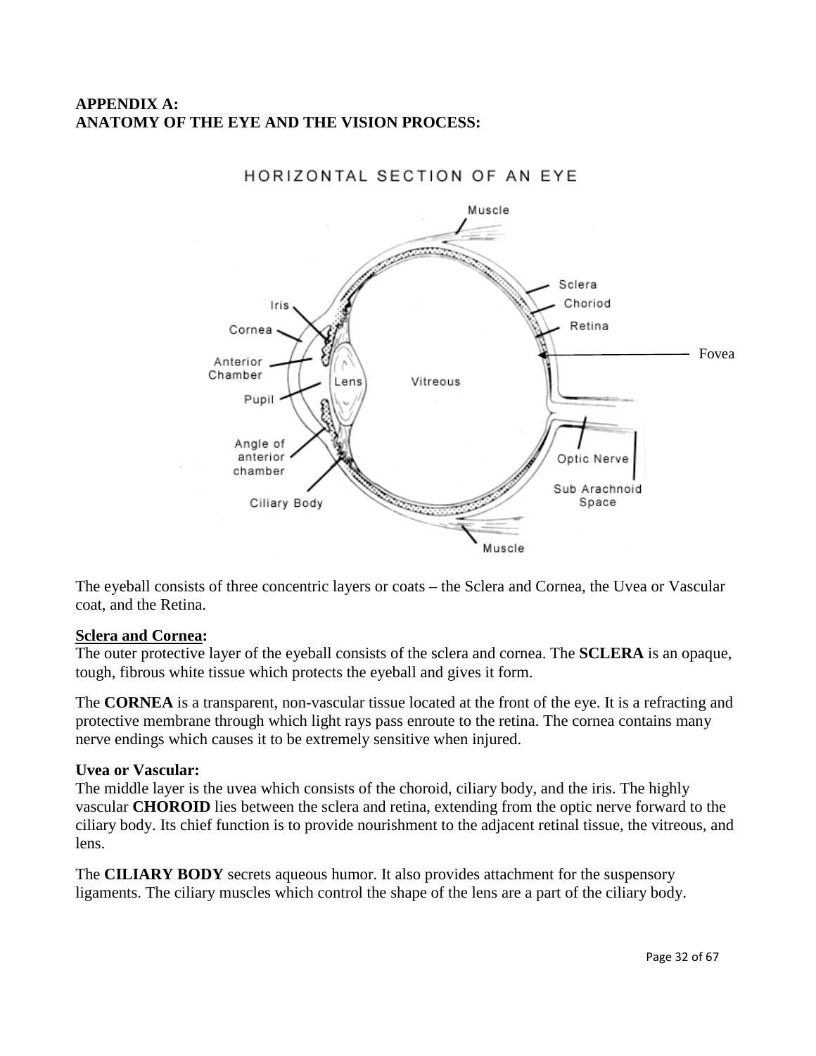**APPENDIX A:**
**ANATOMY OF THE EYE AND THE VISION PROCESS:**

HORIZONTAL SECTION OF AN EYE

Muscle
Sclera
Choriod
Retina
Fovea
Iris
Cornea
Anterior Chamber
Lens
Vitreous
Pupil
Angle of anterior chamber
Optic Nerve
Sub Arachnoid Space
Ciliary Body
Muscle

The eyeball consists of three concentric layers or coats – the Sclera and Cornea, the Uvea or Vascular coat, and the Retina.

**Sclera and Cornea:**

The outer protective layer of the eyeball consists of the sclera and cornea. The **SCLERA** is an opaque, tough, fibrous white tissue which protects the eyeball and gives it form.

The **CORNEA** is a transparent, non-vascular tissue located at the front of the eye. It is a refracting and protective membrane through which light rays pass enroute to the retina. The cornea contains many nerve endings which causes it to be extremely sensitive when injured.

**Uvea or Vascular:**

The middle layer is the uvea which consists of the choroid, ciliary body, and the iris. The highly vascular **CHOROID** lies between the sclera and retina, extending from the optic nerve forward to the ciliary body. Its chief function is to provide nourishment to the adjacent retinal tissue, the vitreous, and lens.

The **CILIARY BODY** secrets aqueous humor. It also provides attachment for the suspensory ligaments. The ciliary muscles which control the shape of the lens are a part of the ciliary body.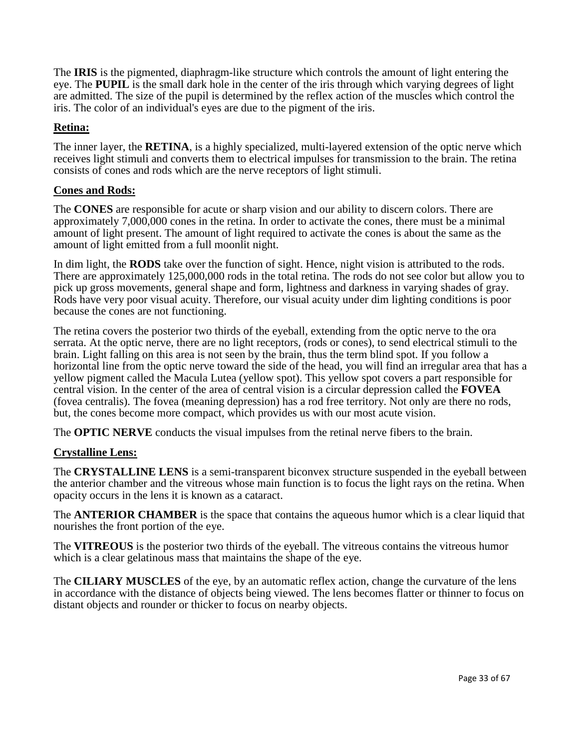The **IRIS** is the pigmented, diaphragm-like structure which controls the amount of light entering the eye. The **PUPIL** is the small dark hole in the center of the iris through which varying degrees of light are admitted. The size of the pupil is determined by the reflex action of the muscles which control the iris. The color of an individual's eyes are due to the pigment of the iris.

## Retina:

The inner layer, the **RETINA**, is a highly specialized, multi-layered extension of the optic nerve which receives light stimuli and converts them to electrical impulses for transmission to the brain. The retina consists of cones and rods which are the nerve receptors of light stimuli.

## Cones and Rods:

The **CONES** are responsible for acute or sharp vision and our ability to discern colors. There are approximately 7,000,000 cones in the retina. In order to activate the cones, there must be a minimal amount of light present. The amount of light required to activate the cones is about the same as the amount of light emitted from a full moonlit night.

In dim light, the **RODS** take over the function of sight. Hence, night vision is attributed to the rods. There are approximately 125,000,000 rods in the total retina. The rods do not see color but allow you to pick up gross movements, general shape and form, lightness and darkness in varying shades of gray. Rods have very poor visual acuity. Therefore, our visual acuity under dim lighting conditions is poor because the cones are not functioning.

The retina covers the posterior two thirds of the eyeball, extending from the optic nerve to the ora serrata. At the optic nerve, there are no light receptors, (rods or cones), to send electrical stimuli to the brain. Light falling on this area is not seen by the brain, thus the term blind spot. If you follow a horizontal line from the optic nerve toward the side of the head, you will find an irregular area that has a yellow pigment called the Macula Lutea (yellow spot). This yellow spot covers a part responsible for central vision. In the center of the area of central vision is a circular depression called the **FOVEA** (fovea centralis). The fovea (meaning depression) has a rod free territory. Not only are there no rods, but, the cones become more compact, which provides us with our most acute vision.

The **OPTIC NERVE** conducts the visual impulses from the retinal nerve fibers to the brain.

## Crystalline Lens:

The **CRYSTALLINE LENS** is a semi-transparent biconvex structure suspended in the eyeball between the anterior chamber and the vitreous whose main function is to focus the light rays on the retina. When opacity occurs in the lens it is known as a cataract.

The **ANTERIOR CHAMBER** is the space that contains the aqueous humor which is a clear liquid that nourishes the front portion of the eye.

The **VITREOUS** is the posterior two thirds of the eyeball. The vitreous contains the vitreous humor which is a clear gelatinous mass that maintains the shape of the eye.

The **CILIARY MUSCLES** of the eye, by an automatic reflex action, change the curvature of the lens in accordance with the distance of objects being viewed. The lens becomes flatter or thinner to focus on distant objects and rounder or thicker to focus on nearby objects.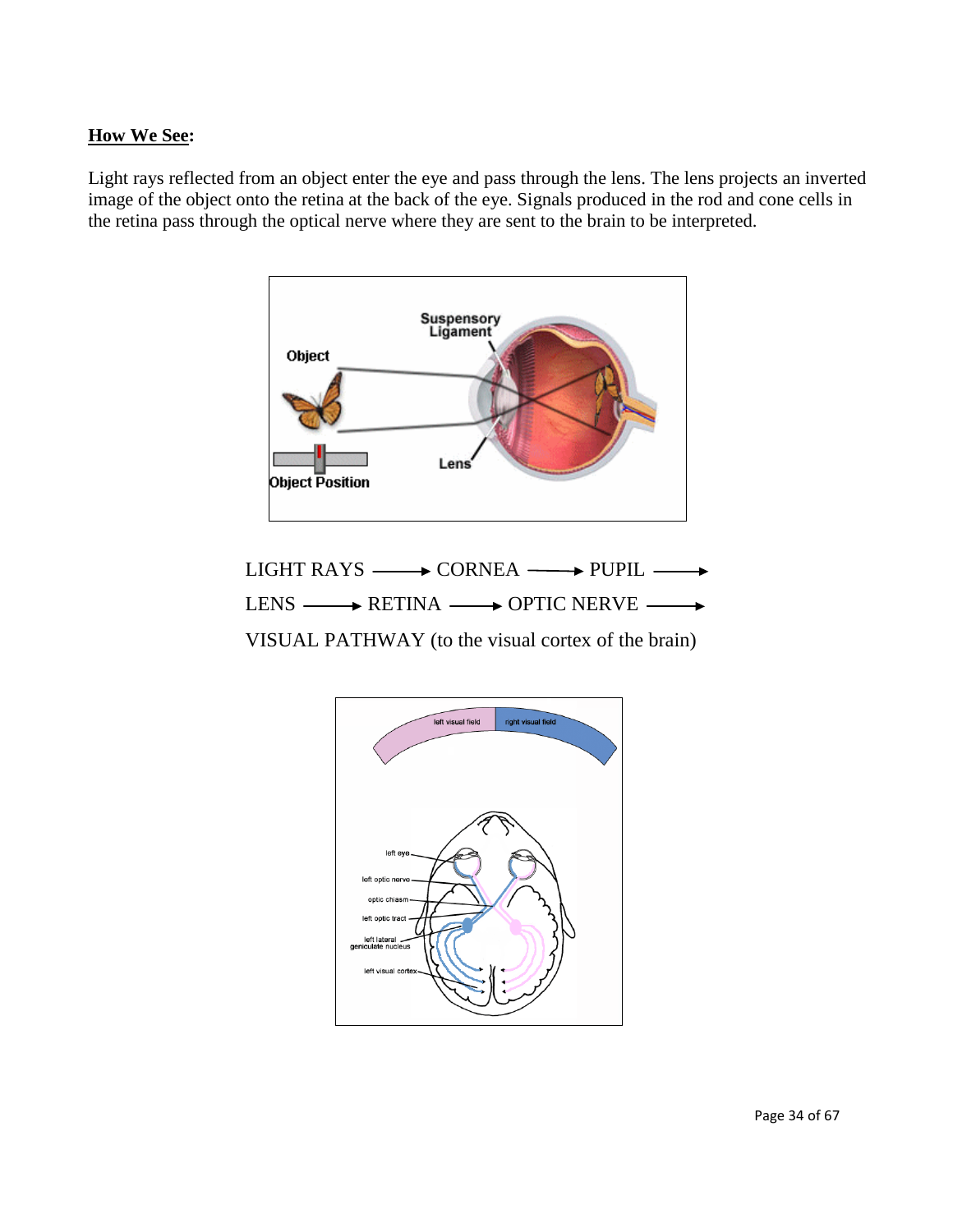**How We See:**

Light rays reflected from an object enter the eye and pass through the lens. The lens projects an inverted image of the object onto the retina at the back of the eye. Signals produced in the rod and cone cells in the retina pass through the optical nerve where they are sent to the brain to be interpreted.

Suspensory Ligament

Object

Object Position

Lens

LIGHT RAYS ⟶ CORNEA ⟶ PUPIL ⟶

LENS ⟶ RETINA ⟶ OPTIC NERVE ⟶

VISUAL PATHWAY (to the visual cortex of the brain)

left visual field

right visual field

left eye

left optic nerve

optic chiasm

left optic tract

left lateral geniculate nucleus

left visual cortex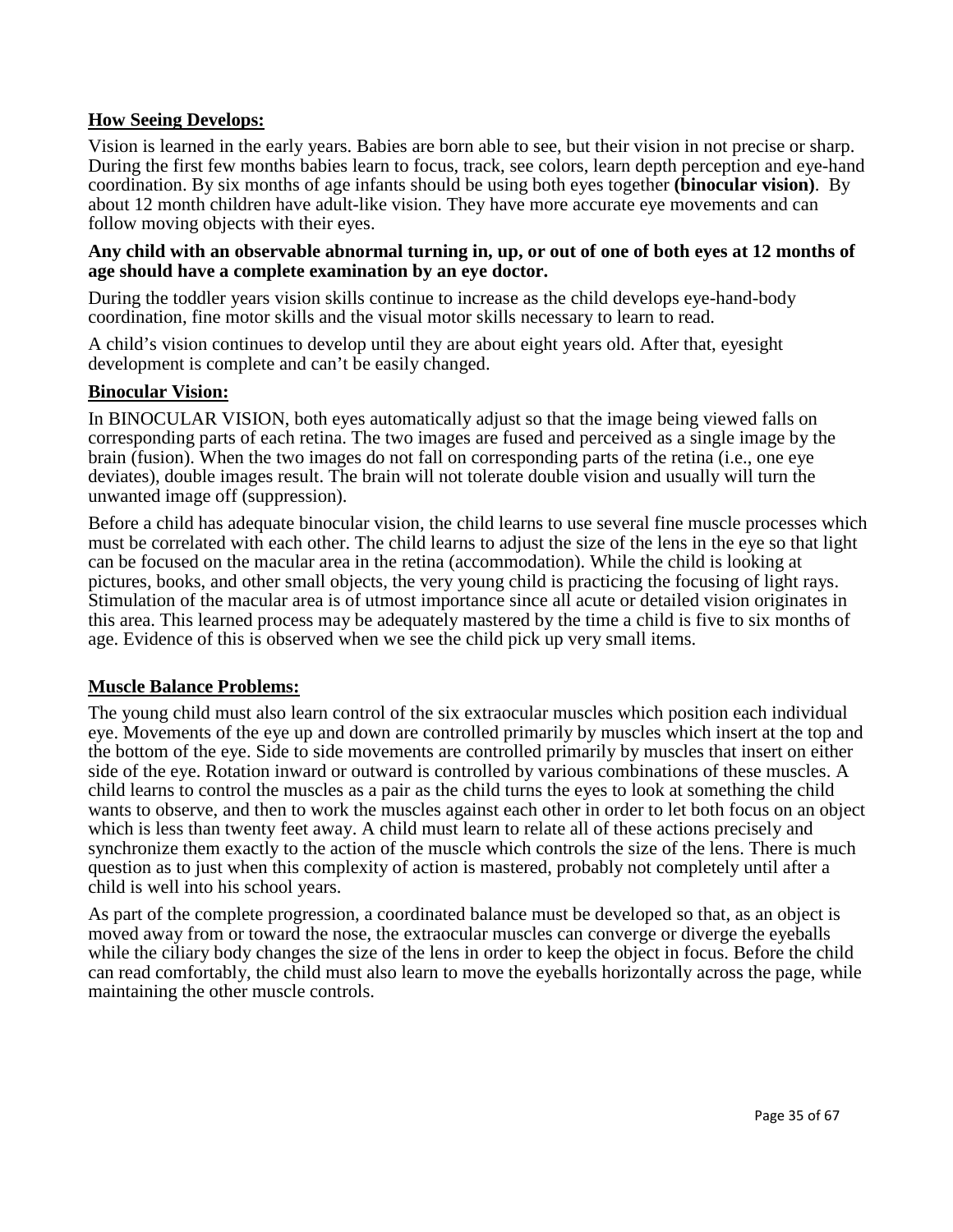**How Seeing Develops:**

Vision is learned in the early years. Babies are born able to see, but their vision in not precise or sharp. During the first few months babies learn to focus, track, see colors, learn depth perception and eye-hand coordination. By six months of age infants should be using both eyes together **(binocular vision)**. By about 12 month children have adult-like vision. They have more accurate eye movements and can follow moving objects with their eyes.

**Any child with an observable abnormal turning in, up, or out of one of both eyes at 12 months of age should have a complete examination by an eye doctor.**

During the toddler years vision skills continue to increase as the child develops eye-hand-body coordination, fine motor skills and the visual motor skills necessary to learn to read.

A child's vision continues to develop until they are about eight years old. After that, eyesight development is complete and can't be easily changed.

**Binocular Vision:**

In BINOCULAR VISION, both eyes automatically adjust so that the image being viewed falls on corresponding parts of each retina. The two images are fused and perceived as a single image by the brain (fusion). When the two images do not fall on corresponding parts of the retina (i.e., one eye deviates), double images result. The brain will not tolerate double vision and usually will turn the unwanted image off (suppression).

Before a child has adequate binocular vision, the child learns to use several fine muscle processes which must be correlated with each other. The child learns to adjust the size of the lens in the eye so that light can be focused on the macular area in the retina (accommodation). While the child is looking at pictures, books, and other small objects, the very young child is practicing the focusing of light rays. Stimulation of the macular area is of utmost importance since all acute or detailed vision originates in this area. This learned process may be adequately mastered by the time a child is five to six months of age. Evidence of this is observed when we see the child pick up very small items.

**Muscle Balance Problems:**

The young child must also learn control of the six extraocular muscles which position each individual eye. Movements of the eye up and down are controlled primarily by muscles which insert at the top and the bottom of the eye. Side to side movements are controlled primarily by muscles that insert on either side of the eye. Rotation inward or outward is controlled by various combinations of these muscles. A child learns to control the muscles as a pair as the child turns the eyes to look at something the child wants to observe, and then to work the muscles against each other in order to let both focus on an object which is less than twenty feet away. A child must learn to relate all of these actions precisely and synchronize them exactly to the action of the muscle which controls the size of the lens. There is much question as to just when this complexity of action is mastered, probably not completely until after a child is well into his school years.

As part of the complete progression, a coordinated balance must be developed so that, as an object is moved away from or toward the nose, the extraocular muscles can converge or diverge the eyeballs while the ciliary body changes the size of the lens in order to keep the object in focus. Before the child can read comfortably, the child must also learn to move the eyeballs horizontally across the page, while maintaining the other muscle controls.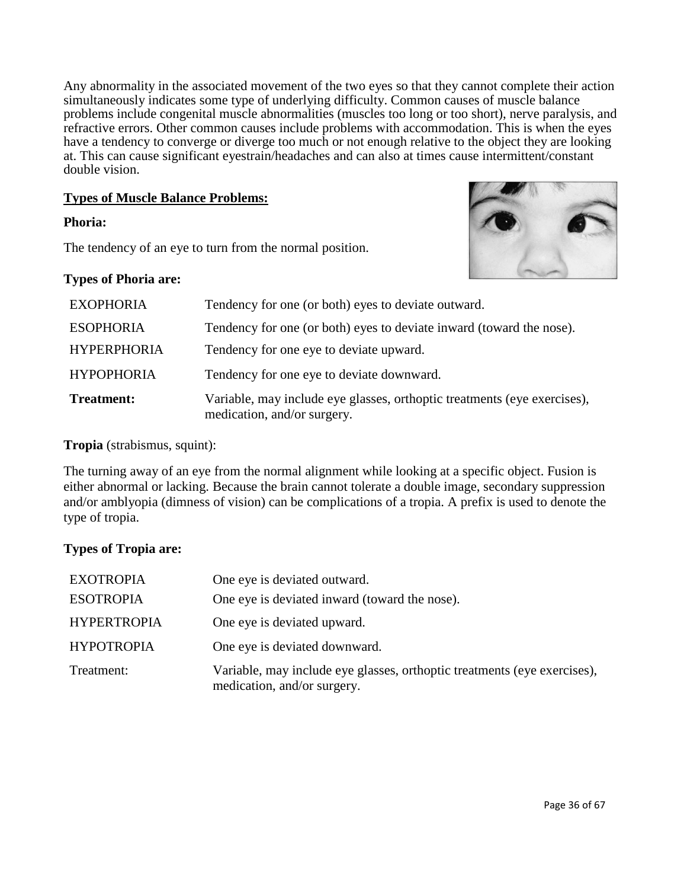Any abnormality in the associated movement of the two eyes so that they cannot complete their action simultaneously indicates some type of underlying difficulty. Common causes of muscle balance problems include congenital muscle abnormalities (muscles too long or too short), nerve paralysis, and refractive errors. Other common causes include problems with accommodation. This is when the eyes have a tendency to converge or diverge too much or not enough relative to the object they are looking at. This can cause significant eyestrain/headaches and can also at times cause intermittent/constant double vision.

**Types of Muscle Balance Problems:**

**Phoria:**

The tendency of an eye to turn from the normal position.

**Types of Phoria are:**

| | |
|---|---|
| EXOPHORIA | Tendency for one (or both) eyes to deviate outward. |
| ESOPHORIA | Tendency for one (or both) eyes to deviate inward (toward the nose). |
| HYPERPHORIA | Tendency for one eye to deviate upward. |
| HYPOPHORIA | Tendency for one eye to deviate downward. |
| **Treatment:** | Variable, may include eye glasses, orthoptic treatments (eye exercises), medication, and/or surgery. |

**Tropia** (strabismus, squint):

The turning away of an eye from the normal alignment while looking at a specific object. Fusion is either abnormal or lacking. Because the brain cannot tolerate a double image, secondary suppression and/or amblyopia (dimness of vision) can be complications of a tropia. A prefix is used to denote the type of tropia.

**Types of Tropia are:**

| | |
|---|---|
| EXOTROPIA | One eye is deviated outward. |
| ESOTROPIA | One eye is deviated inward (toward the nose). |
| HYPERTROPIA | One eye is deviated upward. |
| HYPOTROPIA | One eye is deviated downward. |
| Treatment: | Variable, may include eye glasses, orthoptic treatments (eye exercises), medication, and/or surgery. |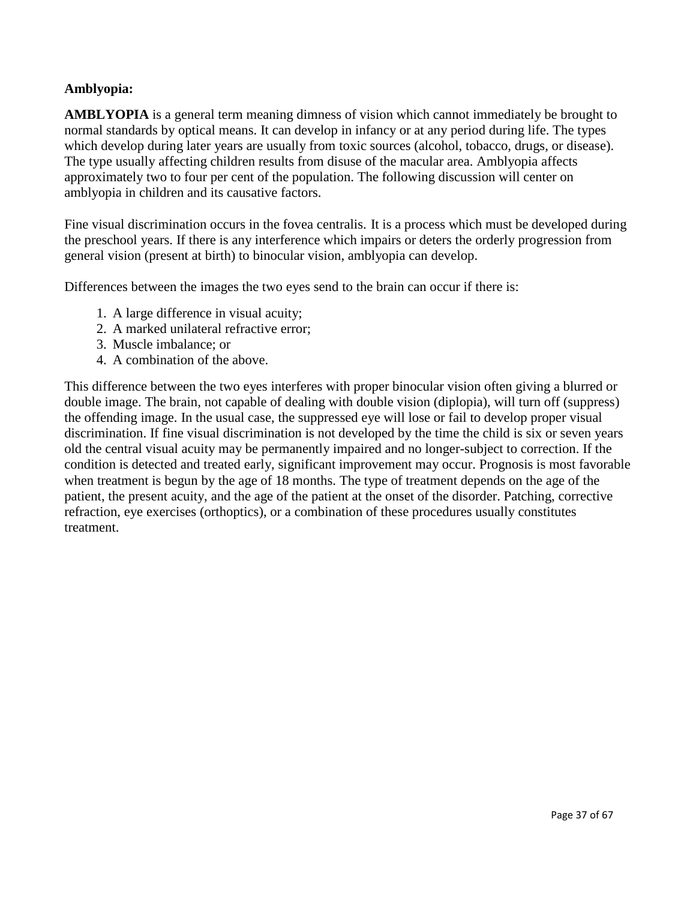**Amblyopia:**

**AMBLYOPIA** is a general term meaning dimness of vision which cannot immediately be brought to normal standards by optical means. It can develop in infancy or at any period during life. The types which develop during later years are usually from toxic sources (alcohol, tobacco, drugs, or disease). The type usually affecting children results from disuse of the macular area. Amblyopia affects approximately two to four per cent of the population. The following discussion will center on amblyopia in children and its causative factors.

Fine visual discrimination occurs in the fovea centralis. It is a process which must be developed during the preschool years. If there is any interference which impairs or deters the orderly progression from general vision (present at birth) to binocular vision, amblyopia can develop.

Differences between the images the two eyes send to the brain can occur if there is:

1. A large difference in visual acuity;
2. A marked unilateral refractive error;
3. Muscle imbalance; or
4. A combination of the above.

This difference between the two eyes interferes with proper binocular vision often giving a blurred or double image. The brain, not capable of dealing with double vision (diplopia), will turn off (suppress) the offending image. In the usual case, the suppressed eye will lose or fail to develop proper visual discrimination. If fine visual discrimination is not developed by the time the child is six or seven years old the central visual acuity may be permanently impaired and no longer-subject to correction. If the condition is detected and treated early, significant improvement may occur. Prognosis is most favorable when treatment is begun by the age of 18 months. The type of treatment depends on the age of the patient, the present acuity, and the age of the patient at the onset of the disorder. Patching, corrective refraction, eye exercises (orthoptics), or a combination of these procedures usually constitutes treatment.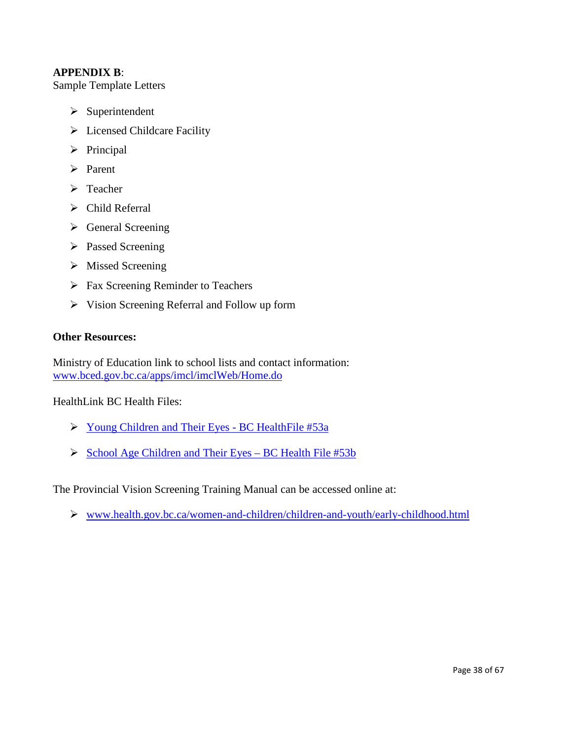**APPENDIX B**:
Sample Template Letters

- Superintendent
- Licensed Childcare Facility
- Principal
- Parent
- Teacher
- Child Referral
- General Screening
- Passed Screening
- Missed Screening
- Fax Screening Reminder to Teachers
- Vision Screening Referral and Follow up form

**Other Resources:**

Ministry of Education link to school lists and contact information:
[www.bced.gov.bc.ca/apps/imcl/imclWeb/Home.do](www.bced.gov.bc.ca/apps/imcl/imclWeb/Home.do)

HealthLink BC Health Files:

- Young Children and Their Eyes - BC HealthFile #53a
- School Age Children and Their Eyes – BC Health File #53b

The Provincial Vision Screening Training Manual can be accessed online at:

- [www.health.gov.bc.ca/women-and-children/children-and-youth/early-childhood.html](www.health.gov.bc.ca/women-and-children/children-and-youth/early-childhood.html)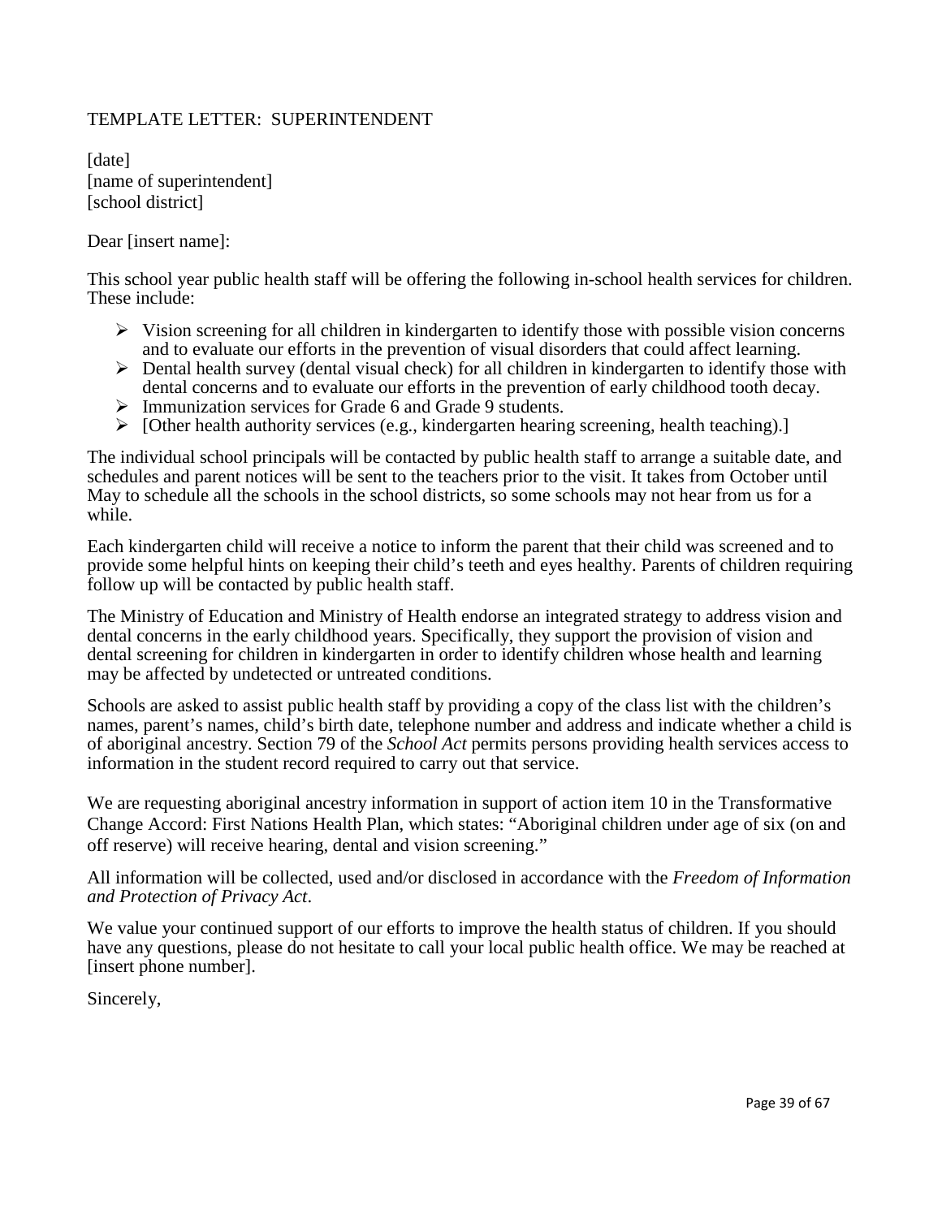TEMPLATE LETTER: SUPERINTENDENT

[date]
[name of superintendent]
[school district]

Dear [insert name]:

This school year public health staff will be offering the following in-school health services for children. These include:

- Vision screening for all children in kindergarten to identify those with possible vision concerns and to evaluate our efforts in the prevention of visual disorders that could affect learning.
- Dental health survey (dental visual check) for all children in kindergarten to identify those with dental concerns and to evaluate our efforts in the prevention of early childhood tooth decay.
- Immunization services for Grade 6 and Grade 9 students.
- [Other health authority services (e.g., kindergarten hearing screening, health teaching).]

The individual school principals will be contacted by public health staff to arrange a suitable date, and schedules and parent notices will be sent to the teachers prior to the visit. It takes from October until May to schedule all the schools in the school districts, so some schools may not hear from us for a while.

Each kindergarten child will receive a notice to inform the parent that their child was screened and to provide some helpful hints on keeping their child's teeth and eyes healthy. Parents of children requiring follow up will be contacted by public health staff.

The Ministry of Education and Ministry of Health endorse an integrated strategy to address vision and dental concerns in the early childhood years. Specifically, they support the provision of vision and dental screening for children in kindergarten in order to identify children whose health and learning may be affected by undetected or untreated conditions.

Schools are asked to assist public health staff by providing a copy of the class list with the children's names, parent's names, child's birth date, telephone number and address and indicate whether a child is of aboriginal ancestry. Section 79 of the *School Act* permits persons providing health services access to information in the student record required to carry out that service.

We are requesting aboriginal ancestry information in support of action item 10 in the Transformative Change Accord: First Nations Health Plan, which states: "Aboriginal children under age of six (on and off reserve) will receive hearing, dental and vision screening."

All information will be collected, used and/or disclosed in accordance with the *Freedom of Information and Protection of Privacy Act*.

We value your continued support of our efforts to improve the health status of children. If you should have any questions, please do not hesitate to call your local public health office. We may be reached at [insert phone number].

Sincerely,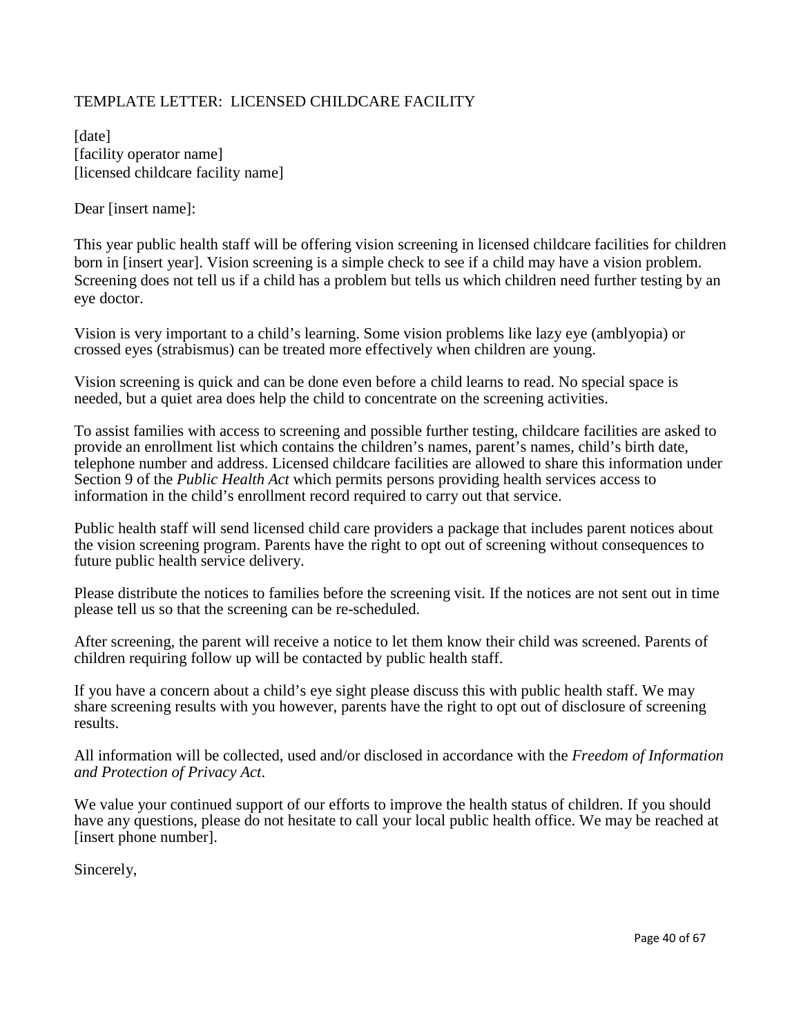TEMPLATE LETTER: LICENSED CHILDCARE FACILITY

[date]
[facility operator name]
[licensed childcare facility name]

Dear [insert name]:

This year public health staff will be offering vision screening in licensed childcare facilities for children born in [insert year]. Vision screening is a simple check to see if a child may have a vision problem. Screening does not tell us if a child has a problem but tells us which children need further testing by an eye doctor.

Vision is very important to a child's learning. Some vision problems like lazy eye (amblyopia) or crossed eyes (strabismus) can be treated more effectively when children are young.

Vision screening is quick and can be done even before a child learns to read. No special space is needed, but a quiet area does help the child to concentrate on the screening activities.

To assist families with access to screening and possible further testing, childcare facilities are asked to provide an enrollment list which contains the children's names, parent's names, child's birth date, telephone number and address. Licensed childcare facilities are allowed to share this information under Section 9 of the *Public Health Act* which permits persons providing health services access to information in the child's enrollment record required to carry out that service.

Public health staff will send licensed child care providers a package that includes parent notices about the vision screening program. Parents have the right to opt out of screening without consequences to future public health service delivery.

Please distribute the notices to families before the screening visit. If the notices are not sent out in time please tell us so that the screening can be re-scheduled.

After screening, the parent will receive a notice to let them know their child was screened. Parents of children requiring follow up will be contacted by public health staff.

If you have a concern about a child's eye sight please discuss this with public health staff. We may share screening results with you however, parents have the right to opt out of disclosure of screening results.

All information will be collected, used and/or disclosed in accordance with the *Freedom of Information and Protection of Privacy Act*.

We value your continued support of our efforts to improve the health status of children. If you should have any questions, please do not hesitate to call your local public health office. We may be reached at [insert phone number].

Sincerely,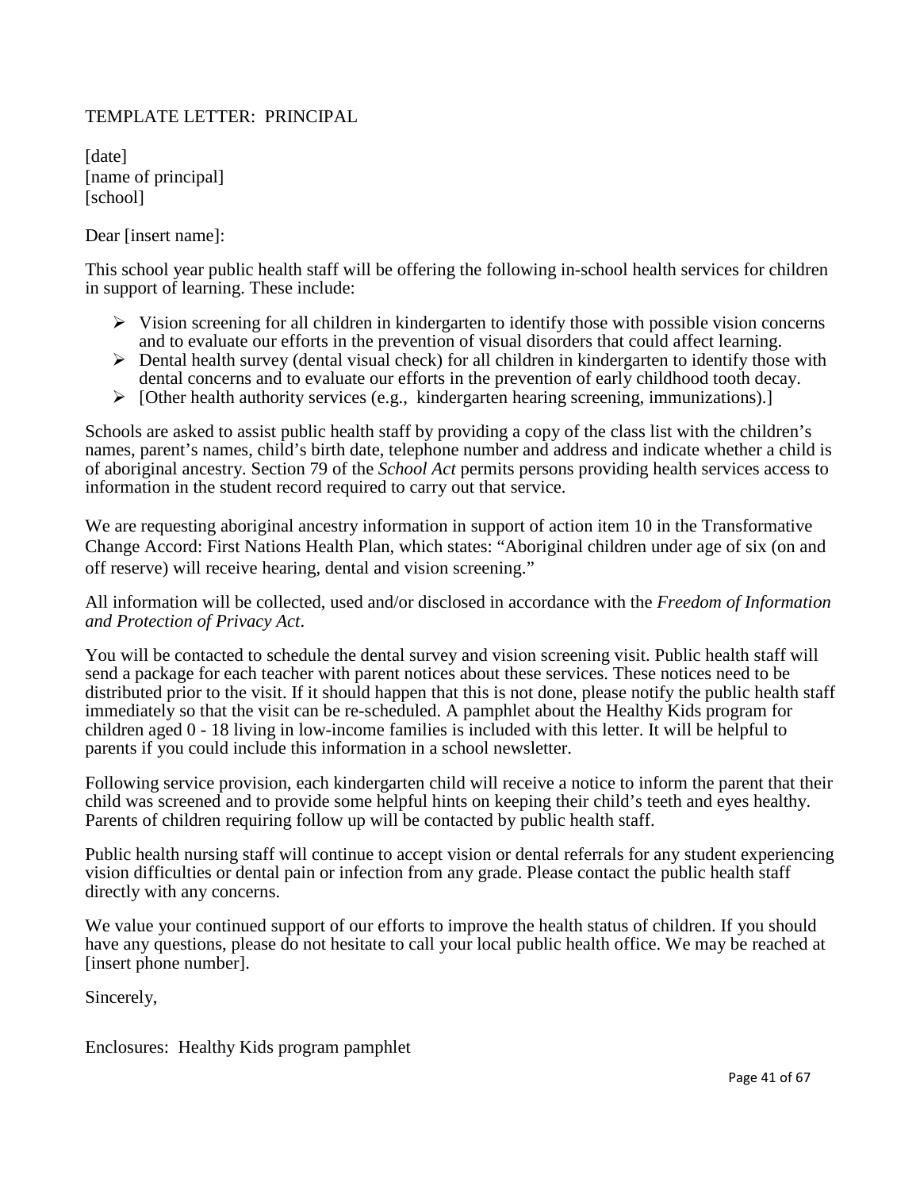TEMPLATE LETTER: PRINCIPAL

[date]
[name of principal]
[school]

Dear [insert name]:

This school year public health staff will be offering the following in-school health services for children in support of learning. These include:

- Vision screening for all children in kindergarten to identify those with possible vision concerns and to evaluate our efforts in the prevention of visual disorders that could affect learning.
- Dental health survey (dental visual check) for all children in kindergarten to identify those with dental concerns and to evaluate our efforts in the prevention of early childhood tooth decay.
- [Other health authority services (e.g., kindergarten hearing screening, immunizations).]

Schools are asked to assist public health staff by providing a copy of the class list with the children's names, parent's names, child's birth date, telephone number and address and indicate whether a child is of aboriginal ancestry. Section 79 of the *School Act* permits persons providing health services access to information in the student record required to carry out that service.

We are requesting aboriginal ancestry information in support of action item 10 in the Transformative Change Accord: First Nations Health Plan, which states: "Aboriginal children under age of six (on and off reserve) will receive hearing, dental and vision screening."

All information will be collected, used and/or disclosed in accordance with the *Freedom of Information and Protection of Privacy Act*.

You will be contacted to schedule the dental survey and vision screening visit. Public health staff will send a package for each teacher with parent notices about these services. These notices need to be distributed prior to the visit. If it should happen that this is not done, please notify the public health staff immediately so that the visit can be re-scheduled. A pamphlet about the Healthy Kids program for children aged 0 - 18 living in low-income families is included with this letter. It will be helpful to parents if you could include this information in a school newsletter.

Following service provision, each kindergarten child will receive a notice to inform the parent that their child was screened and to provide some helpful hints on keeping their child's teeth and eyes healthy. Parents of children requiring follow up will be contacted by public health staff.

Public health nursing staff will continue to accept vision or dental referrals for any student experiencing vision difficulties or dental pain or infection from any grade. Please contact the public health staff directly with any concerns.

We value your continued support of our efforts to improve the health status of children. If you should have any questions, please do not hesitate to call your local public health office. We may be reached at [insert phone number].

Sincerely,

Enclosures: Healthy Kids program pamphlet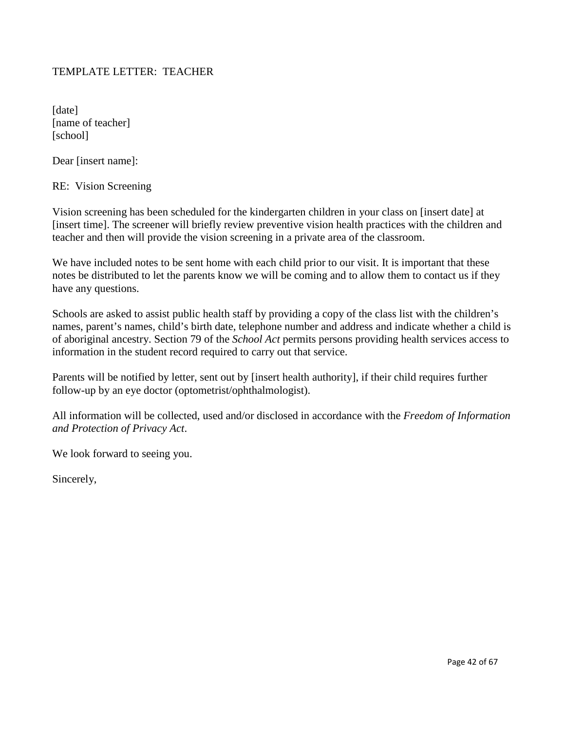TEMPLATE LETTER: TEACHER

[date]
[name of teacher]
[school]

Dear [insert name]:

RE: Vision Screening

Vision screening has been scheduled for the kindergarten children in your class on [insert date] at [insert time]. The screener will briefly review preventive vision health practices with the children and teacher and then will provide the vision screening in a private area of the classroom.

We have included notes to be sent home with each child prior to our visit. It is important that these notes be distributed to let the parents know we will be coming and to allow them to contact us if they have any questions.

Schools are asked to assist public health staff by providing a copy of the class list with the children's names, parent's names, child's birth date, telephone number and address and indicate whether a child is of aboriginal ancestry. Section 79 of the *School Act* permits persons providing health services access to information in the student record required to carry out that service.

Parents will be notified by letter, sent out by [insert health authority], if their child requires further follow-up by an eye doctor (optometrist/ophthalmologist).

All information will be collected, used and/or disclosed in accordance with the *Freedom of Information and Protection of Privacy Act*.

We look forward to seeing you.

Sincerely,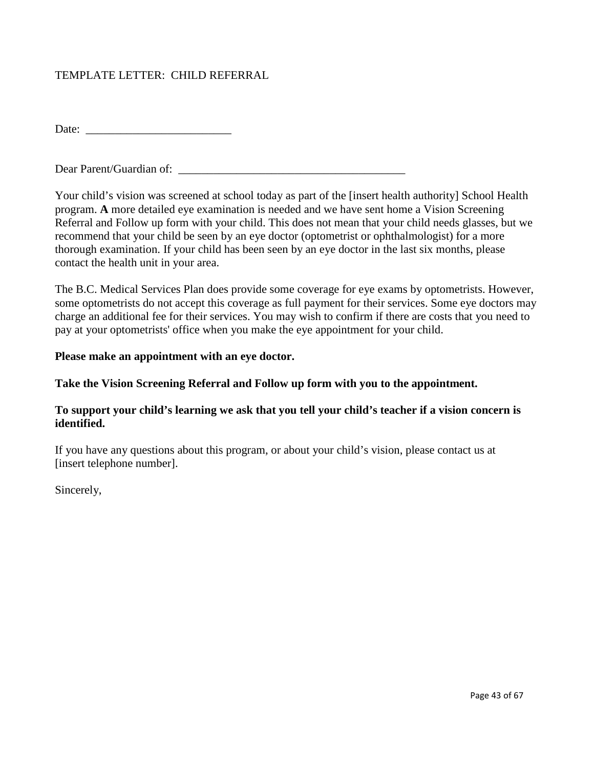TEMPLATE LETTER: CHILD REFERRAL

Date: ________________________

Dear Parent/Guardian of: ________________________________________

Your child's vision was screened at school today as part of the [insert health authority] School Health program. **A** more detailed eye examination is needed and we have sent home a Vision Screening Referral and Follow up form with your child. This does not mean that your child needs glasses, but we recommend that your child be seen by an eye doctor (optometrist or ophthalmologist) for a more thorough examination. If your child has been seen by an eye doctor in the last six months, please contact the health unit in your area.

The B.C. Medical Services Plan does provide some coverage for eye exams by optometrists. However, some optometrists do not accept this coverage as full payment for their services. Some eye doctors may charge an additional fee for their services. You may wish to confirm if there are costs that you need to pay at your optometrists' office when you make the eye appointment for your child.

**Please make an appointment with an eye doctor.**

**Take the Vision Screening Referral and Follow up form with you to the appointment.**

**To support your child's learning we ask that you tell your child's teacher if a vision concern is identified.**

If you have any questions about this program, or about your child's vision, please contact us at [insert telephone number].

Sincerely,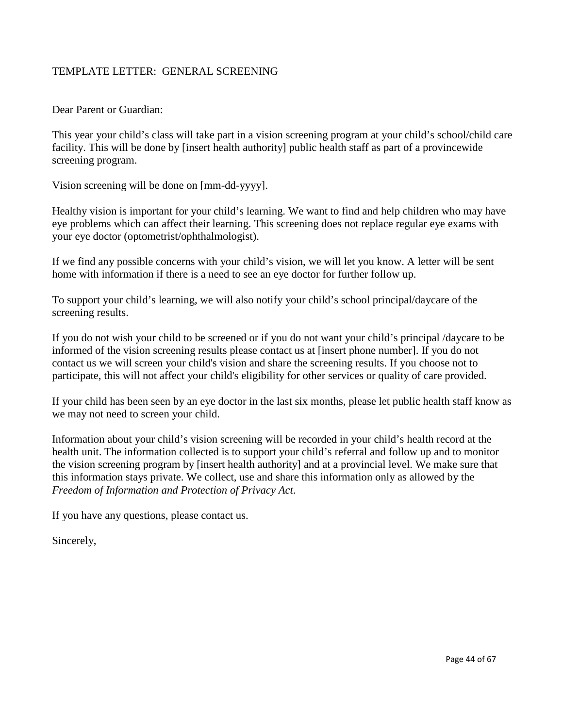TEMPLATE LETTER: GENERAL SCREENING

Dear Parent or Guardian:

This year your child’s class will take part in a vision screening program at your child’s school/child care facility. This will be done by [insert health authority] public health staff as part of a provincewide screening program.

Vision screening will be done on [mm-dd-yyyy].

Healthy vision is important for your child’s learning. We want to find and help children who may have eye problems which can affect their learning. This screening does not replace regular eye exams with your eye doctor (optometrist/ophthalmologist).

If we find any possible concerns with your child’s vision, we will let you know. A letter will be sent home with information if there is a need to see an eye doctor for further follow up.

To support your child’s learning, we will also notify your child’s school principal/daycare of the screening results.

If you do not wish your child to be screened or if you do not want your child’s principal /daycare to be informed of the vision screening results please contact us at [insert phone number]. If you do not contact us we will screen your child's vision and share the screening results. If you choose not to participate, this will not affect your child's eligibility for other services or quality of care provided.

If your child has been seen by an eye doctor in the last six months, please let public health staff know as we may not need to screen your child.

Information about your child’s vision screening will be recorded in your child’s health record at the health unit. The information collected is to support your child’s referral and follow up and to monitor the vision screening program by [insert health authority] and at a provincial level. We make sure that this information stays private. We collect, use and share this information only as allowed by the *Freedom of Information and Protection of Privacy Act*.

If you have any questions, please contact us.

Sincerely,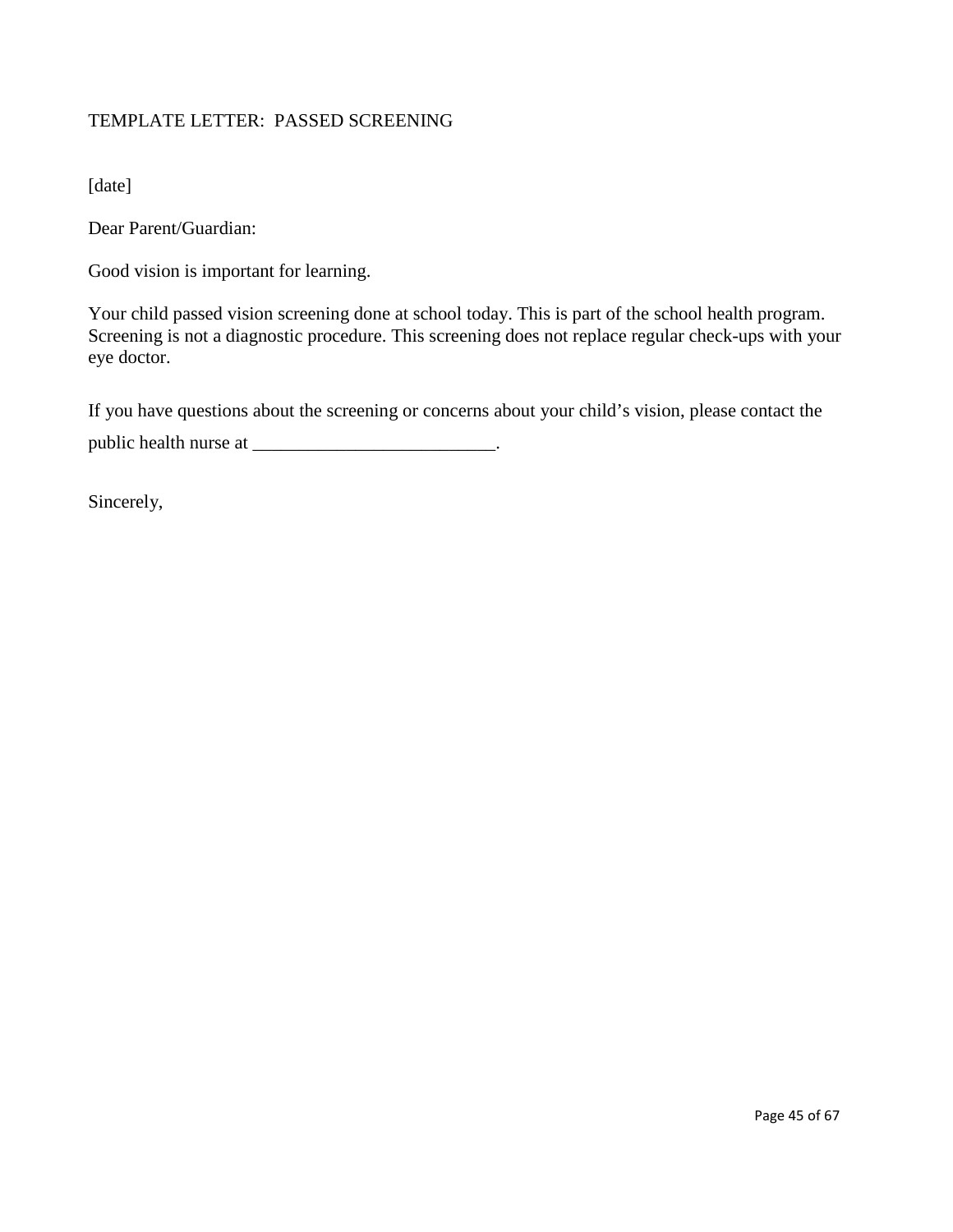TEMPLATE LETTER: PASSED SCREENING

[date]

Dear Parent/Guardian:

Good vision is important for learning.

Your child passed vision screening done at school today. This is part of the school health program. Screening is not a diagnostic procedure. This screening does not replace regular check-ups with your eye doctor.

If you have questions about the screening or concerns about your child's vision, please contact the public health nurse at __________________________.

Sincerely,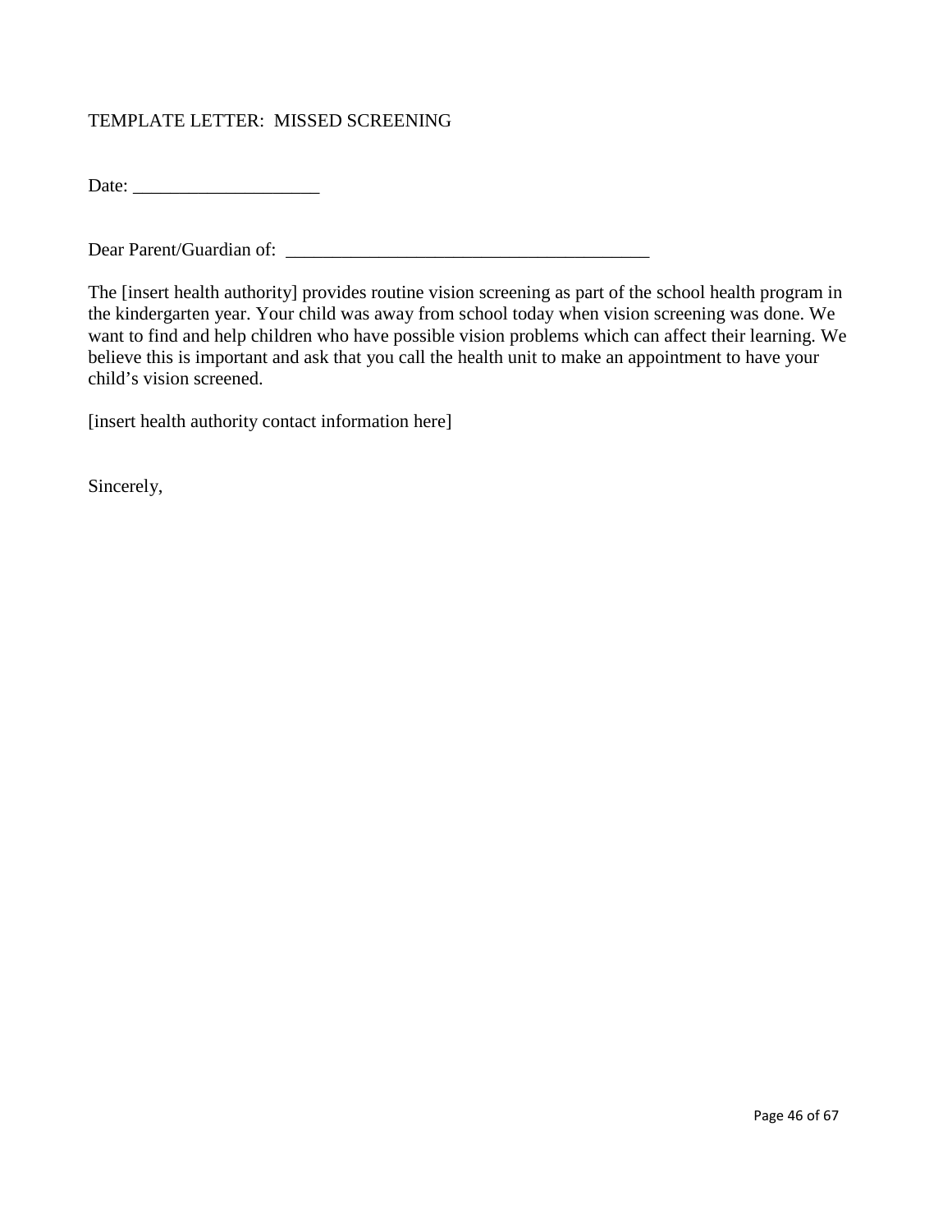TEMPLATE LETTER: MISSED SCREENING

Date: ____________________

Dear Parent/Guardian of: ________________________________________

The [insert health authority] provides routine vision screening as part of the school health program in the kindergarten year. Your child was away from school today when vision screening was done. We want to find and help children who have possible vision problems which can affect their learning. We believe this is important and ask that you call the health unit to make an appointment to have your child's vision screened.

[insert health authority contact information here]

Sincerely,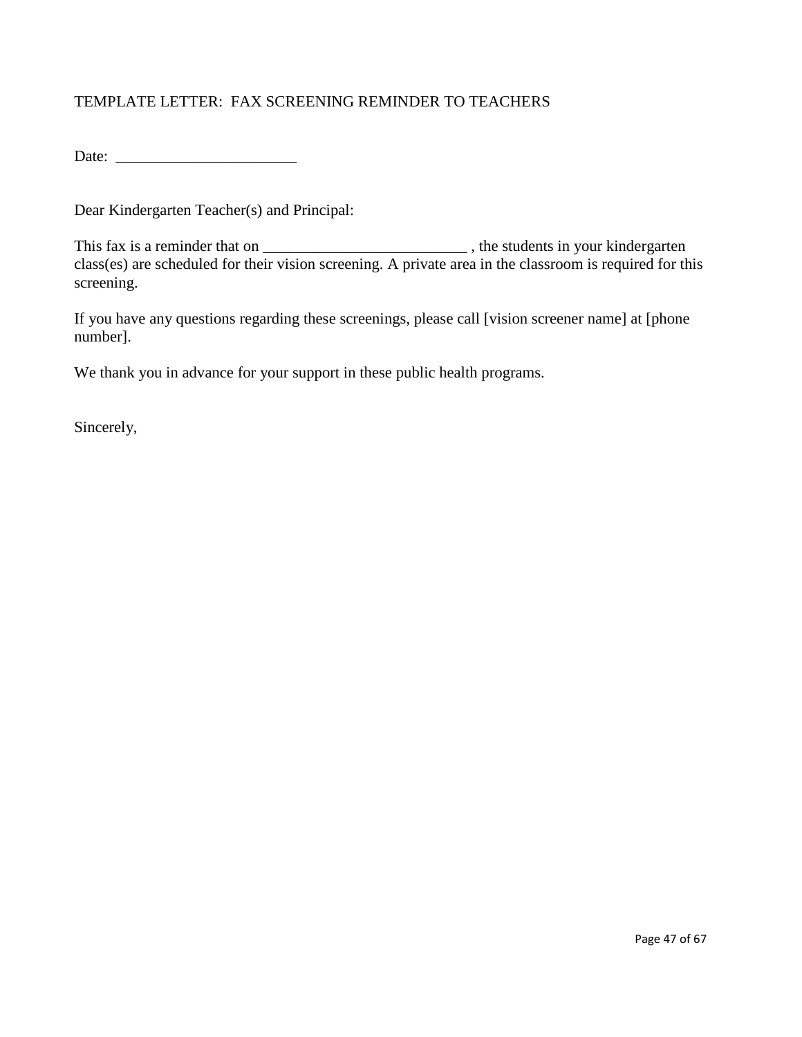TEMPLATE LETTER: FAX SCREENING REMINDER TO TEACHERS

Date: _______________________

Dear Kindergarten Teacher(s) and Principal:

This fax is a reminder that on __________________________ , the students in your kindergarten class(es) are scheduled for their vision screening. A private area in the classroom is required for this screening.

If you have any questions regarding these screenings, please call [vision screener name] at [phone number].

We thank you in advance for your support in these public health programs.

Sincerely,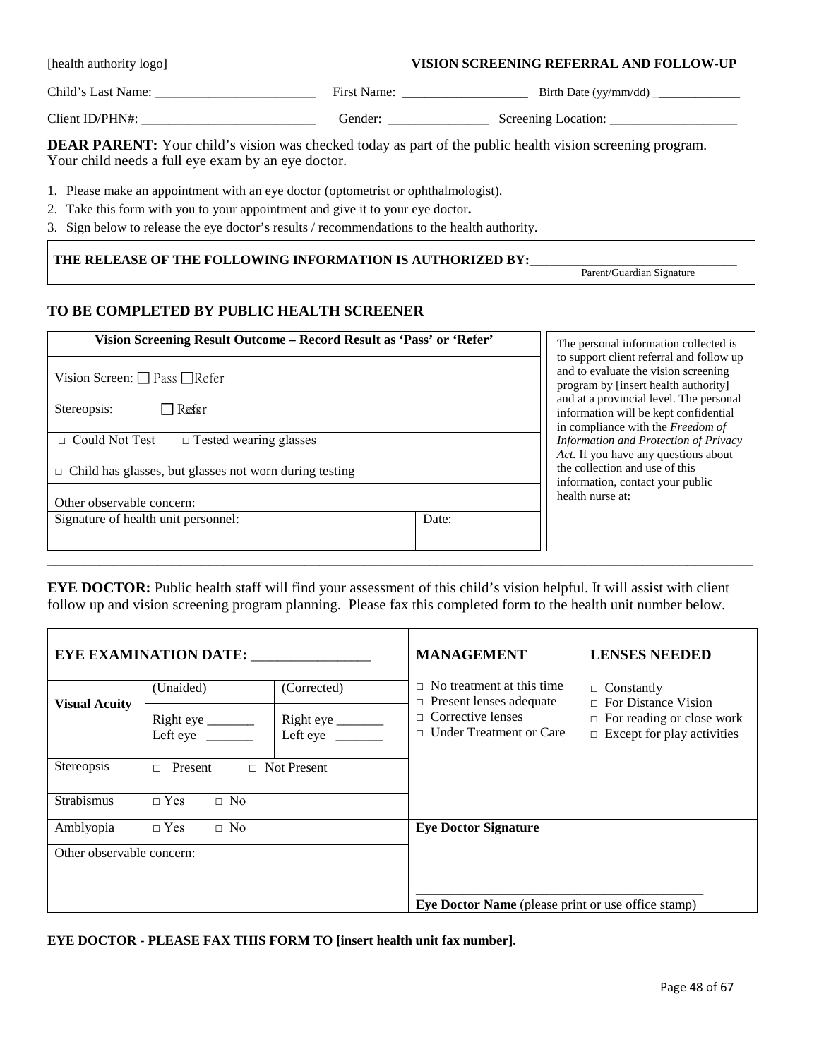[health authority logo] **VISION SCREENING REFERRAL AND FOLLOW-UP**

Child's Last Name: ________________________ First Name: ___________________ Birth Date (yy/mm/dd) _____________

Client ID/PHN#: __________________________ Gender: _______________ Screening Location: ___________________

**DEAR PARENT:** Your child's vision was checked today as part of the public health vision screening program. Your child needs a full eye exam by an eye doctor.

1. Please make an appointment with an eye doctor (optometrist or ophthalmologist).
2. Take this form with you to your appointment and give it to your eye doctor**.**
3. Sign below to release the eye doctor's results / recommendations to the health authority.

**THE RELEASE OF THE FOLLOWING INFORMATION IS AUTHORIZED BY:______________________________**
Parent/Guardian Signature

## TO BE COMPLETED BY PUBLIC HEALTH SCREENER

| Vision Screening Result Outcome – Record Result as 'Pass' or 'Refer' | |
|---|---|
| Vision Screen: ☐ Pass ☐Refer<br>Stereopsis: ☐ Pass ☐Refer | |
| □ Could Not Test □ Tested wearing glasses<br>□ Child has glasses, but glasses not worn during testing | |
| Other observable concern: | |
| Signature of health unit personnel: | Date: |

The personal information collected is to support client referral and follow up and to evaluate the vision screening program by [insert health authority] and at a provincial level. The personal information will be kept confidential in compliance with the *Freedom of Information and Protection of Privacy Act.* If you have any questions about the collection and use of this information, contact your public health nurse at:

---

**EYE DOCTOR:** Public health staff will find your assessment of this child's vision helpful. It will assist with client follow up and vision screening program planning. Please fax this completed form to the health unit number below.

| **EYE EXAMINATION DATE:** ________________ | | |
|---|---|---|
| **Visual Acuity** | (Unaided) | (Corrected) |
| | Right eye _______<br>Left eye _______ | Right eye _______<br>Left eye _______ |
| Stereopsis | □ Present □ Not Present | |
| Strabismus | □ Yes □ No | |
| Amblyopia | □ Yes □ No | |
| Other observable concern: | | |

| **MANAGEMENT** | **LENSES NEEDED** |
|---|---|
| □ No treatment at this time<br>□ Present lenses adequate<br>□ Corrective lenses<br>□ Under Treatment or Care | □ Constantly<br>□ For Distance Vision<br>□ For reading or close work<br>□ Except for play activities |

**Eye Doctor Signature**

__________________________________________
**Eye Doctor Name** (please print or use office stamp)

**EYE DOCTOR - PLEASE FAX THIS FORM TO [insert health unit fax number].**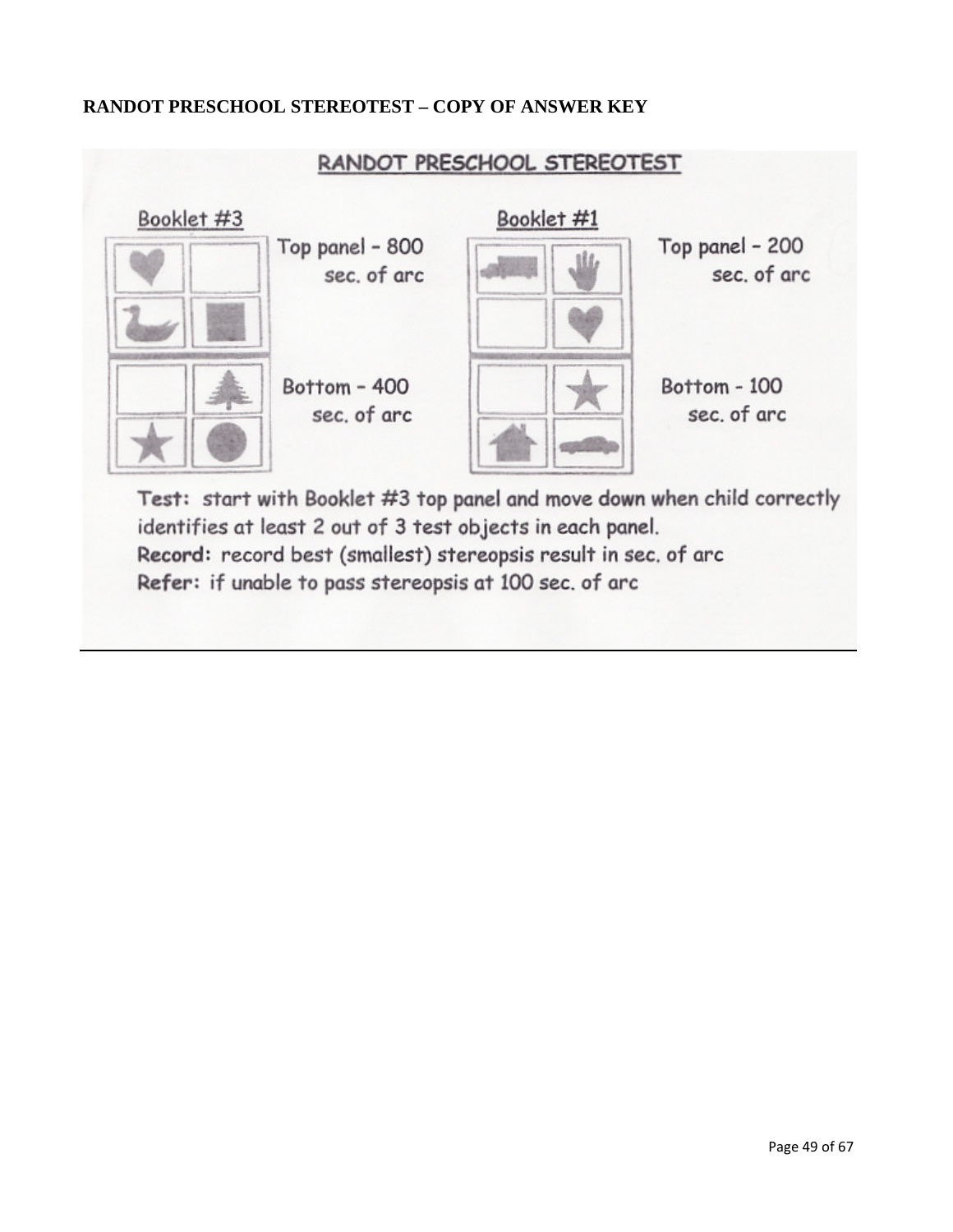**RANDOT PRESCHOOL STEREOTEST – COPY OF ANSWER KEY**

RANDOT PRESCHOOL STEREOTEST

Booklet #3

Top panel - 800 sec. of arc

Bottom - 400 sec. of arc

Booklet #1

Top panel - 200 sec. of arc

Bottom - 100 sec. of arc

**Test:** start with Booklet #3 top panel and move down when child correctly identifies at least 2 out of 3 test objects in each panel.

**Record:** record best (smallest) stereopsis result in sec. of arc

**Refer:** if unable to pass stereopsis at 100 sec. of arc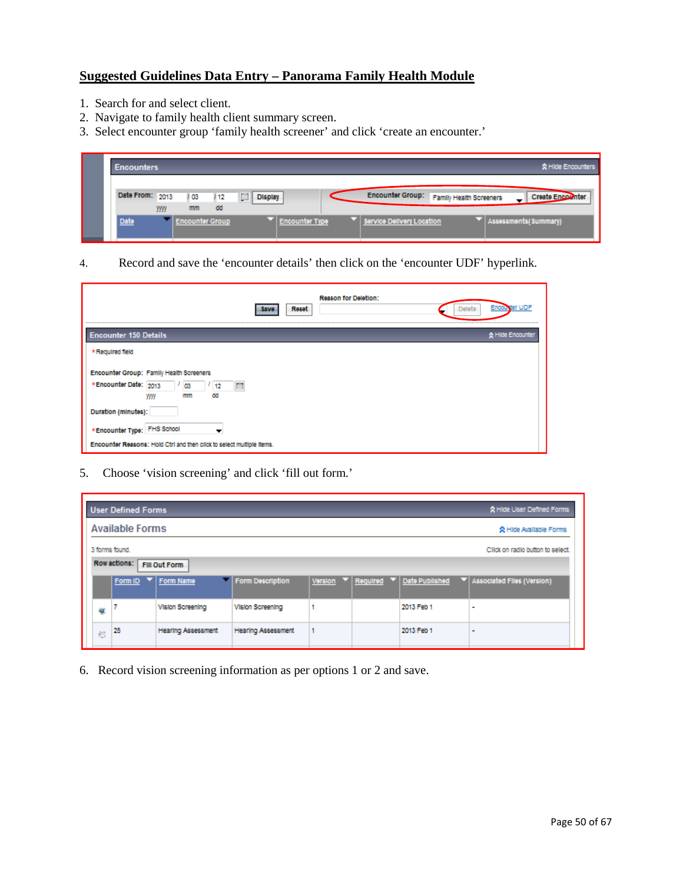# Suggested Guidelines Data Entry – Panorama Family Health Module

1. Search for and select client.
2. Navigate to family health client summary screen.
3. Select encounter group 'family health screener' and click 'create an encounter.'

4. Record and save the 'encounter details' then click on the 'encounter UDF' hyperlink.

5. Choose 'vision screening' and click 'fill out form.'

6. Record vision screening information as per options 1 or 2 and save.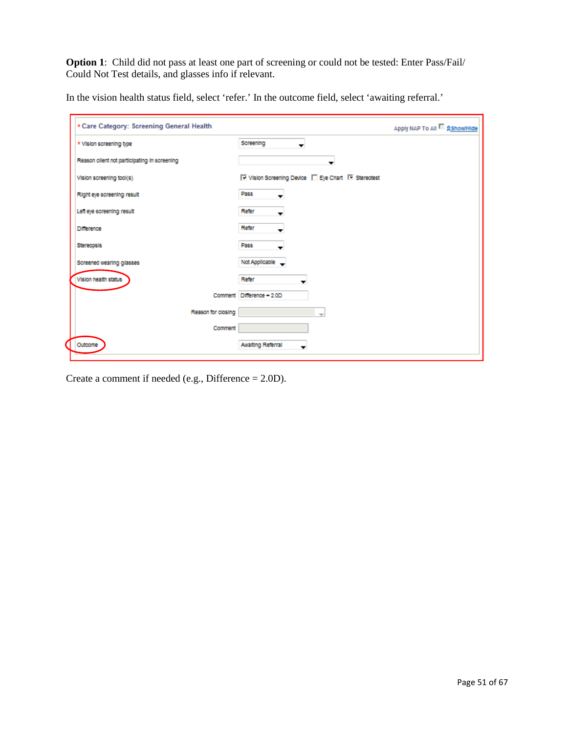**Option 1**: Child did not pass at least one part of screening or could not be tested: Enter Pass/Fail/ Could Not Test details, and glasses info if relevant.

In the vision health status field, select 'refer.' In the outcome field, select 'awaiting referral.'

| | |
|---|---|
| * Care Category: Screening General Health | Apply NAP To All ShowHide |
| * Vision screening type | Screening |
| Reason client not participating in screening | |
| Vision screening tool(s) | ☑ Vision Screening Device ☐ Eye Chart ☑ Stereotest |
| Right eye screening result | Pass |
| Left eye screening result | Refer |
| Difference | Refer |
| Stereopsis | Pass |
| Screened wearing glasses | Not Applicable |
| Vision health status | Refer |
| Comment | Difference = 2.0D |
| Reason for closing | |
| Comment | |
| Outcome | Awaiting Referral |

Create a comment if needed (e.g., Difference = 2.0D).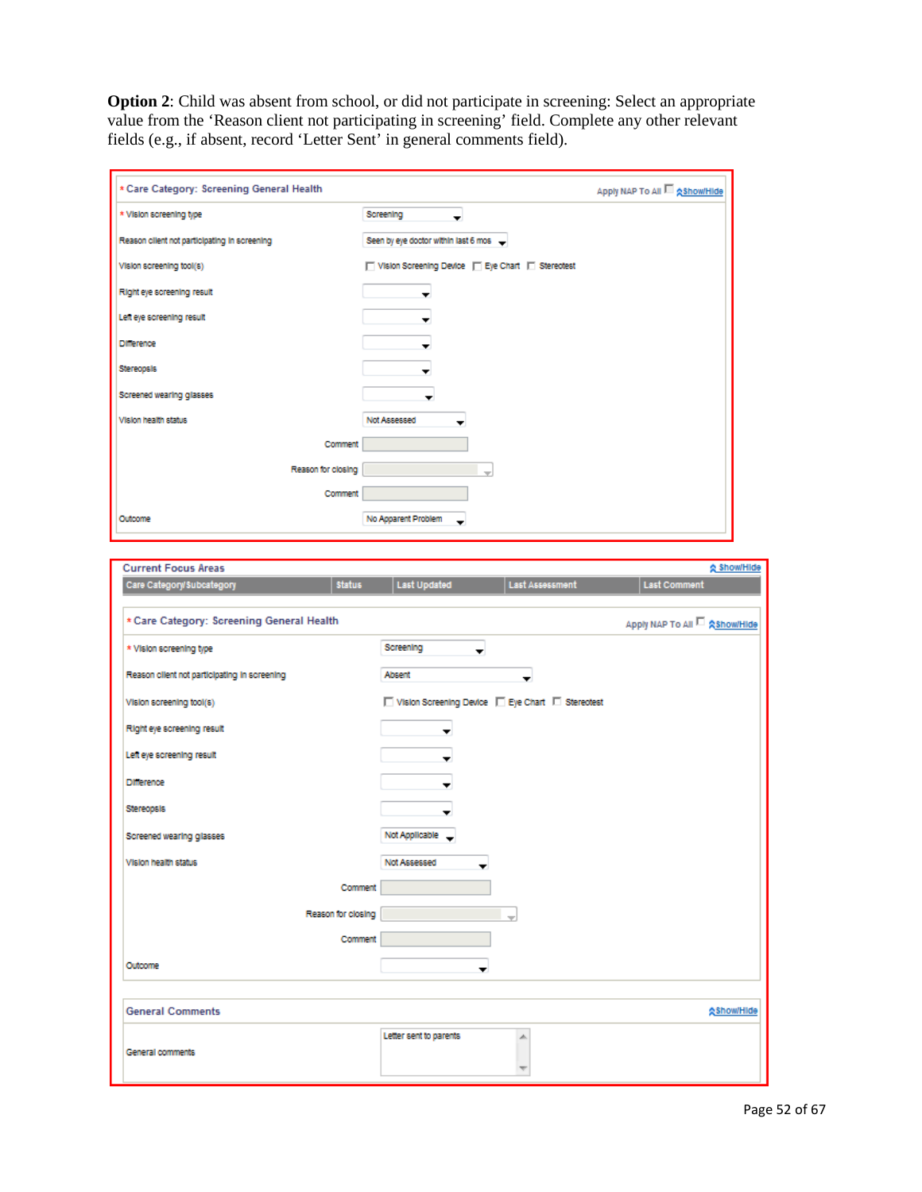**Option 2**: Child was absent from school, or did not participate in screening: Select an appropriate value from the 'Reason client not participating in screening' field. Complete any other relevant fields (e.g., if absent, record 'Letter Sent' in general comments field).

* Care Category: Screening General Health — Apply NAP To All — Show/Hide

| | |
|---|---|
| * Vision screening type | Screening |
| Reason client not participating in screening | Seen by eye doctor within last 6 mos |
| Vision screening tool(s) | Vision Screening Device, Eye Chart, Stereotest |
| Right eye screening result | |
| Left eye screening result | |
| Difference | |
| Stereopsis | |
| Screened wearing glasses | |
| Vision health status | Not Assessed |
| Comment | |
| Reason for closing | |
| Comment | |
| Outcome | No Apparent Problem |

Current Focus Areas — Show/Hide

| Care Category/Subcategory | Status | Last Updated | Last Assessment | Last Comment |
|---|---|---|---|---|

* Care Category: Screening General Health — Apply NAP To All — Show/Hide

| | |
|---|---|
| * Vision screening type | Screening |
| Reason client not participating in screening | Absent |
| Vision screening tool(s) | Vision Screening Device, Eye Chart, Stereotest |
| Right eye screening result | |
| Left eye screening result | |
| Difference | |
| Stereopsis | |
| Screened wearing glasses | Not Applicable |
| Vision health status | Not Assessed |
| Comment | |
| Reason for closing | |
| Comment | |
| Outcome | |

General Comments — Show/Hide

| | |
|---|---|
| General comments | Letter sent to parents |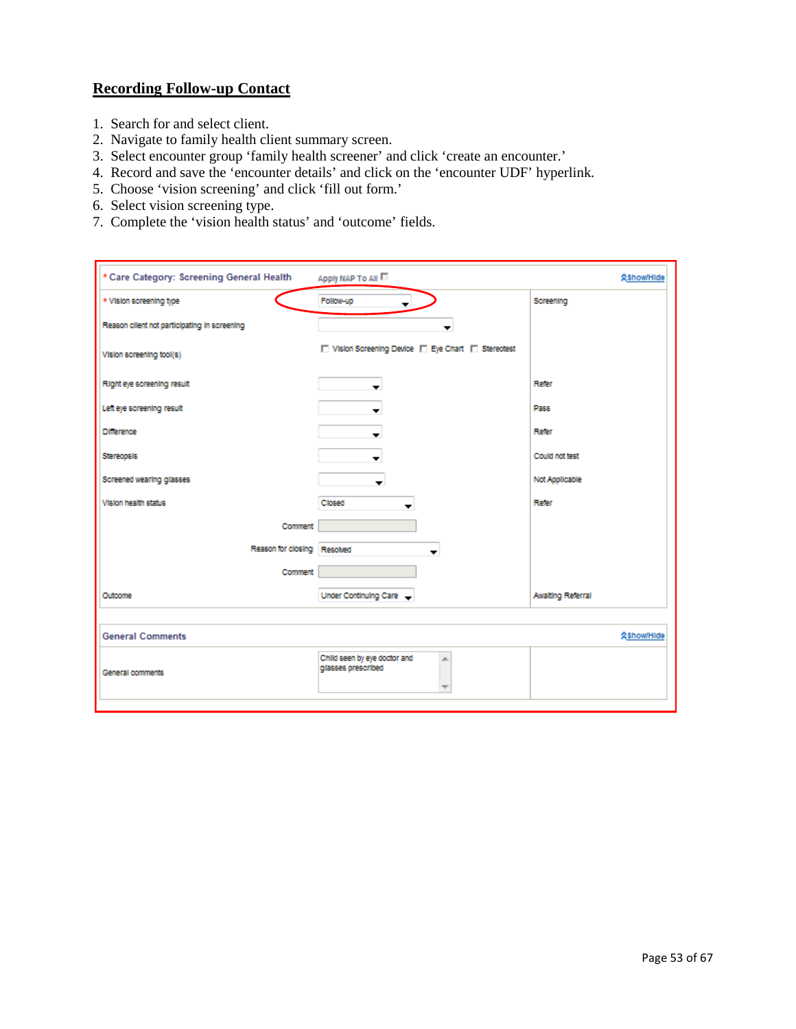## Recording Follow-up Contact

1. Search for and select client.
2. Navigate to family health client summary screen.
3. Select encounter group 'family health screener' and click 'create an encounter.'
4. Record and save the 'encounter details' and click on the 'encounter UDF' hyperlink.
5. Choose 'vision screening' and click 'fill out form.'
6. Select vision screening type.
7. Complete the 'vision health status' and 'outcome' fields.

| * Care Category: Screening General Health | Apply NAP To All ☐ | ShowHide |
|---|---|---|
| * Vision screening type | Follow-up | Screening |
| Reason client not participating in screening | | |
| Vision screening tool(s) | ☐ Vision Screening Device ☐ Eye Chart ☐ Stereotest | |
| Right eye screening result | | Refer |
| Left eye screening result | | Pass |
| Difference | | Refer |
| Stereopsis | | Could not test |
| Screened wearing glasses | | Not Applicable |
| Vision health status | Closed | Refer |
| Comment | | |
| Reason for closing | Resolved | |
| Comment | | |
| Outcome | Under Continuing Care | Awaiting Referral |

| General Comments | | ShowHide |
|---|---|---|
| General comments | Child seen by eye doctor and glasses prescribed | |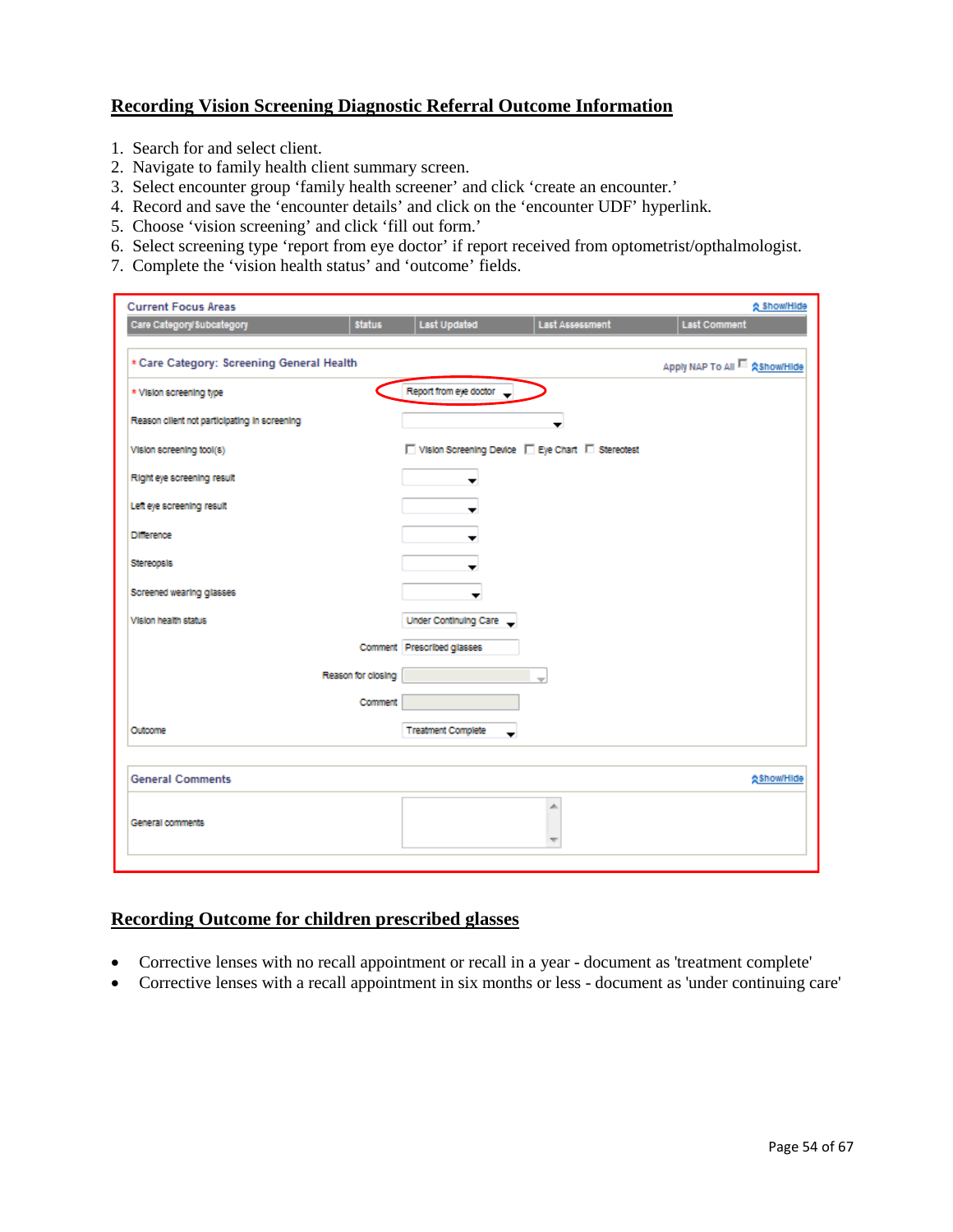## Recording Vision Screening Diagnostic Referral Outcome Information

1. Search for and select client.
2. Navigate to family health client summary screen.
3. Select encounter group 'family health screener' and click 'create an encounter.'
4. Record and save the 'encounter details' and click on the 'encounter UDF' hyperlink.
5. Choose 'vision screening' and click 'fill out form.'
6. Select screening type 'report from eye doctor' if report received from optometrist/opthalmologist.
7. Complete the 'vision health status' and 'outcome' fields.

Current Focus Areas

| Care Category/Subcategory | Status | Last Updated | Last Assessment | Last Comment |
|---|---|---|---|---|

* Care Category: Screening General Health — Apply NAP To All

| Field | Value |
|---|---|
| * Vision screening type | Report from eye doctor |
| Reason client not participating in screening | |
| Vision screening tool(s) | ☐ Vision Screening Device ☐ Eye Chart ☐ Stereotest |
| Right eye screening result | |
| Left eye screening result | |
| Difference | |
| Stereopsis | |
| Screened wearing glasses | |
| Vision health status | Under Continuing Care |
| Comment | Prescribed glasses |
| Reason for closing | |
| Comment | |
| Outcome | Treatment Complete |

General Comments

General comments

## Recording Outcome for children prescribed glasses

- Corrective lenses with no recall appointment or recall in a year - document as 'treatment complete'
- Corrective lenses with a recall appointment in six months or less - document as 'under continuing care'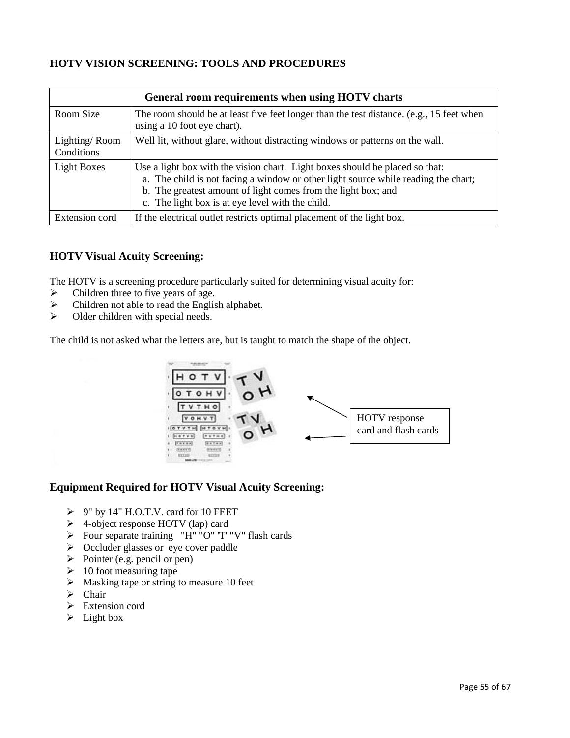## HOTV VISION SCREENING: TOOLS AND PROCEDURES

| General room requirements when using HOTV charts | |
|---|---|
| Room Size | The room should be at least five feet longer than the test distance. (e.g., 15 feet when using a 10 foot eye chart). |
| Lighting/ Room Conditions | Well lit, without glare, without distracting windows or patterns on the wall. |
| Light Boxes | Use a light box with the vision chart. Light boxes should be placed so that:<br>a. The child is not facing a window or other light source while reading the chart;<br>b. The greatest amount of light comes from the light box; and<br>c. The light box is at eye level with the child. |
| Extension cord | If the electrical outlet restricts optimal placement of the light box. |

### HOTV Visual Acuity Screening:

The HOTV is a screening procedure particularly suited for determining visual acuity for:

- Children three to five years of age.
- Children not able to read the English alphabet.
- Older children with special needs.

The child is not asked what the letters are, but is taught to match the shape of the object.

HOTV response card and flash cards

### Equipment Required for HOTV Visual Acuity Screening:

- 9" by 14" H.O.T.V. card for 10 FEET
- 4-object response HOTV (lap) card
- Four separate training "H" "O" 'T' "V" flash cards
- Occluder glasses or eye cover paddle
- Pointer (e.g. pencil or pen)
- 10 foot measuring tape
- Masking tape or string to measure 10 feet
- Chair
- Extension cord
- Light box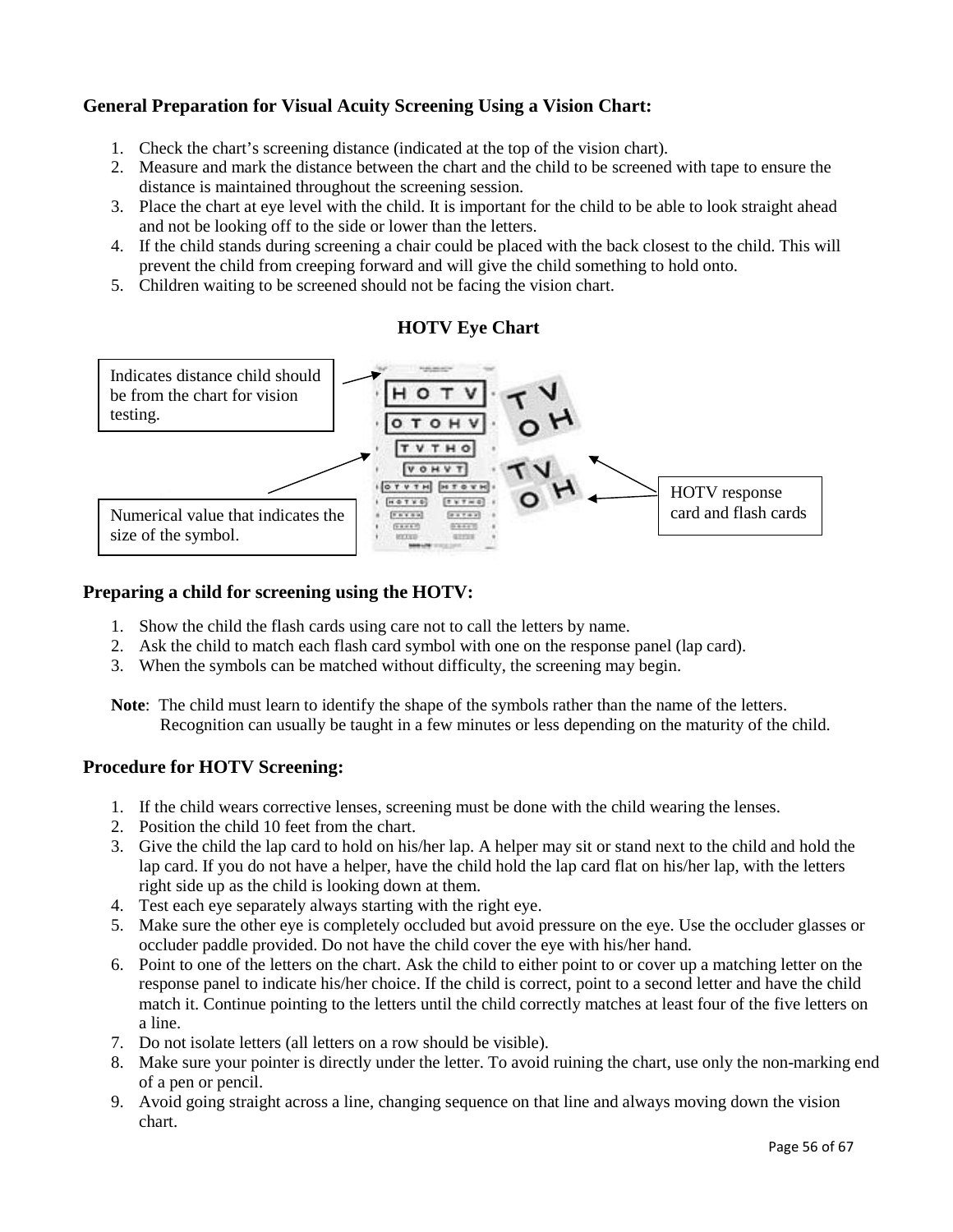### General Preparation for Visual Acuity Screening Using a Vision Chart:

1. Check the chart's screening distance (indicated at the top of the vision chart).
2. Measure and mark the distance between the chart and the child to be screened with tape to ensure the distance is maintained throughout the screening session.
3. Place the chart at eye level with the child. It is important for the child to be able to look straight ahead and not be looking off to the side or lower than the letters.
4. If the child stands during screening a chair could be placed with the back closest to the child. This will prevent the child from creeping forward and will give the child something to hold onto.
5. Children waiting to be screened should not be facing the vision chart.

**HOTV Eye Chart**

Indicates distance child should be from the chart for vision testing.

Numerical value that indicates the size of the symbol.

HOTV response card and flash cards

### Preparing a child for screening using the HOTV:

1. Show the child the flash cards using care not to call the letters by name.
2. Ask the child to match each flash card symbol with one on the response panel (lap card).
3. When the symbols can be matched without difficulty, the screening may begin.

**Note**: The child must learn to identify the shape of the symbols rather than the name of the letters. Recognition can usually be taught in a few minutes or less depending on the maturity of the child.

### Procedure for HOTV Screening:

1. If the child wears corrective lenses, screening must be done with the child wearing the lenses.
2. Position the child 10 feet from the chart.
3. Give the child the lap card to hold on his/her lap. A helper may sit or stand next to the child and hold the lap card. If you do not have a helper, have the child hold the lap card flat on his/her lap, with the letters right side up as the child is looking down at them.
4. Test each eye separately always starting with the right eye.
5. Make sure the other eye is completely occluded but avoid pressure on the eye. Use the occluder glasses or occluder paddle provided. Do not have the child cover the eye with his/her hand.
6. Point to one of the letters on the chart. Ask the child to either point to or cover up a matching letter on the response panel to indicate his/her choice. If the child is correct, point to a second letter and have the child match it. Continue pointing to the letters until the child correctly matches at least four of the five letters on a line.
7. Do not isolate letters (all letters on a row should be visible).
8. Make sure your pointer is directly under the letter. To avoid ruining the chart, use only the non-marking end of a pen or pencil.
9. Avoid going straight across a line, changing sequence on that line and always moving down the vision chart.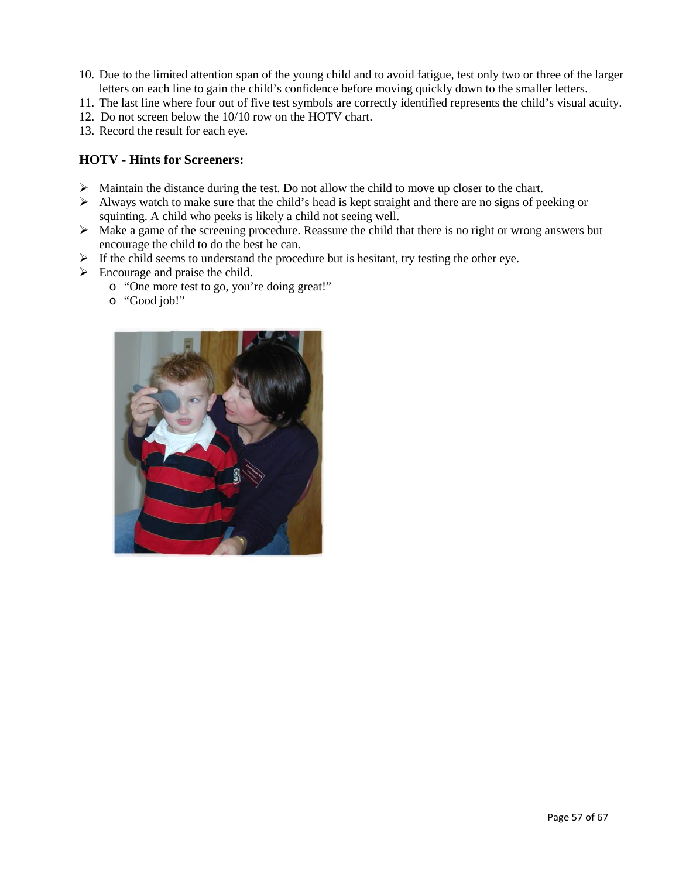10. Due to the limited attention span of the young child and to avoid fatigue, test only two or three of the larger letters on each line to gain the child's confidence before moving quickly down to the smaller letters.
11. The last line where four out of five test symbols are correctly identified represents the child's visual acuity.
12. Do not screen below the 10/10 row on the HOTV chart.
13. Record the result for each eye.

## HOTV - Hints for Screeners:

- Maintain the distance during the test. Do not allow the child to move up closer to the chart.
- Always watch to make sure that the child's head is kept straight and there are no signs of peeking or squinting. A child who peeks is likely a child not seeing well.
- Make a game of the screening procedure. Reassure the child that there is no right or wrong answers but encourage the child to do the best he can.
- If the child seems to understand the procedure but is hesitant, try testing the other eye.
- Encourage and praise the child.
  - "One more test to go, you're doing great!"
  - "Good job!"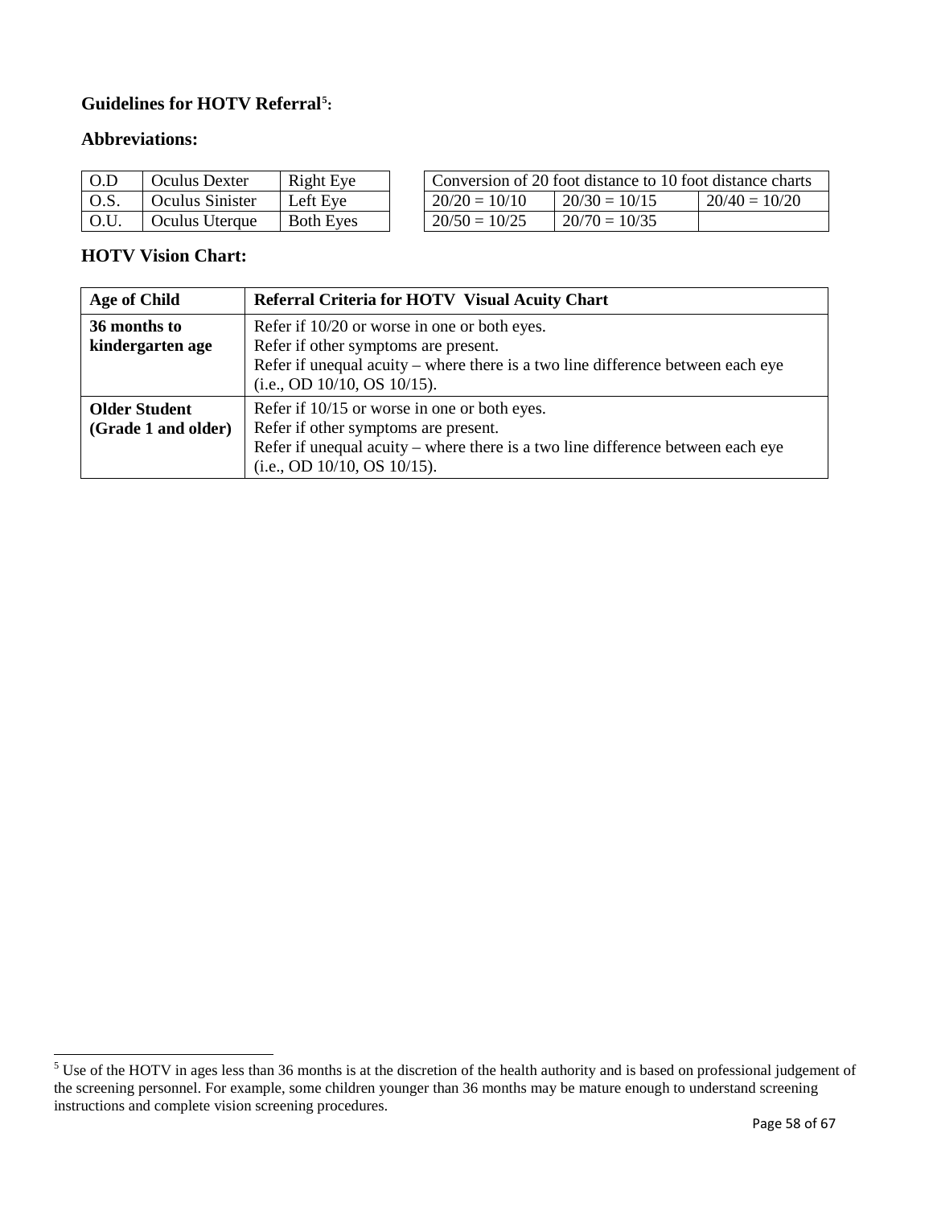**Guidelines for HOTV Referral[5]:**

**Abbreviations:**

| | | |
|---|---|---|
| O.D | Oculus Dexter | Right Eye |
| O.S. | Oculus Sinister | Left Eye |
| O.U. | Oculus Uterque | Both Eyes |

| Conversion of 20 foot distance to 10 foot distance charts | | |
|---|---|---|
| 20/20 = 10/10 | 20/30 = 10/15 | 20/40 = 10/20 |
| 20/50 = 10/25 | 20/70 = 10/35 | |

**HOTV Vision Chart:**

| Age of Child | Referral Criteria for HOTV Visual Acuity Chart |
|---|---|
| **36 months to kindergarten age** | Refer if 10/20 or worse in one or both eyes.<br>Refer if other symptoms are present.<br>Refer if unequal acuity – where there is a two line difference between each eye (i.e., OD 10/10, OS 10/15). |
| **Older Student (Grade 1 and older)** | Refer if 10/15 or worse in one or both eyes.<br>Refer if other symptoms are present.<br>Refer if unequal acuity – where there is a two line difference between each eye (i.e., OD 10/10, OS 10/15). |

---

[5] Use of the HOTV in ages less than 36 months is at the discretion of the health authority and is based on professional judgement of the screening personnel. For example, some children younger than 36 months may be mature enough to understand screening instructions and complete vision screening procedures.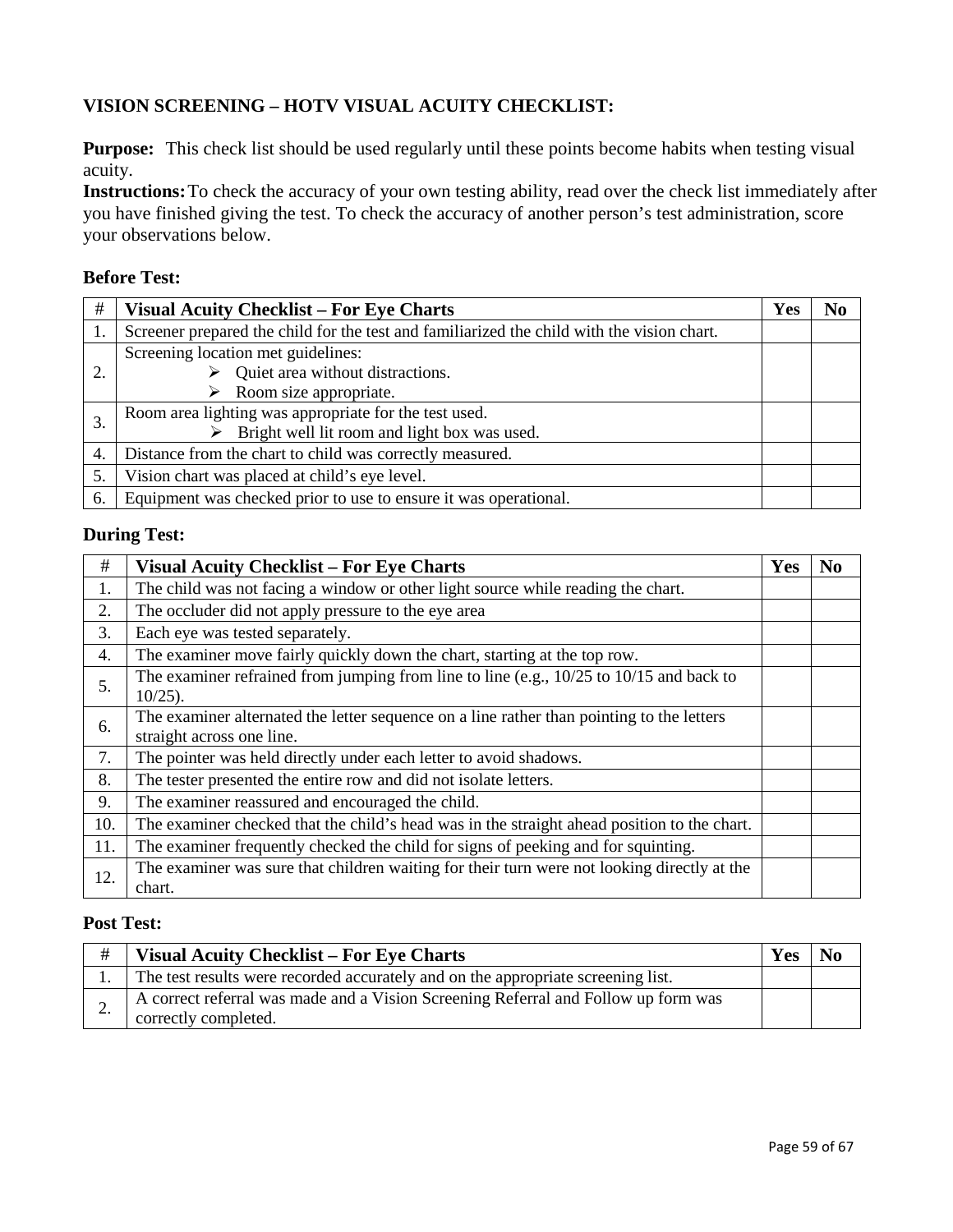## VISION SCREENING – HOTV VISUAL ACUITY CHECKLIST:

**Purpose:** This check list should be used regularly until these points become habits when testing visual acuity.

**Instructions:** To check the accuracy of your own testing ability, read over the check list immediately after you have finished giving the test. To check the accuracy of another person's test administration, score your observations below.

### Before Test:

| # | Visual Acuity Checklist – For Eye Charts | Yes | No |
|---|---|---|---|
| 1. | Screener prepared the child for the test and familiarized the child with the vision chart. | | |
| 2. | Screening location met guidelines:<br>➢ Quiet area without distractions.<br>➢ Room size appropriate. | | |
| 3. | Room area lighting was appropriate for the test used.<br>➢ Bright well lit room and light box was used. | | |
| 4. | Distance from the chart to child was correctly measured. | | |
| 5. | Vision chart was placed at child's eye level. | | |
| 6. | Equipment was checked prior to use to ensure it was operational. | | |

### During Test:

| # | Visual Acuity Checklist – For Eye Charts | Yes | No |
|---|---|---|---|
| 1. | The child was not facing a window or other light source while reading the chart. | | |
| 2. | The occluder did not apply pressure to the eye area | | |
| 3. | Each eye was tested separately. | | |
| 4. | The examiner move fairly quickly down the chart, starting at the top row. | | |
| 5. | The examiner refrained from jumping from line to line (e.g., 10/25 to 10/15 and back to 10/25). | | |
| 6. | The examiner alternated the letter sequence on a line rather than pointing to the letters straight across one line. | | |
| 7. | The pointer was held directly under each letter to avoid shadows. | | |
| 8. | The tester presented the entire row and did not isolate letters. | | |
| 9. | The examiner reassured and encouraged the child. | | |
| 10. | The examiner checked that the child's head was in the straight ahead position to the chart. | | |
| 11. | The examiner frequently checked the child for signs of peeking and for squinting. | | |
| 12. | The examiner was sure that children waiting for their turn were not looking directly at the chart. | | |

### Post Test:

| # | Visual Acuity Checklist – For Eye Charts | Yes | No |
|---|---|---|---|
| 1. | The test results were recorded accurately and on the appropriate screening list. | | |
| 2. | A correct referral was made and a Vision Screening Referral and Follow up form was correctly completed. | | |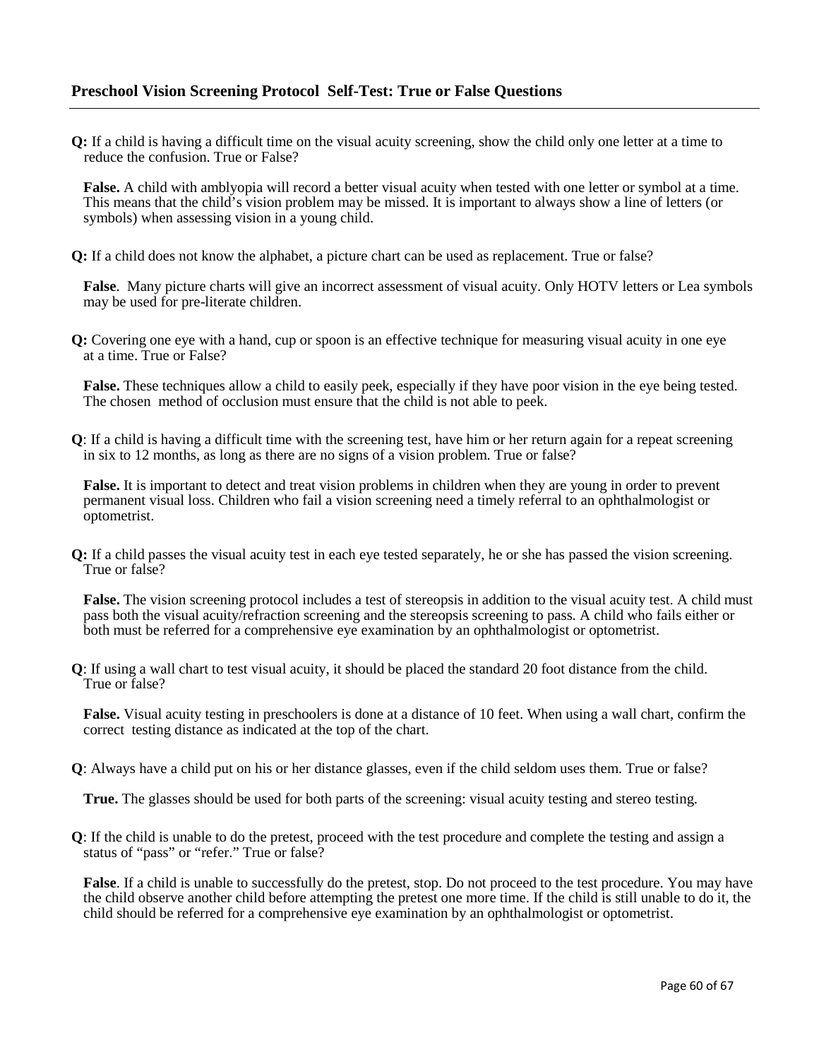## Preschool Vision Screening Protocol Self-Test: True or False Questions

**Q:** If a child is having a difficult time on the visual acuity screening, show the child only one letter at a time to reduce the confusion. True or False?

**False.** A child with amblyopia will record a better visual acuity when tested with one letter or symbol at a time. This means that the child's vision problem may be missed. It is important to always show a line of letters (or symbols) when assessing vision in a young child.

**Q:** If a child does not know the alphabet, a picture chart can be used as replacement. True or false?

**False**. Many picture charts will give an incorrect assessment of visual acuity. Only HOTV letters or Lea symbols may be used for pre-literate children.

**Q:** Covering one eye with a hand, cup or spoon is an effective technique for measuring visual acuity in one eye at a time. True or False?

**False.** These techniques allow a child to easily peek, especially if they have poor vision in the eye being tested. The chosen method of occlusion must ensure that the child is not able to peek.

**Q**: If a child is having a difficult time with the screening test, have him or her return again for a repeat screening in six to 12 months, as long as there are no signs of a vision problem. True or false?

**False.** It is important to detect and treat vision problems in children when they are young in order to prevent permanent visual loss. Children who fail a vision screening need a timely referral to an ophthalmologist or optometrist.

**Q:** If a child passes the visual acuity test in each eye tested separately, he or she has passed the vision screening. True or false?

**False.** The vision screening protocol includes a test of stereopsis in addition to the visual acuity test. A child must pass both the visual acuity/refraction screening and the stereopsis screening to pass. A child who fails either or both must be referred for a comprehensive eye examination by an ophthalmologist or optometrist.

**Q**: If using a wall chart to test visual acuity, it should be placed the standard 20 foot distance from the child. True or false?

**False.** Visual acuity testing in preschoolers is done at a distance of 10 feet. When using a wall chart, confirm the correct testing distance as indicated at the top of the chart.

**Q**: Always have a child put on his or her distance glasses, even if the child seldom uses them. True or false?

**True.** The glasses should be used for both parts of the screening: visual acuity testing and stereo testing.

**Q**: If the child is unable to do the pretest, proceed with the test procedure and complete the testing and assign a status of "pass" or "refer." True or false?

**False**. If a child is unable to successfully do the pretest, stop. Do not proceed to the test procedure. You may have the child observe another child before attempting the pretest one more time. If the child is still unable to do it, the child should be referred for a comprehensive eye examination by an ophthalmologist or optometrist.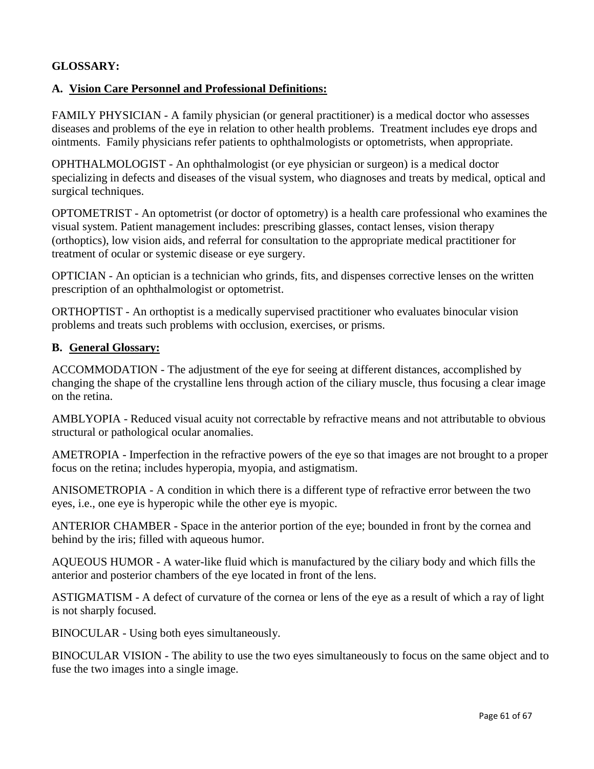## GLOSSARY:

### A. <u>Vision Care Personnel and Professional Definitions:</u>

FAMILY PHYSICIAN - A family physician (or general practitioner) is a medical doctor who assesses diseases and problems of the eye in relation to other health problems. Treatment includes eye drops and ointments. Family physicians refer patients to ophthalmologists or optometrists, when appropriate.

OPHTHALMOLOGIST - An ophthalmologist (or eye physician or surgeon) is a medical doctor specializing in defects and diseases of the visual system, who diagnoses and treats by medical, optical and surgical techniques.

OPTOMETRIST - An optometrist (or doctor of optometry) is a health care professional who examines the visual system. Patient management includes: prescribing glasses, contact lenses, vision therapy (orthoptics), low vision aids, and referral for consultation to the appropriate medical practitioner for treatment of ocular or systemic disease or eye surgery.

OPTICIAN - An optician is a technician who grinds, fits, and dispenses corrective lenses on the written prescription of an ophthalmologist or optometrist.

ORTHOPTIST - An orthoptist is a medically supervised practitioner who evaluates binocular vision problems and treats such problems with occlusion, exercises, or prisms.

### B. <u>General Glossary:</u>

ACCOMMODATION - The adjustment of the eye for seeing at different distances, accomplished by changing the shape of the crystalline lens through action of the ciliary muscle, thus focusing a clear image on the retina.

AMBLYOPIA - Reduced visual acuity not correctable by refractive means and not attributable to obvious structural or pathological ocular anomalies.

AMETROPIA - Imperfection in the refractive powers of the eye so that images are not brought to a proper focus on the retina; includes hyperopia, myopia, and astigmatism.

ANISOMETROPIA - A condition in which there is a different type of refractive error between the two eyes, i.e., one eye is hyperopic while the other eye is myopic.

ANTERIOR CHAMBER - Space in the anterior portion of the eye; bounded in front by the cornea and behind by the iris; filled with aqueous humor.

AQUEOUS HUMOR - A water-like fluid which is manufactured by the ciliary body and which fills the anterior and posterior chambers of the eye located in front of the lens.

ASTIGMATISM - A defect of curvature of the cornea or lens of the eye as a result of which a ray of light is not sharply focused.

BINOCULAR - Using both eyes simultaneously.

BINOCULAR VISION - The ability to use the two eyes simultaneously to focus on the same object and to fuse the two images into a single image.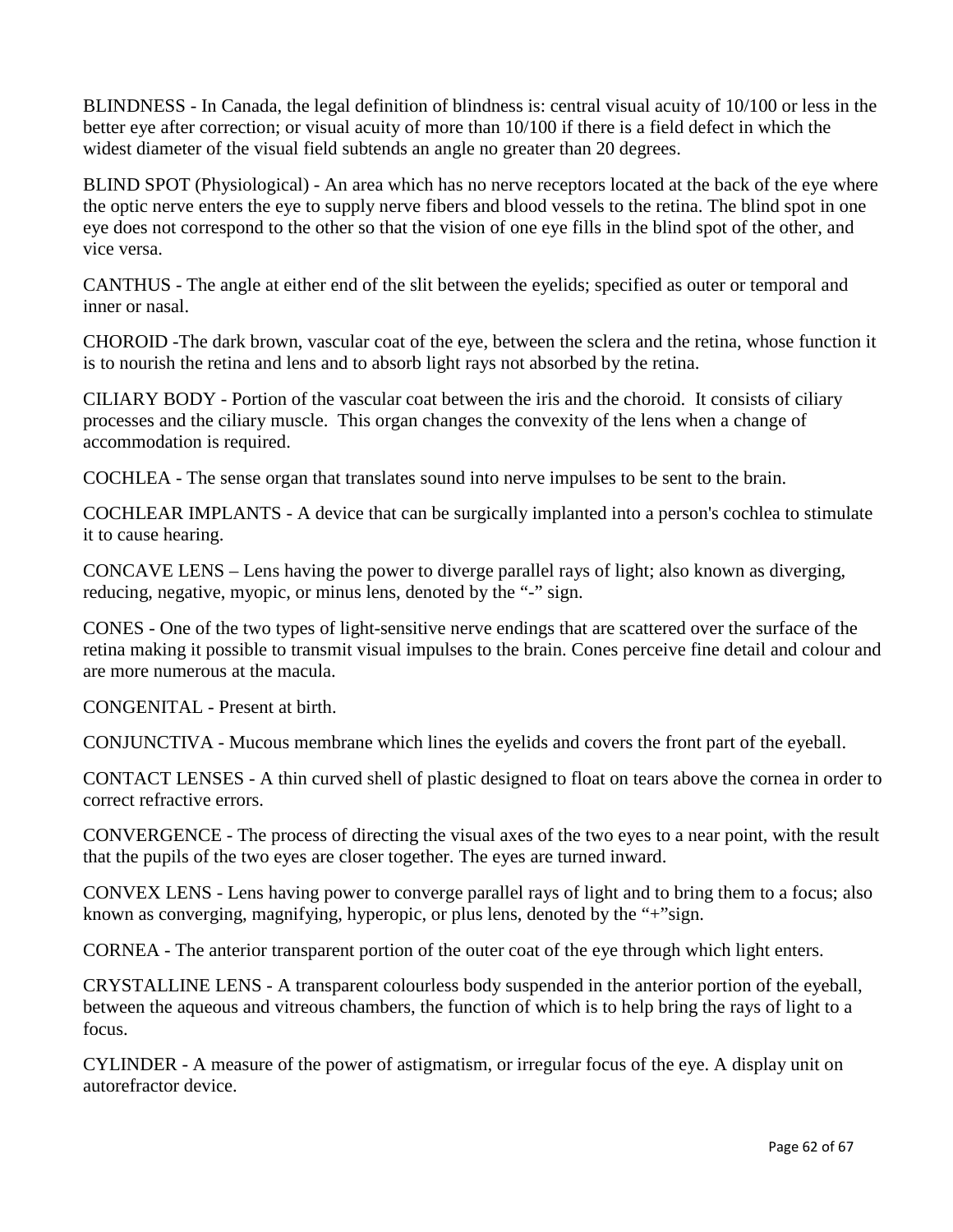BLINDNESS - In Canada, the legal definition of blindness is: central visual acuity of 10/100 or less in the better eye after correction; or visual acuity of more than 10/100 if there is a field defect in which the widest diameter of the visual field subtends an angle no greater than 20 degrees.

BLIND SPOT (Physiological) - An area which has no nerve receptors located at the back of the eye where the optic nerve enters the eye to supply nerve fibers and blood vessels to the retina. The blind spot in one eye does not correspond to the other so that the vision of one eye fills in the blind spot of the other, and vice versa.

CANTHUS - The angle at either end of the slit between the eyelids; specified as outer or temporal and inner or nasal.

CHOROID -The dark brown, vascular coat of the eye, between the sclera and the retina, whose function it is to nourish the retina and lens and to absorb light rays not absorbed by the retina.

CILIARY BODY - Portion of the vascular coat between the iris and the choroid. It consists of ciliary processes and the ciliary muscle. This organ changes the convexity of the lens when a change of accommodation is required.

COCHLEA - The sense organ that translates sound into nerve impulses to be sent to the brain.

COCHLEAR IMPLANTS - A device that can be surgically implanted into a person's cochlea to stimulate it to cause hearing.

CONCAVE LENS – Lens having the power to diverge parallel rays of light; also known as diverging, reducing, negative, myopic, or minus lens, denoted by the "-" sign.

CONES - One of the two types of light-sensitive nerve endings that are scattered over the surface of the retina making it possible to transmit visual impulses to the brain. Cones perceive fine detail and colour and are more numerous at the macula.

CONGENITAL - Present at birth.

CONJUNCTIVA - Mucous membrane which lines the eyelids and covers the front part of the eyeball.

CONTACT LENSES - A thin curved shell of plastic designed to float on tears above the cornea in order to correct refractive errors.

CONVERGENCE - The process of directing the visual axes of the two eyes to a near point, with the result that the pupils of the two eyes are closer together. The eyes are turned inward.

CONVEX LENS - Lens having power to converge parallel rays of light and to bring them to a focus; also known as converging, magnifying, hyperopic, or plus lens, denoted by the "+"sign.

CORNEA - The anterior transparent portion of the outer coat of the eye through which light enters.

CRYSTALLINE LENS - A transparent colourless body suspended in the anterior portion of the eyeball, between the aqueous and vitreous chambers, the function of which is to help bring the rays of light to a focus.

CYLINDER - A measure of the power of astigmatism, or irregular focus of the eye. A display unit on autorefractor device.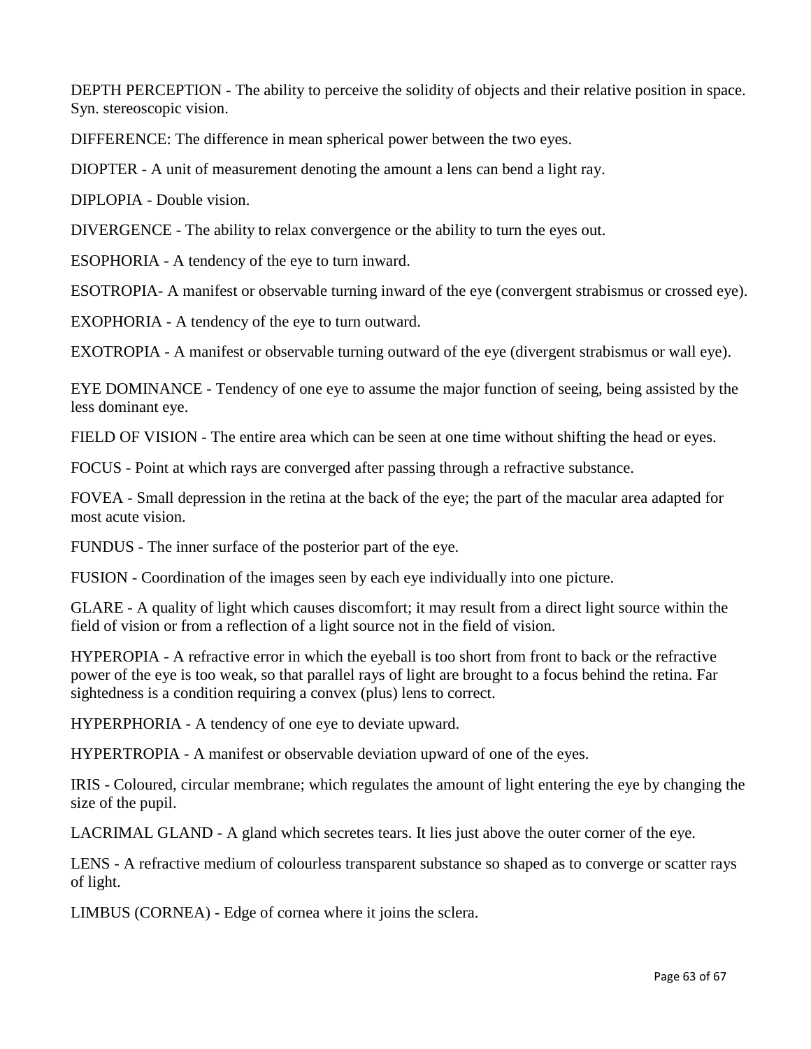DEPTH PERCEPTION - The ability to perceive the solidity of objects and their relative position in space. Syn. stereoscopic vision.

DIFFERENCE: The difference in mean spherical power between the two eyes.

DIOPTER - A unit of measurement denoting the amount a lens can bend a light ray.

DIPLOPIA - Double vision.

DIVERGENCE - The ability to relax convergence or the ability to turn the eyes out.

ESOPHORIA - A tendency of the eye to turn inward.

ESOTROPIA- A manifest or observable turning inward of the eye (convergent strabismus or crossed eye).

EXOPHORIA - A tendency of the eye to turn outward.

EXOTROPIA - A manifest or observable turning outward of the eye (divergent strabismus or wall eye).

EYE DOMINANCE - Tendency of one eye to assume the major function of seeing, being assisted by the less dominant eye.

FIELD OF VISION - The entire area which can be seen at one time without shifting the head or eyes.

FOCUS - Point at which rays are converged after passing through a refractive substance.

FOVEA - Small depression in the retina at the back of the eye; the part of the macular area adapted for most acute vision.

FUNDUS - The inner surface of the posterior part of the eye.

FUSION - Coordination of the images seen by each eye individually into one picture.

GLARE - A quality of light which causes discomfort; it may result from a direct light source within the field of vision or from a reflection of a light source not in the field of vision.

HYPEROPIA - A refractive error in which the eyeball is too short from front to back or the refractive power of the eye is too weak, so that parallel rays of light are brought to a focus behind the retina. Far sightedness is a condition requiring a convex (plus) lens to correct.

HYPERPHORIA - A tendency of one eye to deviate upward.

HYPERTROPIA - A manifest or observable deviation upward of one of the eyes.

IRIS - Coloured, circular membrane; which regulates the amount of light entering the eye by changing the size of the pupil.

LACRIMAL GLAND - A gland which secretes tears. It lies just above the outer corner of the eye.

LENS - A refractive medium of colourless transparent substance so shaped as to converge or scatter rays of light.

LIMBUS (CORNEA) - Edge of cornea where it joins the sclera.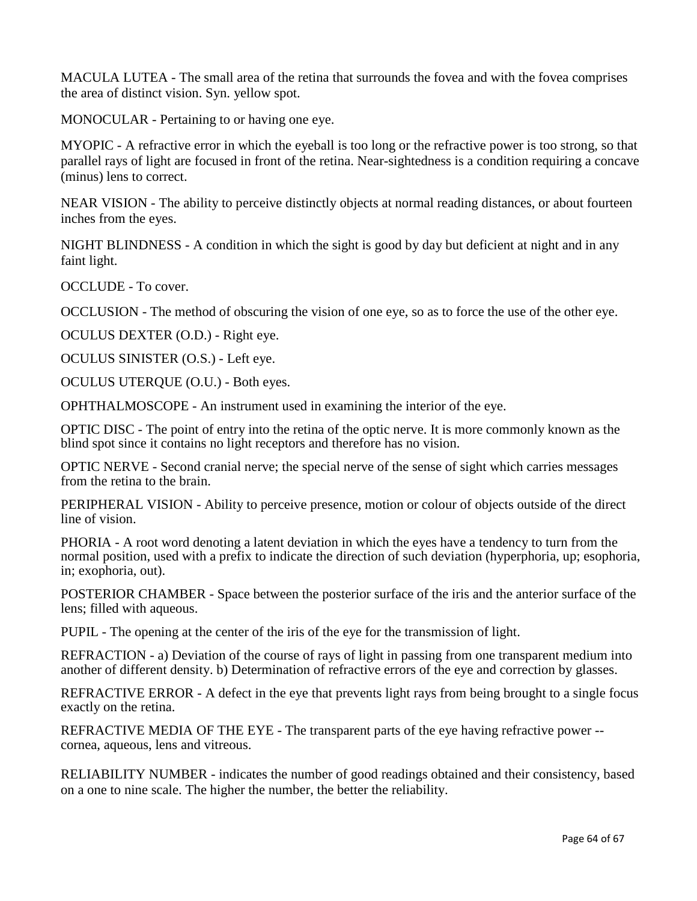MACULA LUTEA - The small area of the retina that surrounds the fovea and with the fovea comprises the area of distinct vision. Syn. yellow spot.

MONOCULAR - Pertaining to or having one eye.

MYOPIC - A refractive error in which the eyeball is too long or the refractive power is too strong, so that parallel rays of light are focused in front of the retina. Near-sightedness is a condition requiring a concave (minus) lens to correct.

NEAR VISION - The ability to perceive distinctly objects at normal reading distances, or about fourteen inches from the eyes.

NIGHT BLINDNESS - A condition in which the sight is good by day but deficient at night and in any faint light.

OCCLUDE - To cover.

OCCLUSION - The method of obscuring the vision of one eye, so as to force the use of the other eye.

OCULUS DEXTER (O.D.) - Right eye.

OCULUS SINISTER (O.S.) - Left eye.

OCULUS UTERQUE (O.U.) - Both eyes.

OPHTHALMOSCOPE - An instrument used in examining the interior of the eye.

OPTIC DISC - The point of entry into the retina of the optic nerve. It is more commonly known as the blind spot since it contains no light receptors and therefore has no vision.

OPTIC NERVE - Second cranial nerve; the special nerve of the sense of sight which carries messages from the retina to the brain.

PERIPHERAL VISION - Ability to perceive presence, motion or colour of objects outside of the direct line of vision.

PHORIA - A root word denoting a latent deviation in which the eyes have a tendency to turn from the normal position, used with a prefix to indicate the direction of such deviation (hyperphoria, up; esophoria, in; exophoria, out).

POSTERIOR CHAMBER - Space between the posterior surface of the iris and the anterior surface of the lens; filled with aqueous.

PUPIL - The opening at the center of the iris of the eye for the transmission of light.

REFRACTION - a) Deviation of the course of rays of light in passing from one transparent medium into another of different density. b) Determination of refractive errors of the eye and correction by glasses.

REFRACTIVE ERROR - A defect in the eye that prevents light rays from being brought to a single focus exactly on the retina.

REFRACTIVE MEDIA OF THE EYE - The transparent parts of the eye having refractive power -- cornea, aqueous, lens and vitreous.

RELIABILITY NUMBER - indicates the number of good readings obtained and their consistency, based on a one to nine scale. The higher the number, the better the reliability.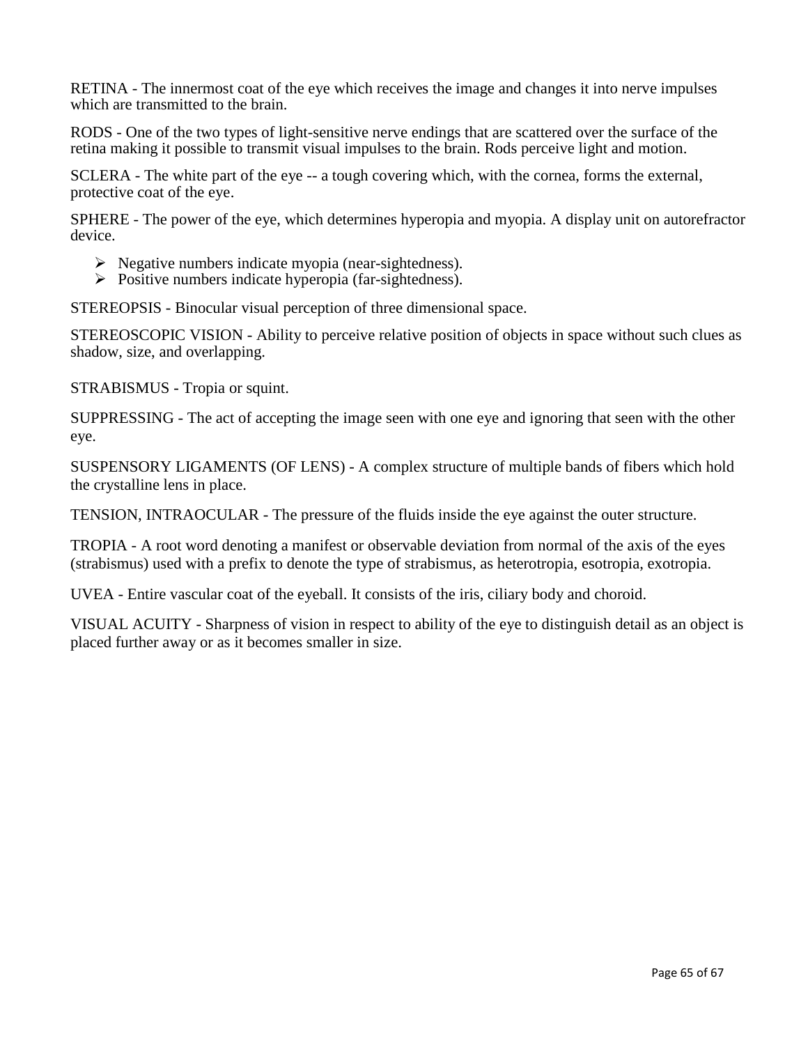RETINA - The innermost coat of the eye which receives the image and changes it into nerve impulses which are transmitted to the brain.

RODS - One of the two types of light-sensitive nerve endings that are scattered over the surface of the retina making it possible to transmit visual impulses to the brain. Rods perceive light and motion.

SCLERA - The white part of the eye -- a tough covering which, with the cornea, forms the external, protective coat of the eye.

SPHERE - The power of the eye, which determines hyperopia and myopia. A display unit on autorefractor device.

- Negative numbers indicate myopia (near-sightedness).
- Positive numbers indicate hyperopia (far-sightedness).

STEREOPSIS - Binocular visual perception of three dimensional space.

STEREOSCOPIC VISION - Ability to perceive relative position of objects in space without such clues as shadow, size, and overlapping.

STRABISMUS - Tropia or squint.

SUPPRESSING - The act of accepting the image seen with one eye and ignoring that seen with the other eye.

SUSPENSORY LIGAMENTS (OF LENS) - A complex structure of multiple bands of fibers which hold the crystalline lens in place.

TENSION, INTRAOCULAR - The pressure of the fluids inside the eye against the outer structure.

TROPIA - A root word denoting a manifest or observable deviation from normal of the axis of the eyes (strabismus) used with a prefix to denote the type of strabismus, as heterotropia, esotropia, exotropia.

UVEA - Entire vascular coat of the eyeball. It consists of the iris, ciliary body and choroid.

VISUAL ACUITY - Sharpness of vision in respect to ability of the eye to distinguish detail as an object is placed further away or as it becomes smaller in size.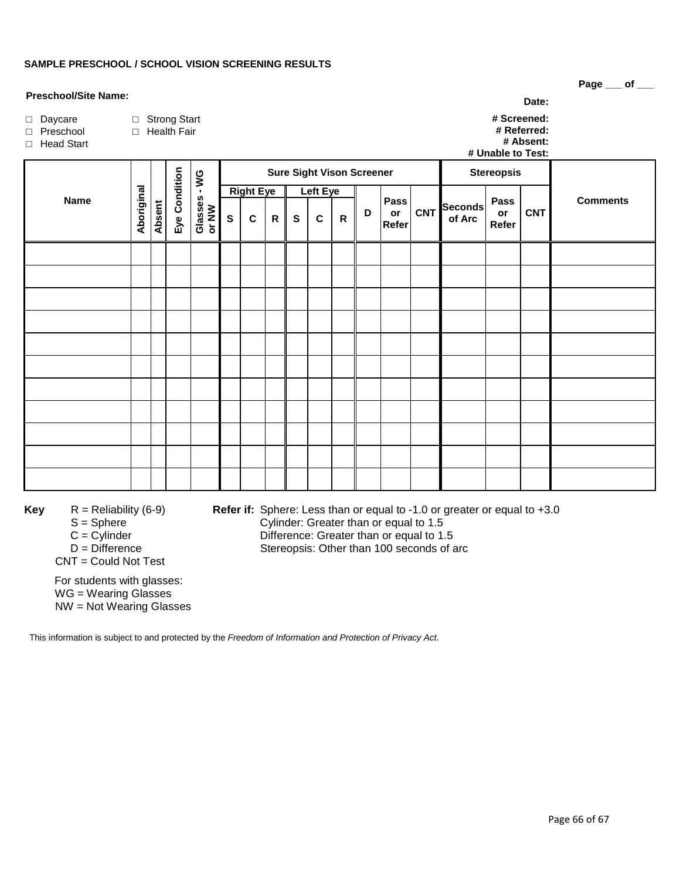**SAMPLE PRESCHOOL / SCHOOL VISION SCREENING RESULTS**

**Page \_\_\_ of \_\_\_**

**Preschool/Site Name:**

**Date:**

□ Daycare □ Strong Start
□ Preschool □ Health Fair
□ Head Start

**# Screened:**
**# Referred:**
**# Absent:**
**# Unable to Test:**

| Name | Aboriginal | Absent | Eye Condition | Glasses - WG or NW | Sure Sight Vison Screener | | | | | | | | | Stereopsis | | | Comments |
|---|---|---|---|---|---|---|---|---|---|---|---|---|---|---|---|---|---|
| | | | | | Right Eye | | | Left Eye | | | | | | | | | |
| | | | | | S | C | R | S | C | R | D | Pass or Refer | CNT | Seconds of Arc | Pass or Refer | CNT | |
| | | | | | | | | | | | | | | | | | |
| | | | | | | | | | | | | | | | | | |
| | | | | | | | | | | | | | | | | | |
| | | | | | | | | | | | | | | | | | |
| | | | | | | | | | | | | | | | | | |
| | | | | | | | | | | | | | | | | | |
| | | | | | | | | | | | | | | | | | |
| | | | | | | | | | | | | | | | | | |
| | | | | | | | | | | | | | | | | | |
| | | | | | | | | | | | | | | | | | |
| | | | | | | | | | | | | | | | | | |

**Key**
R = Reliability (6-9)
S = Sphere
C = Cylinder
D = Difference
CNT = Could Not Test

For students with glasses:
WG = Wearing Glasses
NW = Not Wearing Glasses

**Refer if:** Sphere: Less than or equal to -1.0 or greater or equal to +3.0
Cylinder: Greater than or equal to 1.5
Difference: Greater than or equal to 1.5
Stereopsis: Other than 100 seconds of arc

This information is subject to and protected by the *Freedom of Information and Protection of Privacy Act*.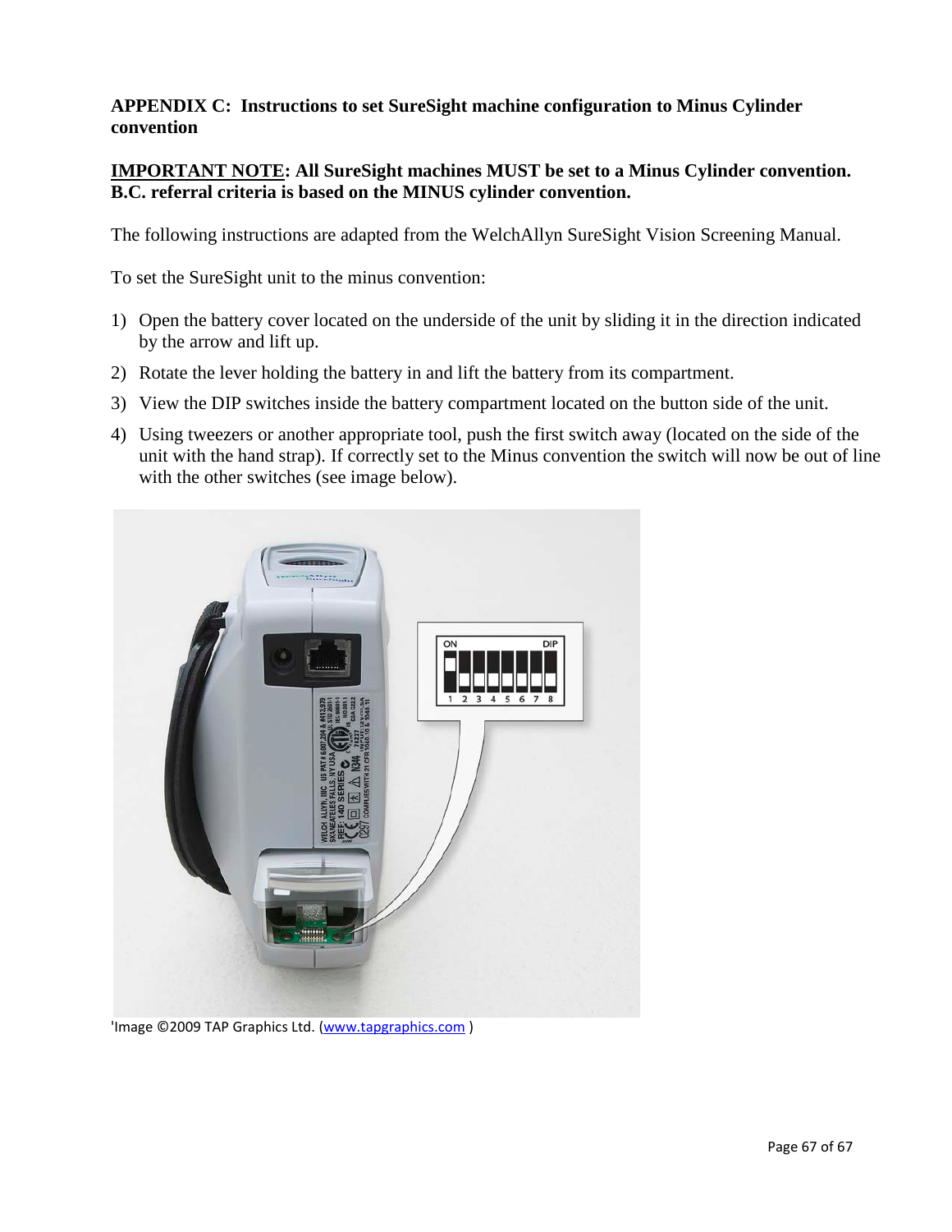**APPENDIX C: Instructions to set SureSight machine configuration to Minus Cylinder convention**

**<u>IMPORTANT NOTE</u>: All SureSight machines MUST be set to a Minus Cylinder convention. B.C. referral criteria is based on the MINUS cylinder convention.**

The following instructions are adapted from the WelchAllyn SureSight Vision Screening Manual.

To set the SureSight unit to the minus convention:

1) Open the battery cover located on the underside of the unit by sliding it in the direction indicated by the arrow and lift up.
2) Rotate the lever holding the battery in and lift the battery from its compartment.
3) View the DIP switches inside the battery compartment located on the button side of the unit.
4) Using tweezers or another appropriate tool, push the first switch away (located on the side of the unit with the hand strap). If correctly set to the Minus convention the switch will now be out of line with the other switches (see image below).

'Image ©2009 TAP Graphics Ltd. (www.tapgraphics.com )